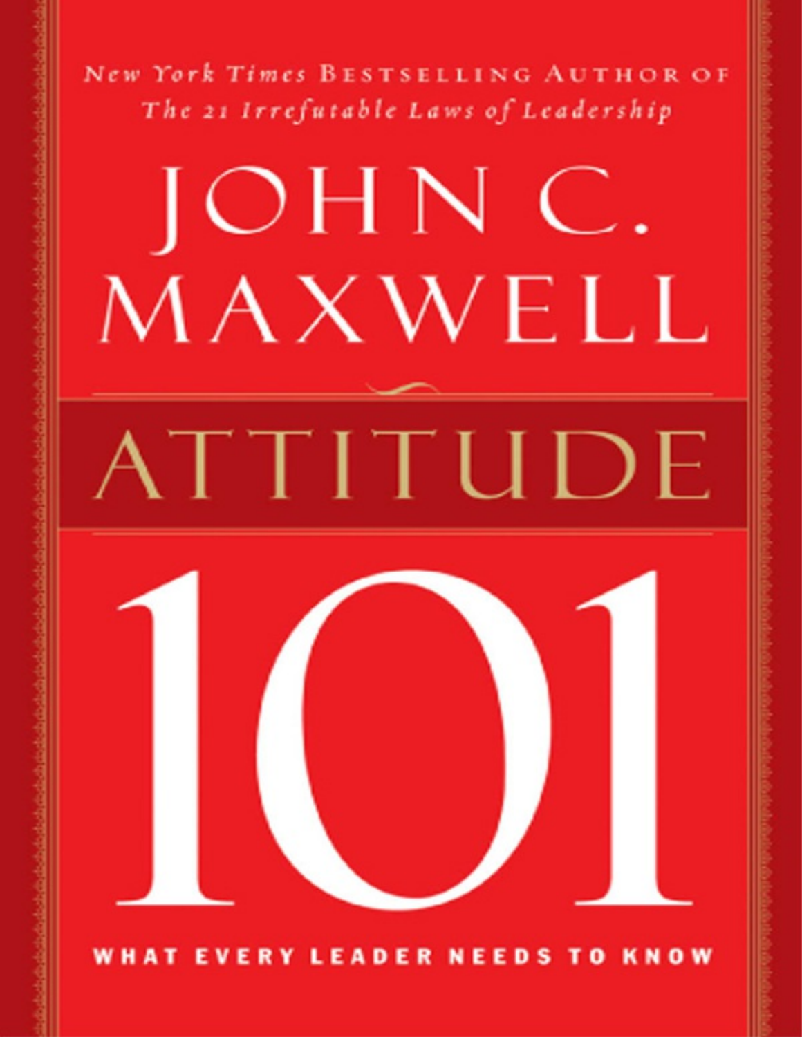*New York Times* BESTSELLING AUTHOR OF
*The 21 Irrefutable Laws of Leadership*

# JOHN C. MAXWELL

# ATTITUDE 101

WHAT EVERY LEADER NEEDS TO KNOW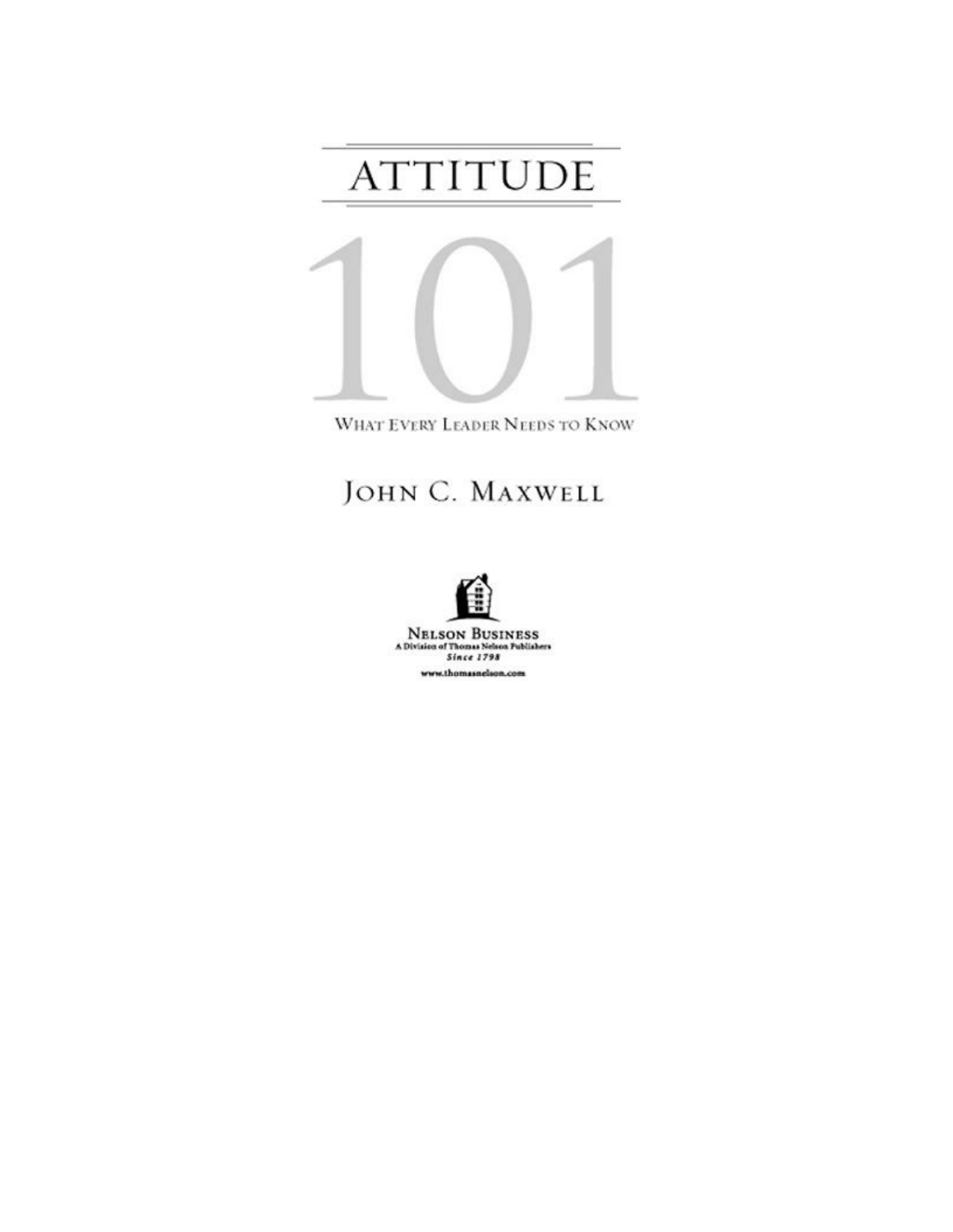# ATTITUDE 101

WHAT EVERY LEADER NEEDS TO KNOW

JOHN C. MAXWELL

NELSON BUSINESS
A Division of Thomas Nelson Publishers
*Since 1798*

www.thomasnelson.com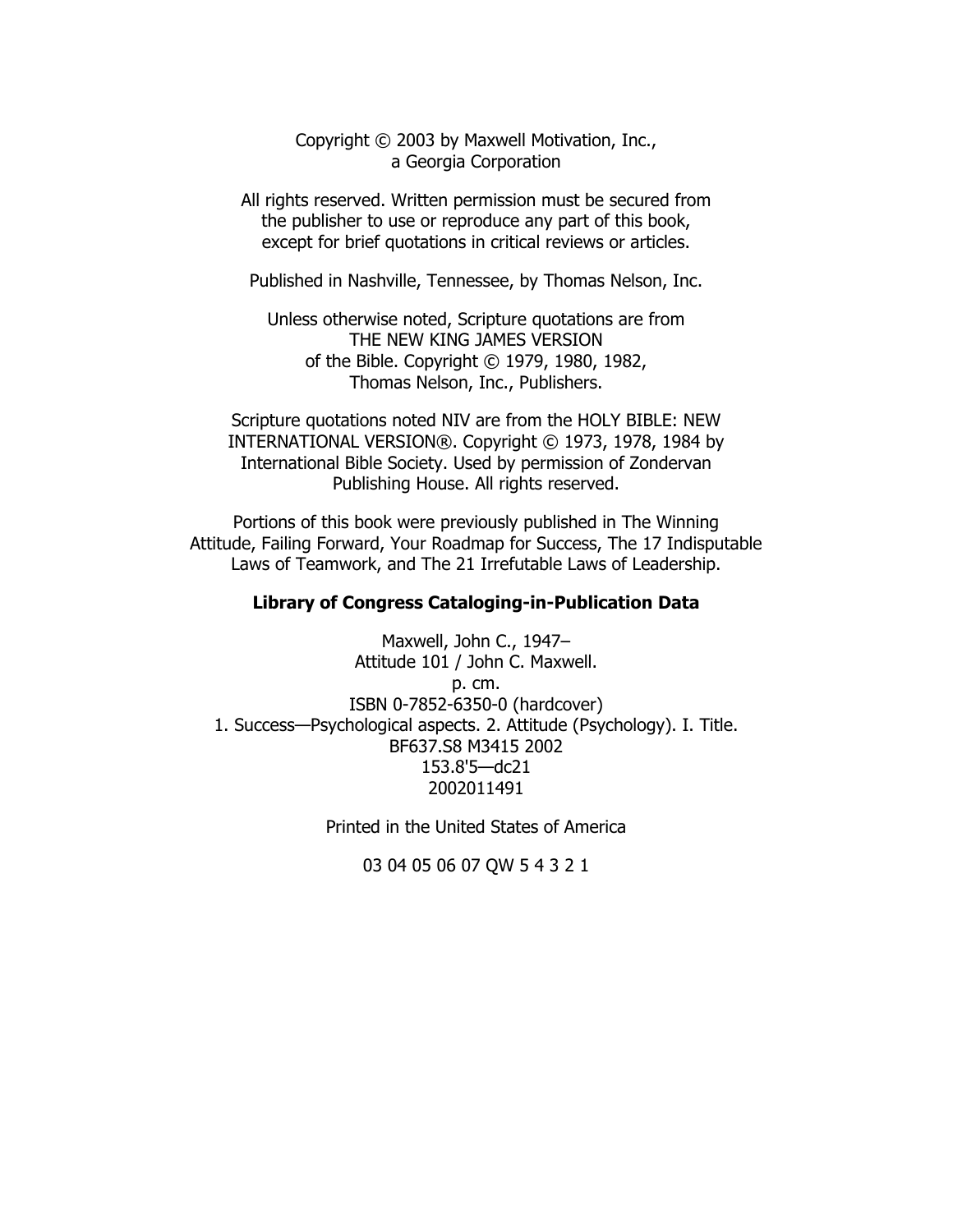Copyright © 2003 by Maxwell Motivation, Inc.,
a Georgia Corporation

All rights reserved. Written permission must be secured from the publisher to use or reproduce any part of this book, except for brief quotations in critical reviews or articles.

Published in Nashville, Tennessee, by Thomas Nelson, Inc.

Unless otherwise noted, Scripture quotations are from THE NEW KING JAMES VERSION of the Bible. Copyright © 1979, 1980, 1982, Thomas Nelson, Inc., Publishers.

Scripture quotations noted NIV are from the HOLY BIBLE: NEW INTERNATIONAL VERSION®. Copyright © 1973, 1978, 1984 by International Bible Society. Used by permission of Zondervan Publishing House. All rights reserved.

Portions of this book were previously published in The Winning Attitude, Failing Forward, Your Roadmap for Success, The 17 Indisputable Laws of Teamwork, and The 21 Irrefutable Laws of Leadership.

**Library of Congress Cataloging-in-Publication Data**

Maxwell, John C., 1947–
Attitude 101 / John C. Maxwell.
p. cm.
ISBN 0-7852-6350-0 (hardcover)
1. Success—Psychological aspects. 2. Attitude (Psychology). I. Title.
BF637.S8 M3415 2002
153.8'5—dc21
2002011491

Printed in the United States of America

03 04 05 06 07 QW 5 4 3 2 1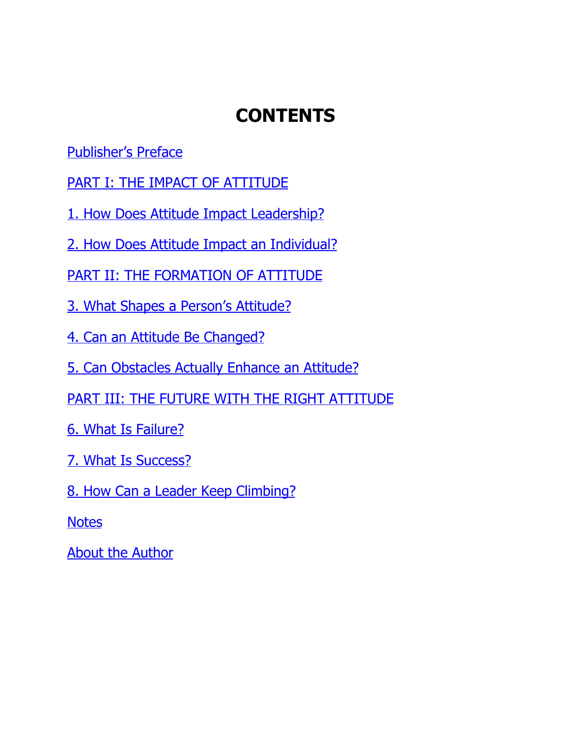# CONTENTS

Publisher's Preface

PART I: THE IMPACT OF ATTITUDE

1. How Does Attitude Impact Leadership?

2. How Does Attitude Impact an Individual?

PART II: THE FORMATION OF ATTITUDE

3. What Shapes a Person's Attitude?

4. Can an Attitude Be Changed?

5. Can Obstacles Actually Enhance an Attitude?

PART III: THE FUTURE WITH THE RIGHT ATTITUDE

6. What Is Failure?

7. What Is Success?

8. How Can a Leader Keep Climbing?

Notes

About the Author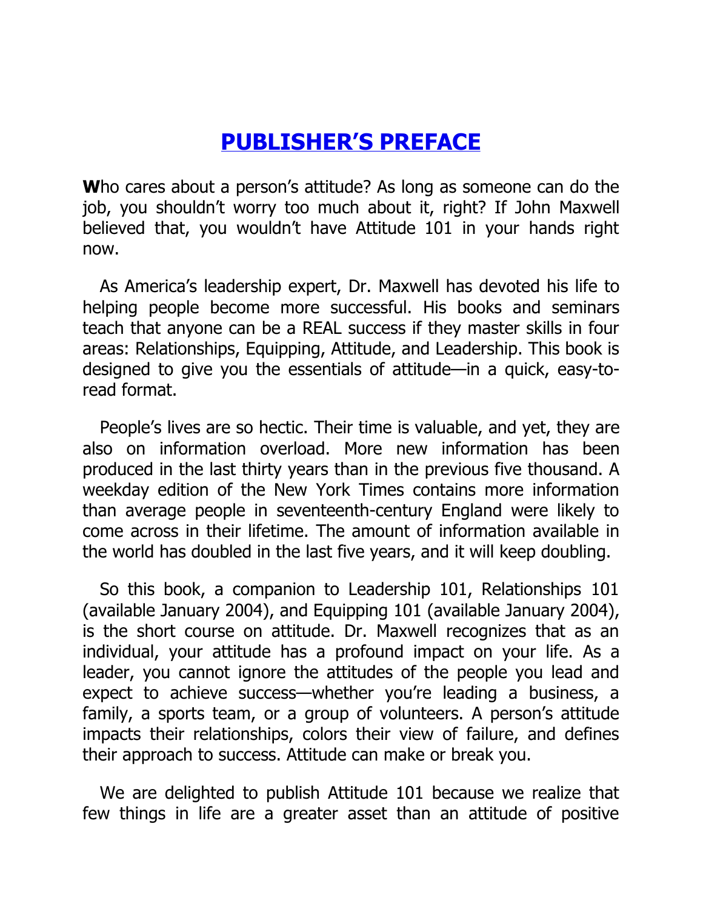# PUBLISHER'S PREFACE

**W**ho cares about a person's attitude? As long as someone can do the job, you shouldn't worry too much about it, right? If John Maxwell believed that, you wouldn't have Attitude 101 in your hands right now.

As America's leadership expert, Dr. Maxwell has devoted his life to helping people become more successful. His books and seminars teach that anyone can be a REAL success if they master skills in four areas: Relationships, Equipping, Attitude, and Leadership. This book is designed to give you the essentials of attitude—in a quick, easy-to-read format.

People's lives are so hectic. Their time is valuable, and yet, they are also on information overload. More new information has been produced in the last thirty years than in the previous five thousand. A weekday edition of the New York Times contains more information than average people in seventeenth-century England were likely to come across in their lifetime. The amount of information available in the world has doubled in the last five years, and it will keep doubling.

So this book, a companion to Leadership 101, Relationships 101 (available January 2004), and Equipping 101 (available January 2004), is the short course on attitude. Dr. Maxwell recognizes that as an individual, your attitude has a profound impact on your life. As a leader, you cannot ignore the attitudes of the people you lead and expect to achieve success—whether you're leading a business, a family, a sports team, or a group of volunteers. A person's attitude impacts their relationships, colors their view of failure, and defines their approach to success. Attitude can make or break you.

We are delighted to publish Attitude 101 because we realize that few things in life are a greater asset than an attitude of positive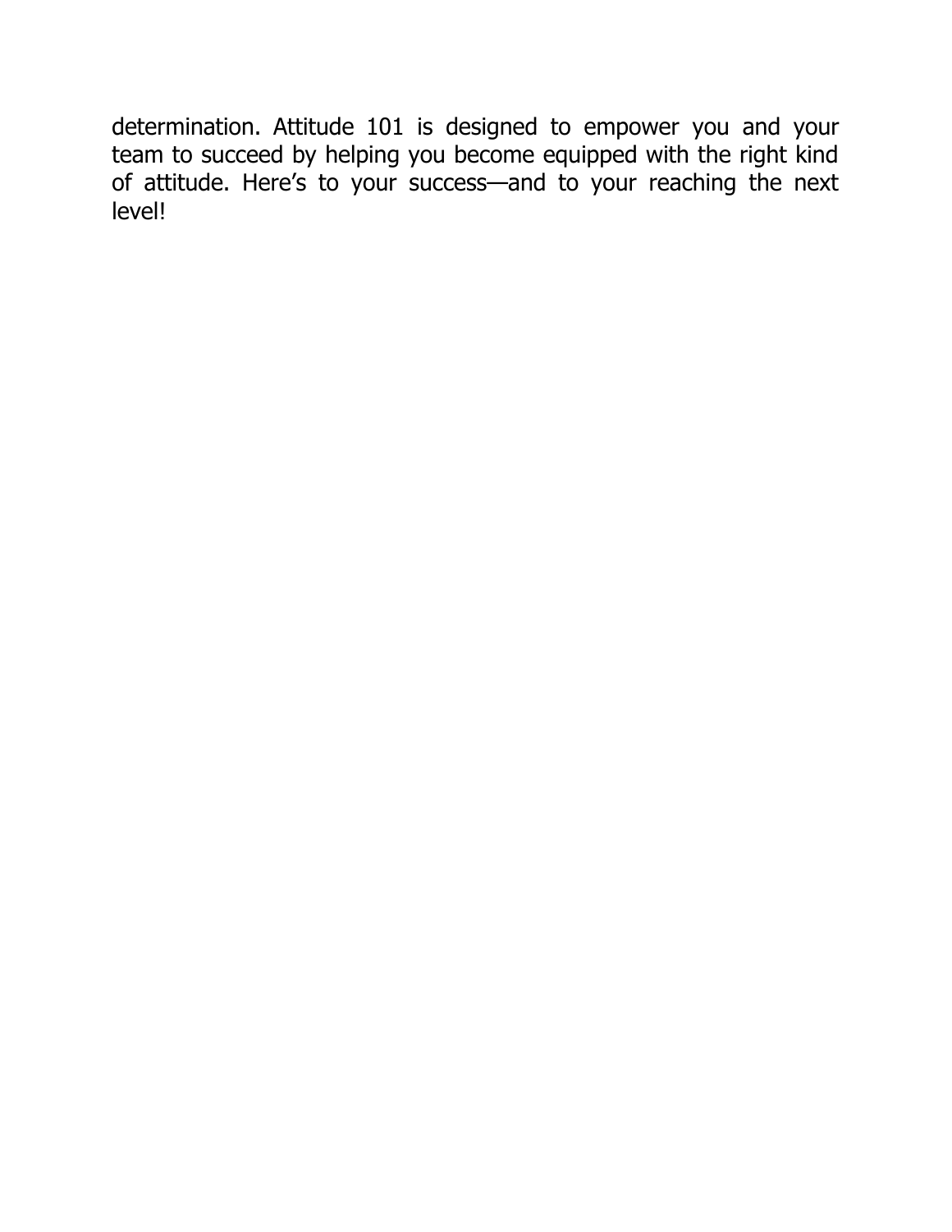determination. Attitude 101 is designed to empower you and your team to succeed by helping you become equipped with the right kind of attitude. Here’s to your success—and to your reaching the next level!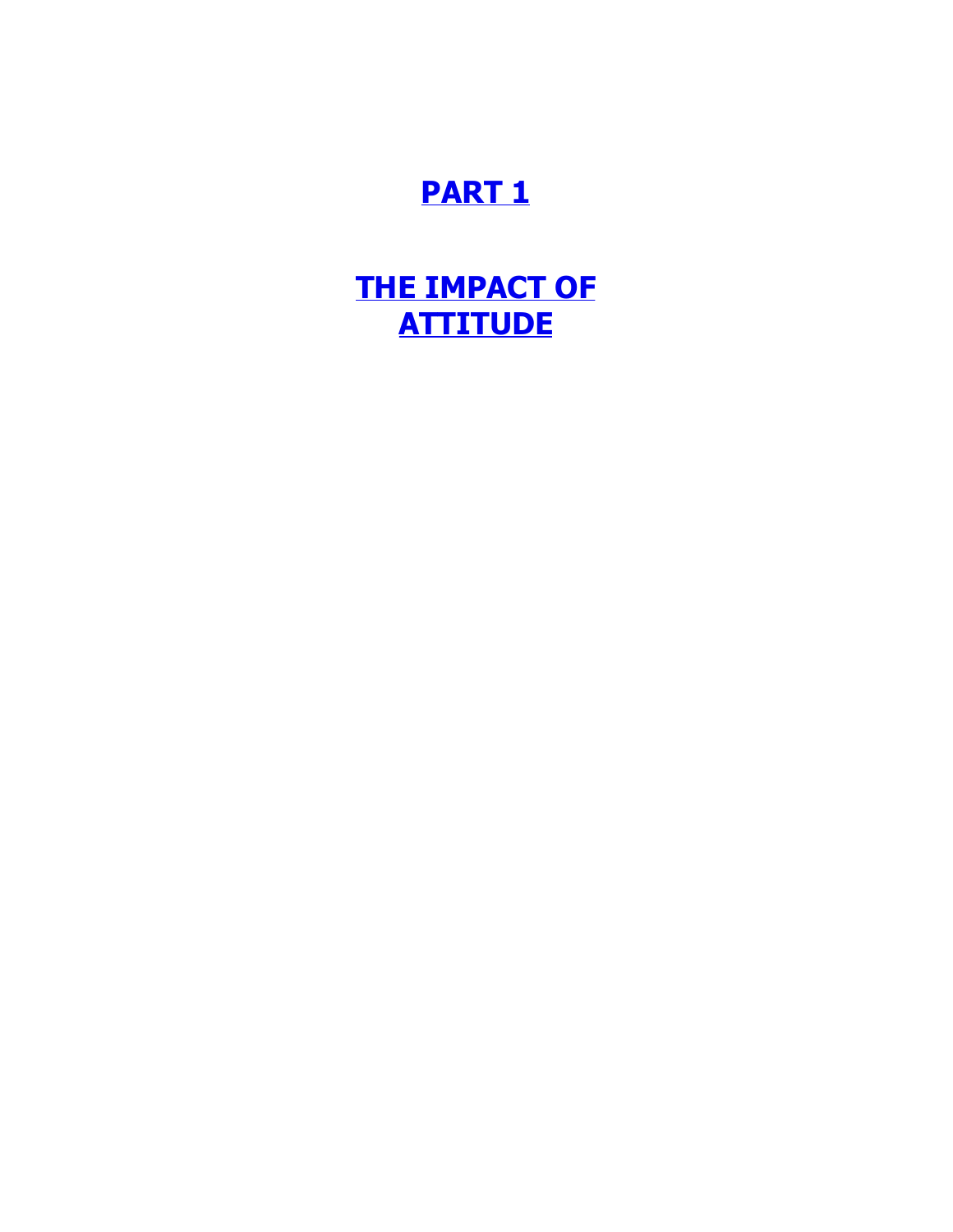# PART 1

# THE IMPACT OF ATTITUDE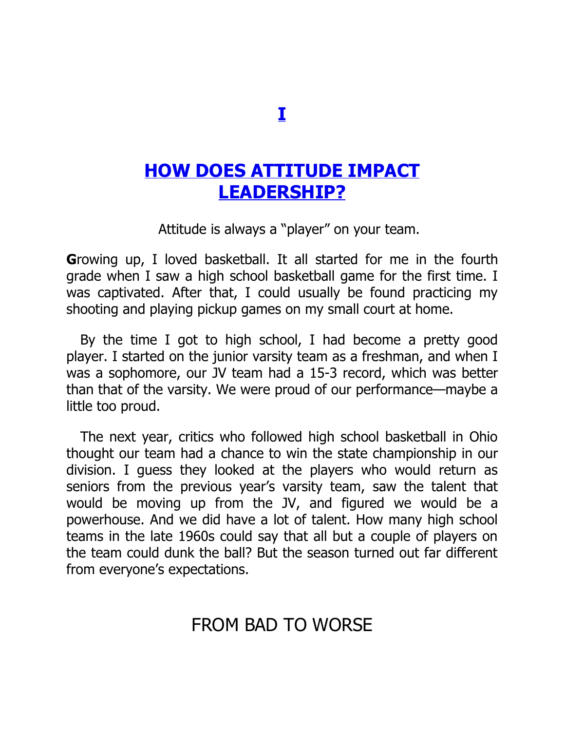# I

# HOW DOES ATTITUDE IMPACT LEADERSHIP?

Attitude is always a "player" on your team.

**G**rowing up, I loved basketball. It all started for me in the fourth grade when I saw a high school basketball game for the first time. I was captivated. After that, I could usually be found practicing my shooting and playing pickup games on my small court at home.

By the time I got to high school, I had become a pretty good player. I started on the junior varsity team as a freshman, and when I was a sophomore, our JV team had a 15-3 record, which was better than that of the varsity. We were proud of our performance—maybe a little too proud.

The next year, critics who followed high school basketball in Ohio thought our team had a chance to win the state championship in our division. I guess they looked at the players who would return as seniors from the previous year's varsity team, saw the talent that would be moving up from the JV, and figured we would be a powerhouse. And we did have a lot of talent. How many high school teams in the late 1960s could say that all but a couple of players on the team could dunk the ball? But the season turned out far different from everyone's expectations.

## FROM BAD TO WORSE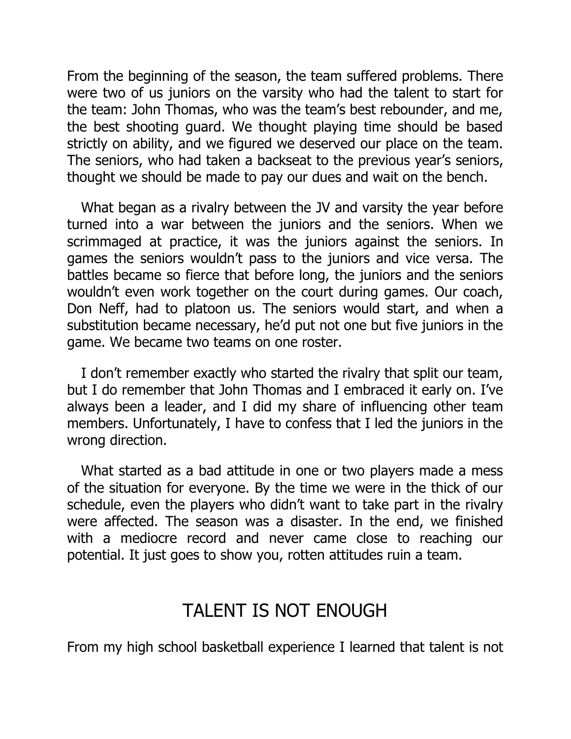From the beginning of the season, the team suffered problems. There were two of us juniors on the varsity who had the talent to start for the team: John Thomas, who was the team's best rebounder, and me, the best shooting guard. We thought playing time should be based strictly on ability, and we figured we deserved our place on the team. The seniors, who had taken a backseat to the previous year's seniors, thought we should be made to pay our dues and wait on the bench.

What began as a rivalry between the JV and varsity the year before turned into a war between the juniors and the seniors. When we scrimmaged at practice, it was the juniors against the seniors. In games the seniors wouldn't pass to the juniors and vice versa. The battles became so fierce that before long, the juniors and the seniors wouldn't even work together on the court during games. Our coach, Don Neff, had to platoon us. The seniors would start, and when a substitution became necessary, he'd put not one but five juniors in the game. We became two teams on one roster.

I don't remember exactly who started the rivalry that split our team, but I do remember that John Thomas and I embraced it early on. I've always been a leader, and I did my share of influencing other team members. Unfortunately, I have to confess that I led the juniors in the wrong direction.

What started as a bad attitude in one or two players made a mess of the situation for everyone. By the time we were in the thick of our schedule, even the players who didn't want to take part in the rivalry were affected. The season was a disaster. In the end, we finished with a mediocre record and never came close to reaching our potential. It just goes to show you, rotten attitudes ruin a team.

## TALENT IS NOT ENOUGH

From my high school basketball experience I learned that talent is not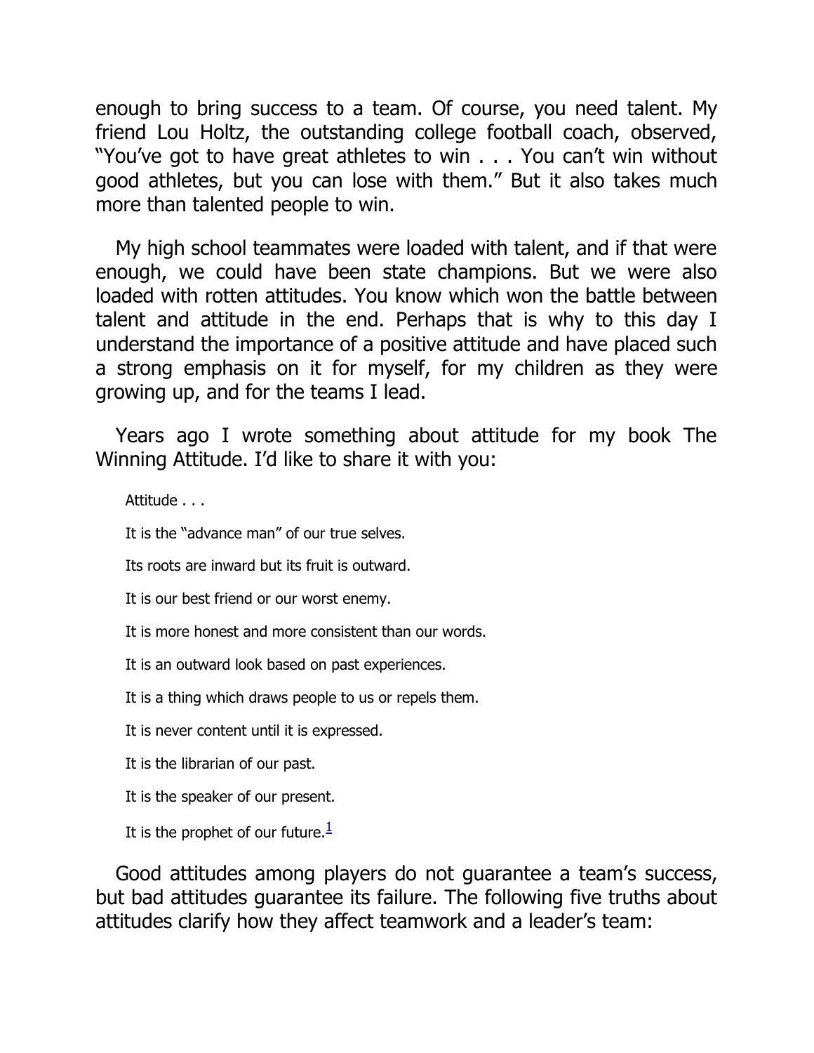enough to bring success to a team. Of course, you need talent. My friend Lou Holtz, the outstanding college football coach, observed, "You've got to have great athletes to win . . . You can't win without good athletes, but you can lose with them." But it also takes much more than talented people to win.

My high school teammates were loaded with talent, and if that were enough, we could have been state champions. But we were also loaded with rotten attitudes. You know which won the battle between talent and attitude in the end. Perhaps that is why to this day I understand the importance of a positive attitude and have placed such a strong emphasis on it for myself, for my children as they were growing up, and for the teams I lead.

Years ago I wrote something about attitude for my book The Winning Attitude. I'd like to share it with you:

> Attitude . . .
>
> It is the "advance man" of our true selves.
>
> Its roots are inward but its fruit is outward.
>
> It is our best friend or our worst enemy.
>
> It is more honest and more consistent than our words.
>
> It is an outward look based on past experiences.
>
> It is a thing which draws people to us or repels them.
>
> It is never content until it is expressed.
>
> It is the librarian of our past.
>
> It is the speaker of our present.
>
> It is the prophet of our future.[1]

Good attitudes among players do not guarantee a team's success, but bad attitudes guarantee its failure. The following five truths about attitudes clarify how they affect teamwork and a leader's team: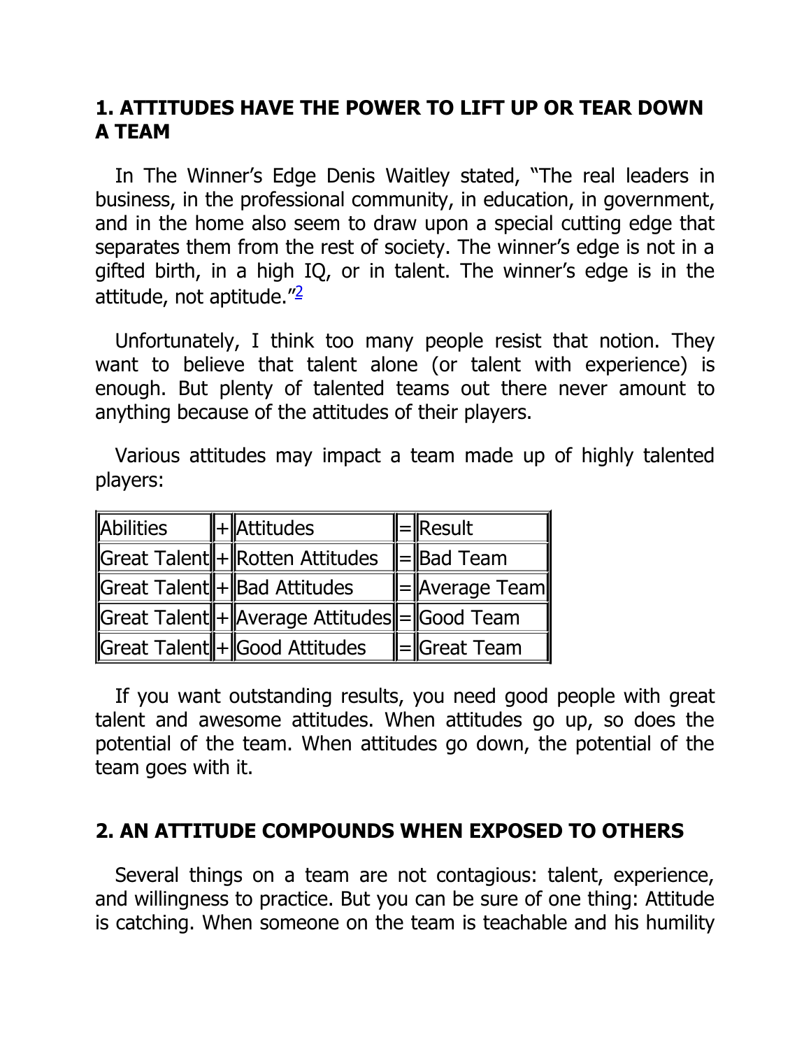## 1. ATTITUDES HAVE THE POWER TO LIFT UP OR TEAR DOWN A TEAM

In The Winner's Edge Denis Waitley stated, "The real leaders in business, in the professional community, in education, in government, and in the home also seem to draw upon a special cutting edge that separates them from the rest of society. The winner's edge is not in a gifted birth, in a high IQ, or in talent. The winner's edge is in the attitude, not aptitude."[2]

Unfortunately, I think too many people resist that notion. They want to believe that talent alone (or talent with experience) is enough. But plenty of talented teams out there never amount to anything because of the attitudes of their players.

Various attitudes may impact a team made up of highly talented players:

| Abilities | + | Attitudes | = | Result |
|---|---|---|---|---|
| Great Talent | + | Rotten Attitudes | = | Bad Team |
| Great Talent | + | Bad Attitudes | = | Average Team |
| Great Talent | + | Average Attitudes | = | Good Team |
| Great Talent | + | Good Attitudes | = | Great Team |

If you want outstanding results, you need good people with great talent and awesome attitudes. When attitudes go up, so does the potential of the team. When attitudes go down, the potential of the team goes with it.

## 2. AN ATTITUDE COMPOUNDS WHEN EXPOSED TO OTHERS

Several things on a team are not contagious: talent, experience, and willingness to practice. But you can be sure of one thing: Attitude is catching. When someone on the team is teachable and his humility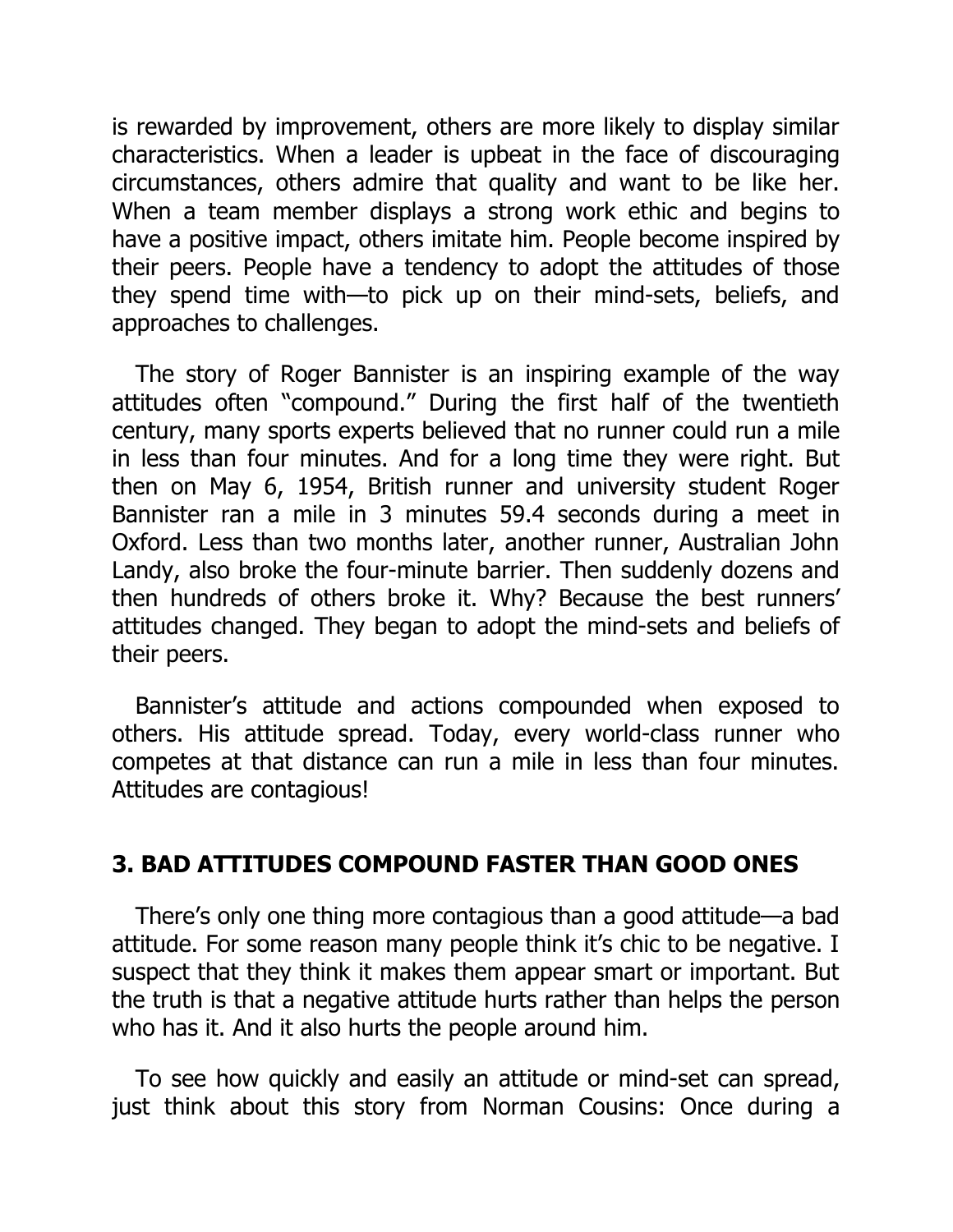is rewarded by improvement, others are more likely to display similar characteristics. When a leader is upbeat in the face of discouraging circumstances, others admire that quality and want to be like her. When a team member displays a strong work ethic and begins to have a positive impact, others imitate him. People become inspired by their peers. People have a tendency to adopt the attitudes of those they spend time with—to pick up on their mind-sets, beliefs, and approaches to challenges.

The story of Roger Bannister is an inspiring example of the way attitudes often "compound." During the first half of the twentieth century, many sports experts believed that no runner could run a mile in less than four minutes. And for a long time they were right. But then on May 6, 1954, British runner and university student Roger Bannister ran a mile in 3 minutes 59.4 seconds during a meet in Oxford. Less than two months later, another runner, Australian John Landy, also broke the four-minute barrier. Then suddenly dozens and then hundreds of others broke it. Why? Because the best runners' attitudes changed. They began to adopt the mind-sets and beliefs of their peers.

Bannister's attitude and actions compounded when exposed to others. His attitude spread. Today, every world-class runner who competes at that distance can run a mile in less than four minutes. Attitudes are contagious!

## 3. BAD ATTITUDES COMPOUND FASTER THAN GOOD ONES

There's only one thing more contagious than a good attitude—a bad attitude. For some reason many people think it's chic to be negative. I suspect that they think it makes them appear smart or important. But the truth is that a negative attitude hurts rather than helps the person who has it. And it also hurts the people around him.

To see how quickly and easily an attitude or mind-set can spread, just think about this story from Norman Cousins: Once during a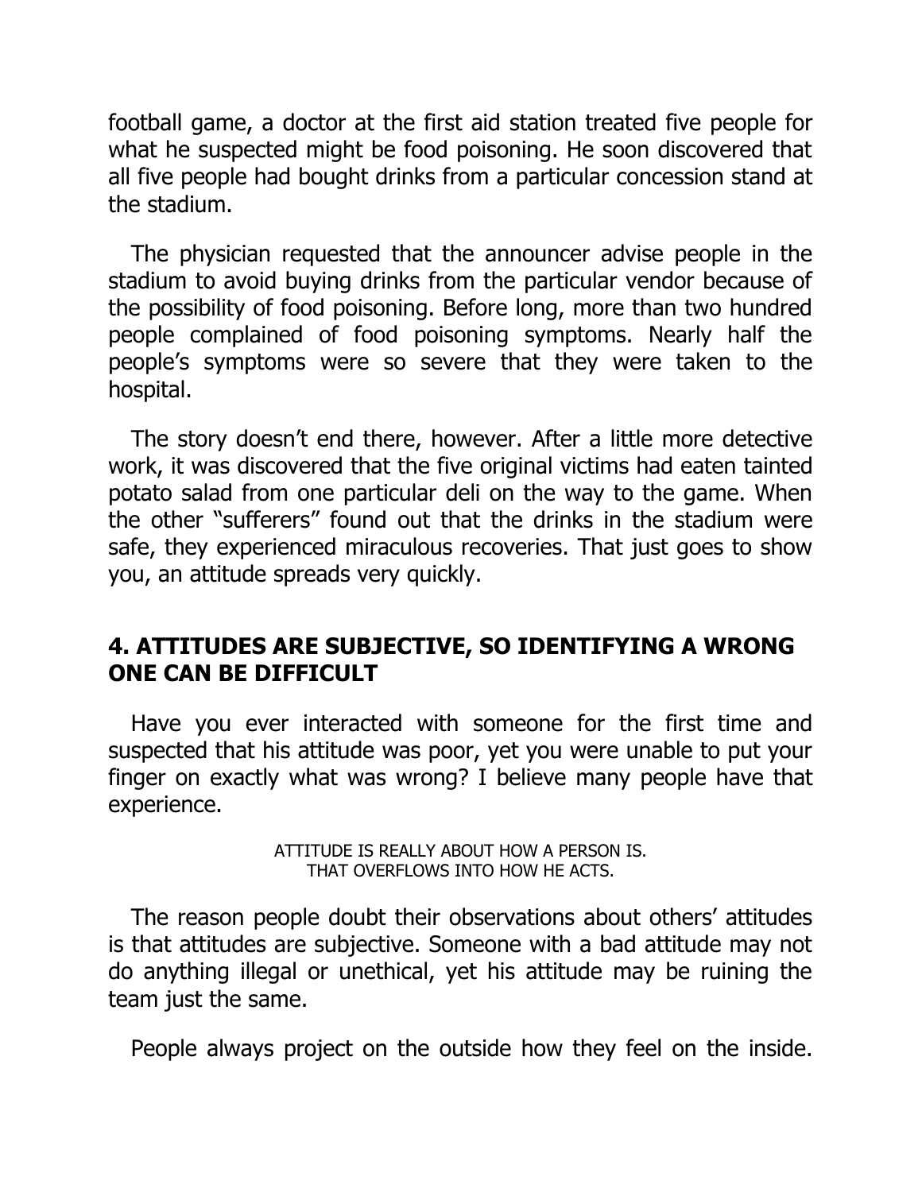football game, a doctor at the first aid station treated five people for what he suspected might be food poisoning. He soon discovered that all five people had bought drinks from a particular concession stand at the stadium.

The physician requested that the announcer advise people in the stadium to avoid buying drinks from the particular vendor because of the possibility of food poisoning. Before long, more than two hundred people complained of food poisoning symptoms. Nearly half the people's symptoms were so severe that they were taken to the hospital.

The story doesn't end there, however. After a little more detective work, it was discovered that the five original victims had eaten tainted potato salad from one particular deli on the way to the game. When the other "sufferers" found out that the drinks in the stadium were safe, they experienced miraculous recoveries. That just goes to show you, an attitude spreads very quickly.

## 4. ATTITUDES ARE SUBJECTIVE, SO IDENTIFYING A WRONG ONE CAN BE DIFFICULT

Have you ever interacted with someone for the first time and suspected that his attitude was poor, yet you were unable to put your finger on exactly what was wrong? I believe many people have that experience.

ATTITUDE IS REALLY ABOUT HOW A PERSON IS.
THAT OVERFLOWS INTO HOW HE ACTS.

The reason people doubt their observations about others' attitudes is that attitudes are subjective. Someone with a bad attitude may not do anything illegal or unethical, yet his attitude may be ruining the team just the same.

People always project on the outside how they feel on the inside.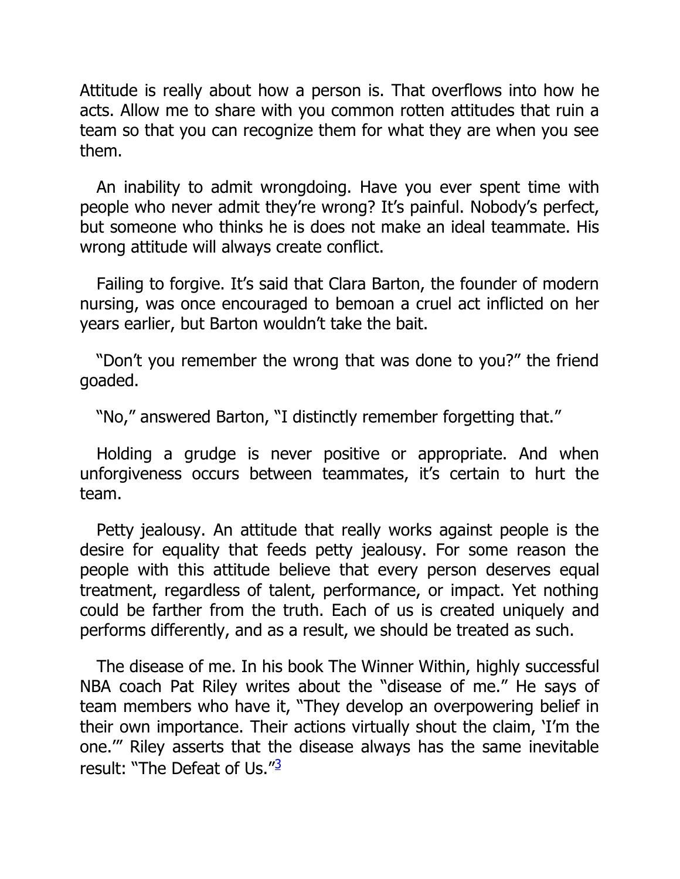Attitude is really about how a person is. That overflows into how he acts. Allow me to share with you common rotten attitudes that ruin a team so that you can recognize them for what they are when you see them.

An inability to admit wrongdoing. Have you ever spent time with people who never admit they're wrong? It's painful. Nobody's perfect, but someone who thinks he is does not make an ideal teammate. His wrong attitude will always create conflict.

Failing to forgive. It's said that Clara Barton, the founder of modern nursing, was once encouraged to bemoan a cruel act inflicted on her years earlier, but Barton wouldn't take the bait.

"Don't you remember the wrong that was done to you?" the friend goaded.

"No," answered Barton, "I distinctly remember forgetting that."

Holding a grudge is never positive or appropriate. And when unforgiveness occurs between teammates, it's certain to hurt the team.

Petty jealousy. An attitude that really works against people is the desire for equality that feeds petty jealousy. For some reason the people with this attitude believe that every person deserves equal treatment, regardless of talent, performance, or impact. Yet nothing could be farther from the truth. Each of us is created uniquely and performs differently, and as a result, we should be treated as such.

The disease of me. In his book The Winner Within, highly successful NBA coach Pat Riley writes about the "disease of me." He says of team members who have it, "They develop an overpowering belief in their own importance. Their actions virtually shout the claim, 'I'm the one.'" Riley asserts that the disease always has the same inevitable result: "The Defeat of Us."[3]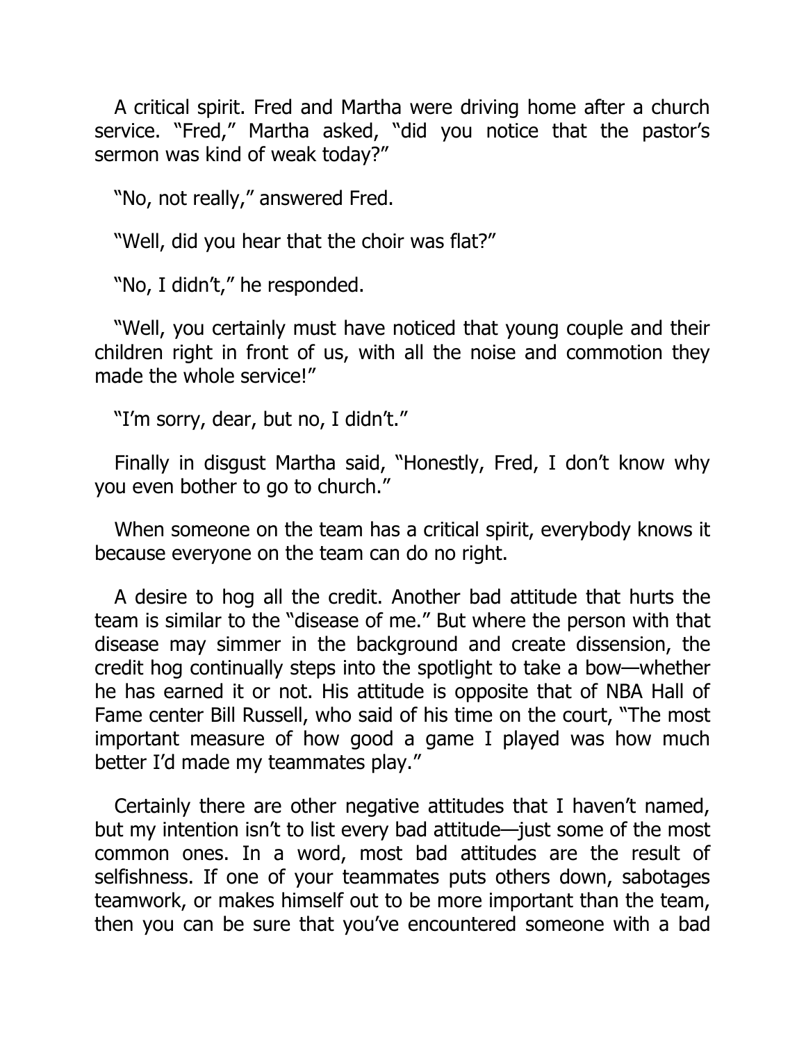A critical spirit. Fred and Martha were driving home after a church service. "Fred," Martha asked, "did you notice that the pastor's sermon was kind of weak today?"

"No, not really," answered Fred.

"Well, did you hear that the choir was flat?"

"No, I didn't," he responded.

"Well, you certainly must have noticed that young couple and their children right in front of us, with all the noise and commotion they made the whole service!"

"I'm sorry, dear, but no, I didn't."

Finally in disgust Martha said, "Honestly, Fred, I don't know why you even bother to go to church."

When someone on the team has a critical spirit, everybody knows it because everyone on the team can do no right.

A desire to hog all the credit. Another bad attitude that hurts the team is similar to the "disease of me." But where the person with that disease may simmer in the background and create dissension, the credit hog continually steps into the spotlight to take a bow—whether he has earned it or not. His attitude is opposite that of NBA Hall of Fame center Bill Russell, who said of his time on the court, "The most important measure of how good a game I played was how much better I'd made my teammates play."

Certainly there are other negative attitudes that I haven't named, but my intention isn't to list every bad attitude—just some of the most common ones. In a word, most bad attitudes are the result of selfishness. If one of your teammates puts others down, sabotages teamwork, or makes himself out to be more important than the team, then you can be sure that you've encountered someone with a bad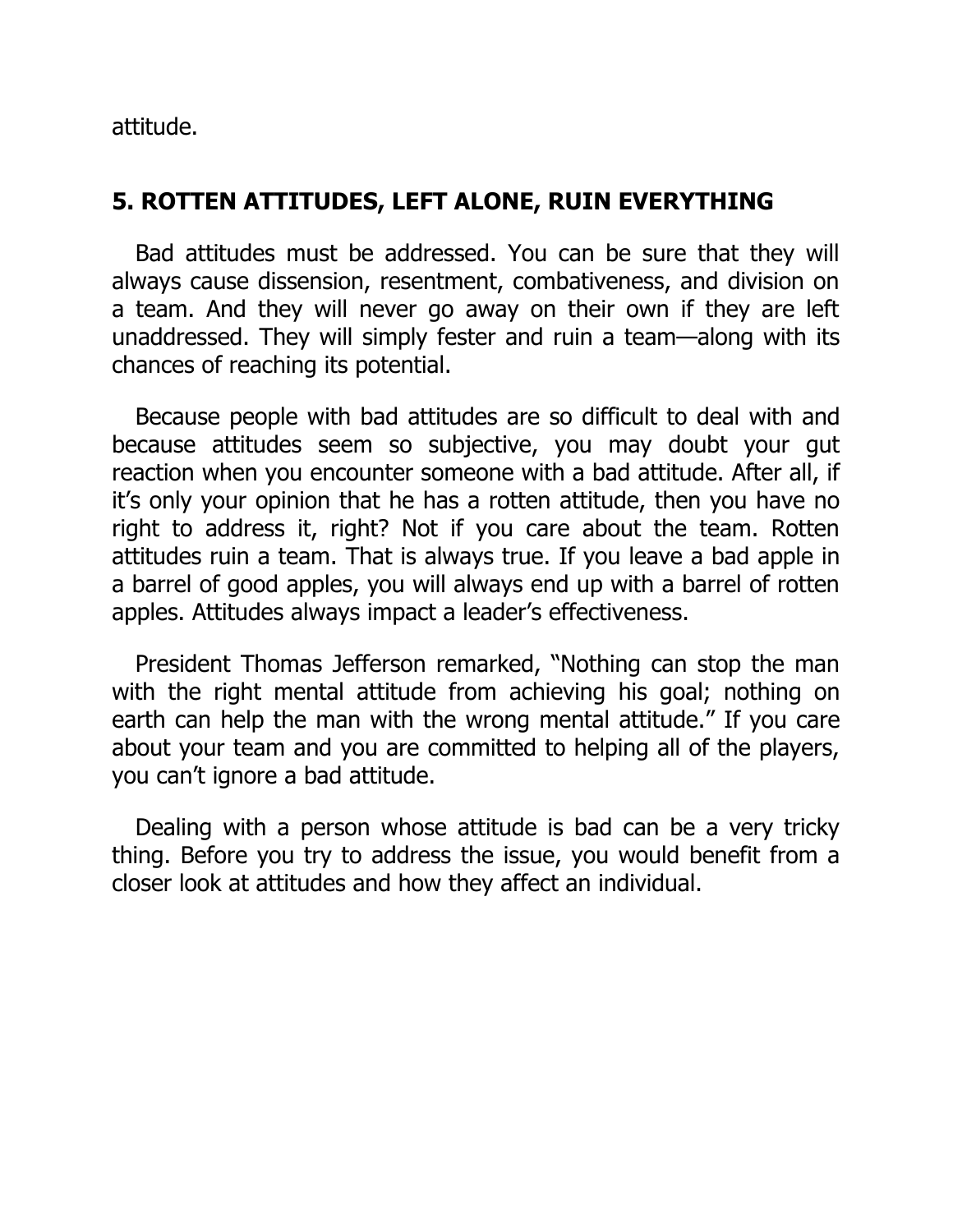attitude.

## 5. ROTTEN ATTITUDES, LEFT ALONE, RUIN EVERYTHING

Bad attitudes must be addressed. You can be sure that they will always cause dissension, resentment, combativeness, and division on a team. And they will never go away on their own if they are left unaddressed. They will simply fester and ruin a team—along with its chances of reaching its potential.

Because people with bad attitudes are so difficult to deal with and because attitudes seem so subjective, you may doubt your gut reaction when you encounter someone with a bad attitude. After all, if it's only your opinion that he has a rotten attitude, then you have no right to address it, right? Not if you care about the team. Rotten attitudes ruin a team. That is always true. If you leave a bad apple in a barrel of good apples, you will always end up with a barrel of rotten apples. Attitudes always impact a leader's effectiveness.

President Thomas Jefferson remarked, "Nothing can stop the man with the right mental attitude from achieving his goal; nothing on earth can help the man with the wrong mental attitude." If you care about your team and you are committed to helping all of the players, you can't ignore a bad attitude.

Dealing with a person whose attitude is bad can be a very tricky thing. Before you try to address the issue, you would benefit from a closer look at attitudes and how they affect an individual.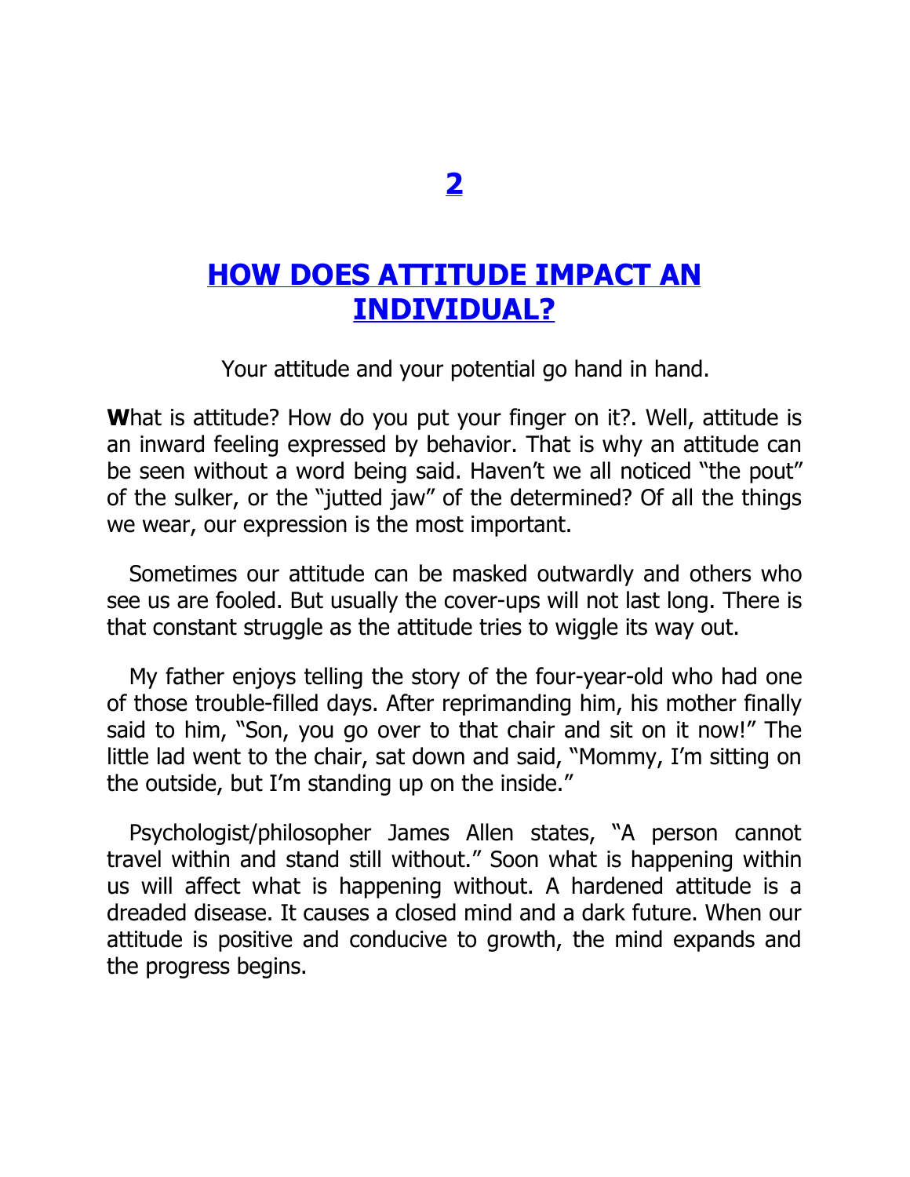# 2

# HOW DOES ATTITUDE IMPACT AN INDIVIDUAL?

Your attitude and your potential go hand in hand.

**W**hat is attitude? How do you put your finger on it?. Well, attitude is an inward feeling expressed by behavior. That is why an attitude can be seen without a word being said. Haven't we all noticed "the pout" of the sulker, or the "jutted jaw" of the determined? Of all the things we wear, our expression is the most important.

Sometimes our attitude can be masked outwardly and others who see us are fooled. But usually the cover-ups will not last long. There is that constant struggle as the attitude tries to wiggle its way out.

My father enjoys telling the story of the four-year-old who had one of those trouble-filled days. After reprimanding him, his mother finally said to him, "Son, you go over to that chair and sit on it now!" The little lad went to the chair, sat down and said, "Mommy, I'm sitting on the outside, but I'm standing up on the inside."

Psychologist/philosopher James Allen states, "A person cannot travel within and stand still without." Soon what is happening within us will affect what is happening without. A hardened attitude is a dreaded disease. It causes a closed mind and a dark future. When our attitude is positive and conducive to growth, the mind expands and the progress begins.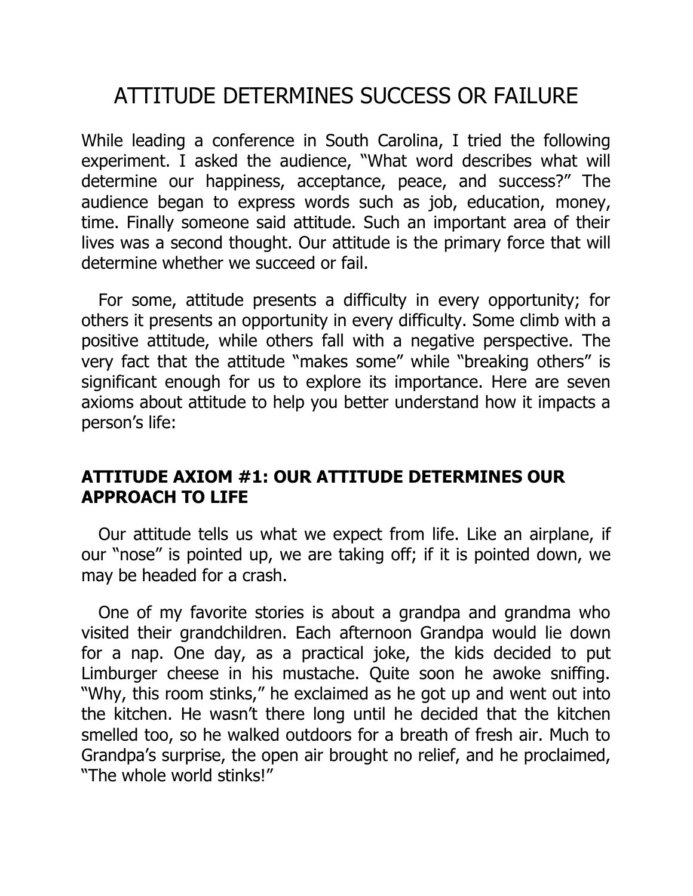# ATTITUDE DETERMINES SUCCESS OR FAILURE

While leading a conference in South Carolina, I tried the following experiment. I asked the audience, "What word describes what will determine our happiness, acceptance, peace, and success?" The audience began to express words such as job, education, money, time. Finally someone said attitude. Such an important area of their lives was a second thought. Our attitude is the primary force that will determine whether we succeed or fail.

For some, attitude presents a difficulty in every opportunity; for others it presents an opportunity in every difficulty. Some climb with a positive attitude, while others fall with a negative perspective. The very fact that the attitude "makes some" while "breaking others" is significant enough for us to explore its importance. Here are seven axioms about attitude to help you better understand how it impacts a person's life:

## ATTITUDE AXIOM #1: OUR ATTITUDE DETERMINES OUR APPROACH TO LIFE

Our attitude tells us what we expect from life. Like an airplane, if our "nose" is pointed up, we are taking off; if it is pointed down, we may be headed for a crash.

One of my favorite stories is about a grandpa and grandma who visited their grandchildren. Each afternoon Grandpa would lie down for a nap. One day, as a practical joke, the kids decided to put Limburger cheese in his mustache. Quite soon he awoke sniffing. "Why, this room stinks," he exclaimed as he got up and went out into the kitchen. He wasn't there long until he decided that the kitchen smelled too, so he walked outdoors for a breath of fresh air. Much to Grandpa's surprise, the open air brought no relief, and he proclaimed, "The whole world stinks!"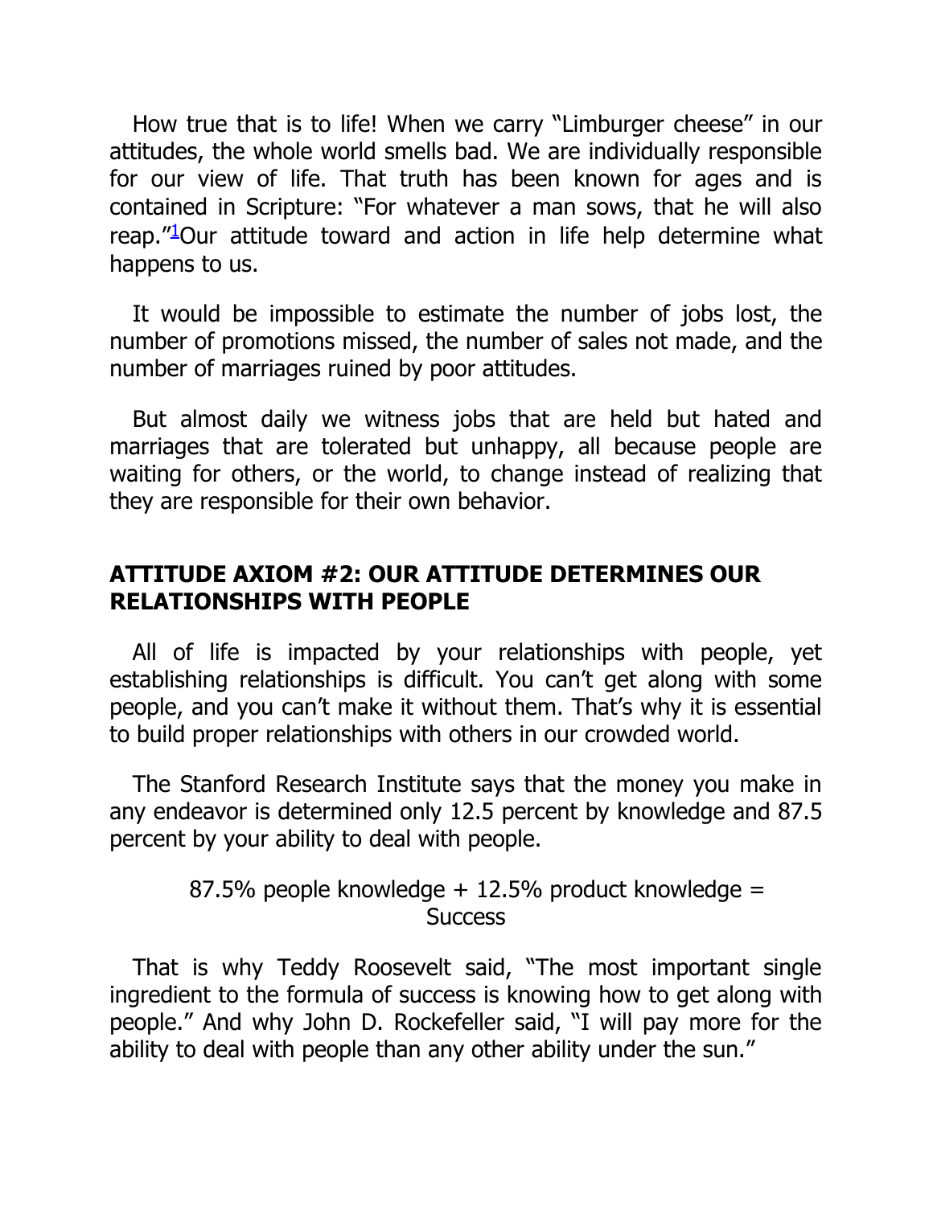How true that is to life! When we carry "Limburger cheese" in our attitudes, the whole world smells bad. We are individually responsible for our view of life. That truth has been known for ages and is contained in Scripture: "For whatever a man sows, that he will also reap."[1]Our attitude toward and action in life help determine what happens to us.

It would be impossible to estimate the number of jobs lost, the number of promotions missed, the number of sales not made, and the number of marriages ruined by poor attitudes.

But almost daily we witness jobs that are held but hated and marriages that are tolerated but unhappy, all because people are waiting for others, or the world, to change instead of realizing that they are responsible for their own behavior.

## ATTITUDE AXIOM #2: OUR ATTITUDE DETERMINES OUR RELATIONSHIPS WITH PEOPLE

All of life is impacted by your relationships with people, yet establishing relationships is difficult. You can't get along with some people, and you can't make it without them. That's why it is essential to build proper relationships with others in our crowded world.

The Stanford Research Institute says that the money you make in any endeavor is determined only 12.5 percent by knowledge and 87.5 percent by your ability to deal with people.

87.5% people knowledge + 12.5% product knowledge = Success

That is why Teddy Roosevelt said, "The most important single ingredient to the formula of success is knowing how to get along with people." And why John D. Rockefeller said, "I will pay more for the ability to deal with people than any other ability under the sun."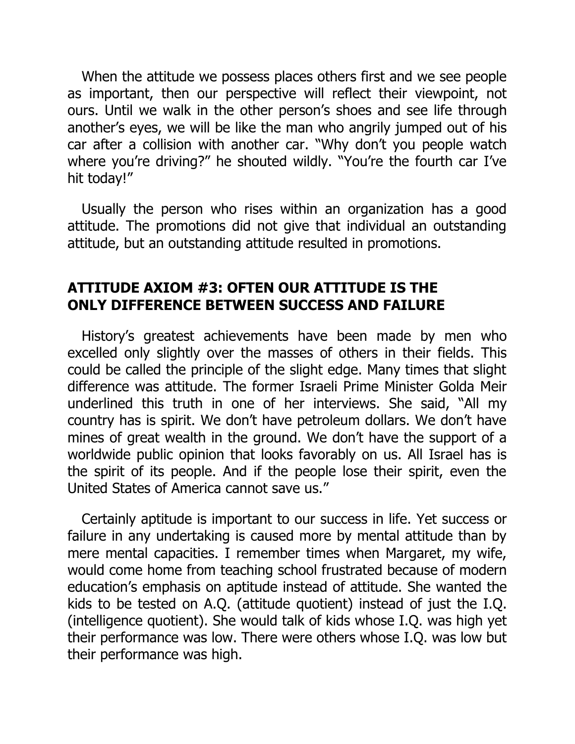When the attitude we possess places others first and we see people as important, then our perspective will reflect their viewpoint, not ours. Until we walk in the other person's shoes and see life through another's eyes, we will be like the man who angrily jumped out of his car after a collision with another car. "Why don't you people watch where you're driving?" he shouted wildly. "You're the fourth car I've hit today!"

Usually the person who rises within an organization has a good attitude. The promotions did not give that individual an outstanding attitude, but an outstanding attitude resulted in promotions.

## ATTITUDE AXIOM #3: OFTEN OUR ATTITUDE IS THE ONLY DIFFERENCE BETWEEN SUCCESS AND FAILURE

History's greatest achievements have been made by men who excelled only slightly over the masses of others in their fields. This could be called the principle of the slight edge. Many times that slight difference was attitude. The former Israeli Prime Minister Golda Meir underlined this truth in one of her interviews. She said, "All my country has is spirit. We don't have petroleum dollars. We don't have mines of great wealth in the ground. We don't have the support of a worldwide public opinion that looks favorably on us. All Israel has is the spirit of its people. And if the people lose their spirit, even the United States of America cannot save us."

Certainly aptitude is important to our success in life. Yet success or failure in any undertaking is caused more by mental attitude than by mere mental capacities. I remember times when Margaret, my wife, would come home from teaching school frustrated because of modern education's emphasis on aptitude instead of attitude. She wanted the kids to be tested on A.Q. (attitude quotient) instead of just the I.Q. (intelligence quotient). She would talk of kids whose I.Q. was high yet their performance was low. There were others whose I.Q. was low but their performance was high.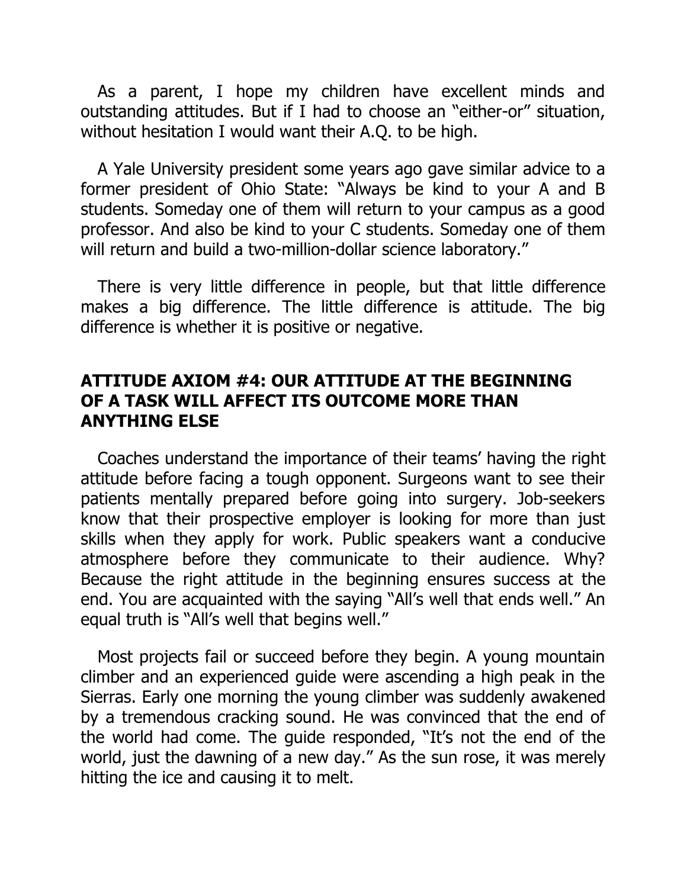As a parent, I hope my children have excellent minds and outstanding attitudes. But if I had to choose an "either-or" situation, without hesitation I would want their A.Q. to be high.

A Yale University president some years ago gave similar advice to a former president of Ohio State: "Always be kind to your A and B students. Someday one of them will return to your campus as a good professor. And also be kind to your C students. Someday one of them will return and build a two-million-dollar science laboratory."

There is very little difference in people, but that little difference makes a big difference. The little difference is attitude. The big difference is whether it is positive or negative.

## ATTITUDE AXIOM #4: OUR ATTITUDE AT THE BEGINNING OF A TASK WILL AFFECT ITS OUTCOME MORE THAN ANYTHING ELSE

Coaches understand the importance of their teams' having the right attitude before facing a tough opponent. Surgeons want to see their patients mentally prepared before going into surgery. Job-seekers know that their prospective employer is looking for more than just skills when they apply for work. Public speakers want a conducive atmosphere before they communicate to their audience. Why? Because the right attitude in the beginning ensures success at the end. You are acquainted with the saying "All's well that ends well." An equal truth is "All's well that begins well."

Most projects fail or succeed before they begin. A young mountain climber and an experienced guide were ascending a high peak in the Sierras. Early one morning the young climber was suddenly awakened by a tremendous cracking sound. He was convinced that the end of the world had come. The guide responded, "It's not the end of the world, just the dawning of a new day." As the sun rose, it was merely hitting the ice and causing it to melt.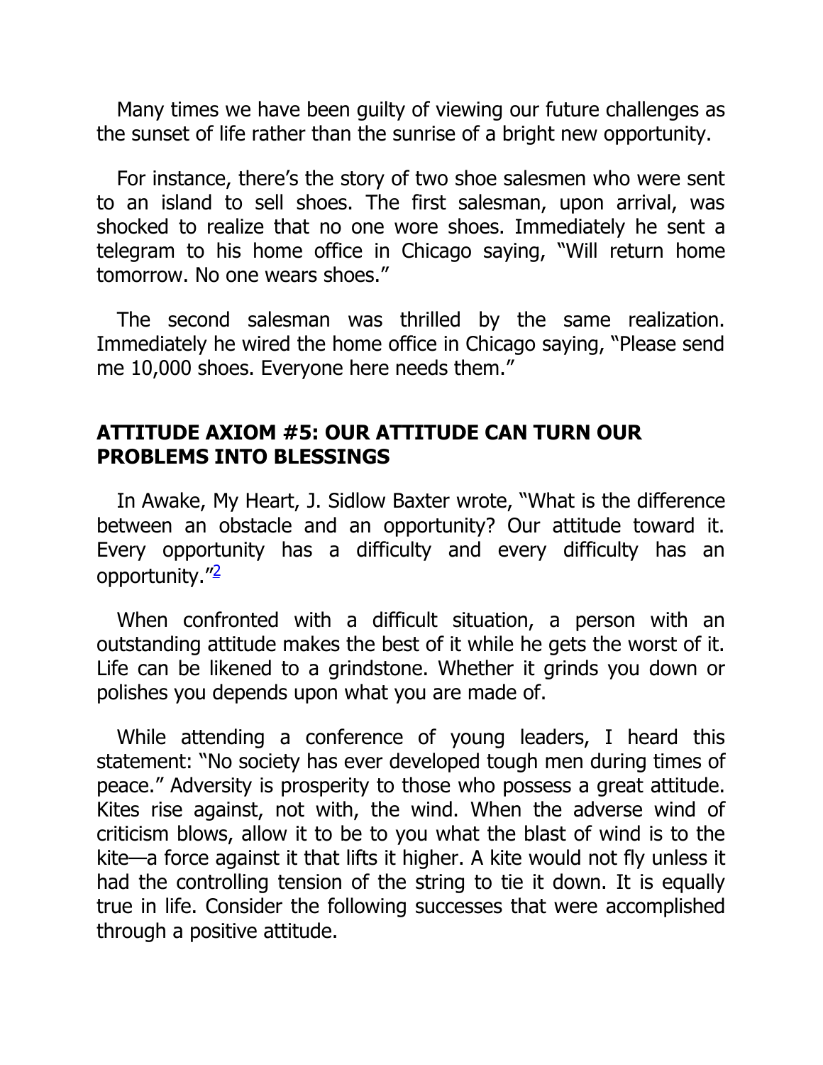Many times we have been guilty of viewing our future challenges as the sunset of life rather than the sunrise of a bright new opportunity.

For instance, there's the story of two shoe salesmen who were sent to an island to sell shoes. The first salesman, upon arrival, was shocked to realize that no one wore shoes. Immediately he sent a telegram to his home office in Chicago saying, "Will return home tomorrow. No one wears shoes."

The second salesman was thrilled by the same realization. Immediately he wired the home office in Chicago saying, "Please send me 10,000 shoes. Everyone here needs them."

## ATTITUDE AXIOM #5: OUR ATTITUDE CAN TURN OUR PROBLEMS INTO BLESSINGS

In Awake, My Heart, J. Sidlow Baxter wrote, "What is the difference between an obstacle and an opportunity? Our attitude toward it. Every opportunity has a difficulty and every difficulty has an opportunity."[2]

When confronted with a difficult situation, a person with an outstanding attitude makes the best of it while he gets the worst of it. Life can be likened to a grindstone. Whether it grinds you down or polishes you depends upon what you are made of.

While attending a conference of young leaders, I heard this statement: "No society has ever developed tough men during times of peace." Adversity is prosperity to those who possess a great attitude. Kites rise against, not with, the wind. When the adverse wind of criticism blows, allow it to be to you what the blast of wind is to the kite—a force against it that lifts it higher. A kite would not fly unless it had the controlling tension of the string to tie it down. It is equally true in life. Consider the following successes that were accomplished through a positive attitude.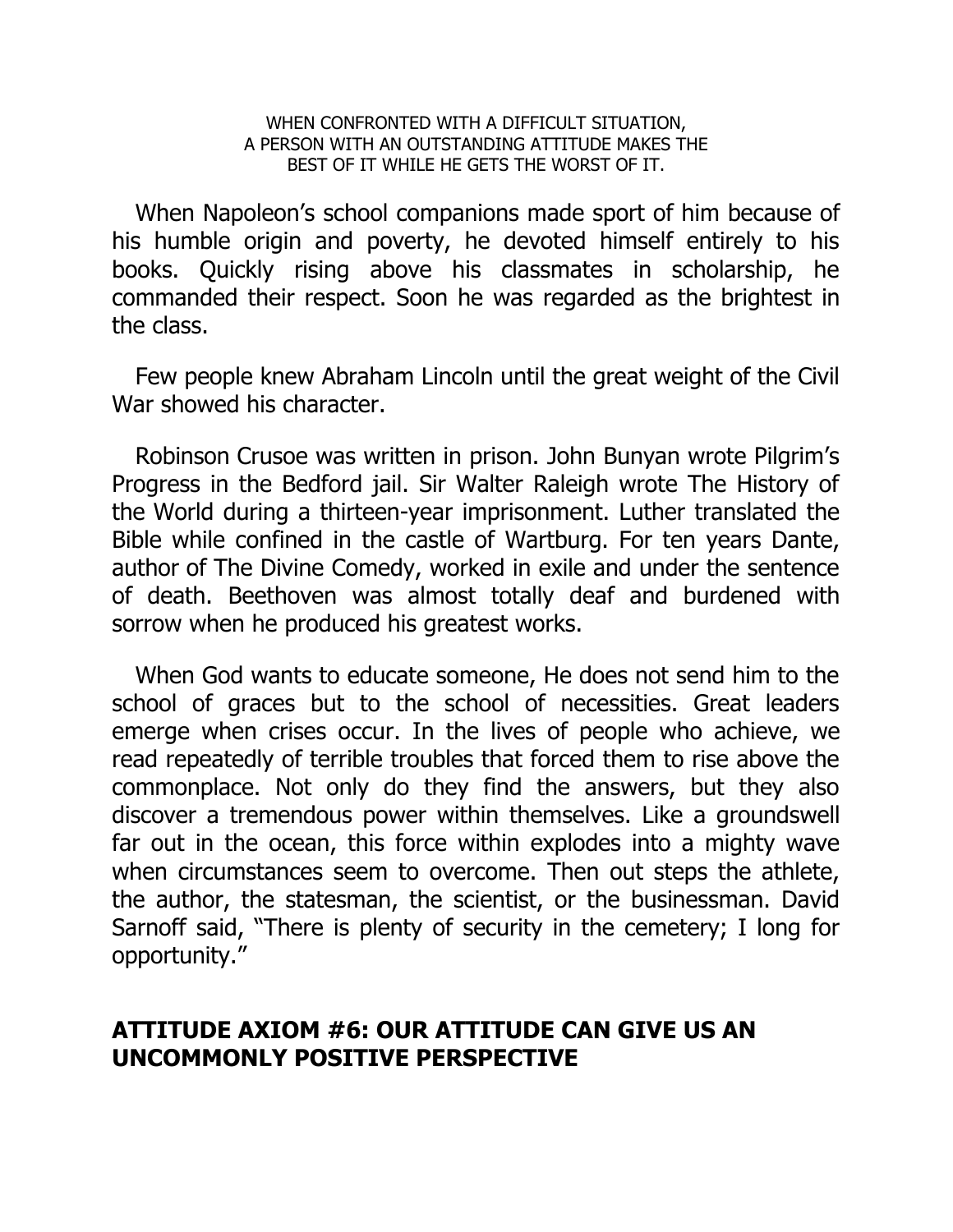WHEN CONFRONTED WITH A DIFFICULT SITUATION,
A PERSON WITH AN OUTSTANDING ATTITUDE MAKES THE
BEST OF IT WHILE HE GETS THE WORST OF IT.

When Napoleon's school companions made sport of him because of his humble origin and poverty, he devoted himself entirely to his books. Quickly rising above his classmates in scholarship, he commanded their respect. Soon he was regarded as the brightest in the class.

Few people knew Abraham Lincoln until the great weight of the Civil War showed his character.

Robinson Crusoe was written in prison. John Bunyan wrote Pilgrim's Progress in the Bedford jail. Sir Walter Raleigh wrote The History of the World during a thirteen-year imprisonment. Luther translated the Bible while confined in the castle of Wartburg. For ten years Dante, author of The Divine Comedy, worked in exile and under the sentence of death. Beethoven was almost totally deaf and burdened with sorrow when he produced his greatest works.

When God wants to educate someone, He does not send him to the school of graces but to the school of necessities. Great leaders emerge when crises occur. In the lives of people who achieve, we read repeatedly of terrible troubles that forced them to rise above the commonplace. Not only do they find the answers, but they also discover a tremendous power within themselves. Like a groundswell far out in the ocean, this force within explodes into a mighty wave when circumstances seem to overcome. Then out steps the athlete, the author, the statesman, the scientist, or the businessman. David Sarnoff said, "There is plenty of security in the cemetery; I long for opportunity."

## ATTITUDE AXIOM #6: OUR ATTITUDE CAN GIVE US AN UNCOMMONLY POSITIVE PERSPECTIVE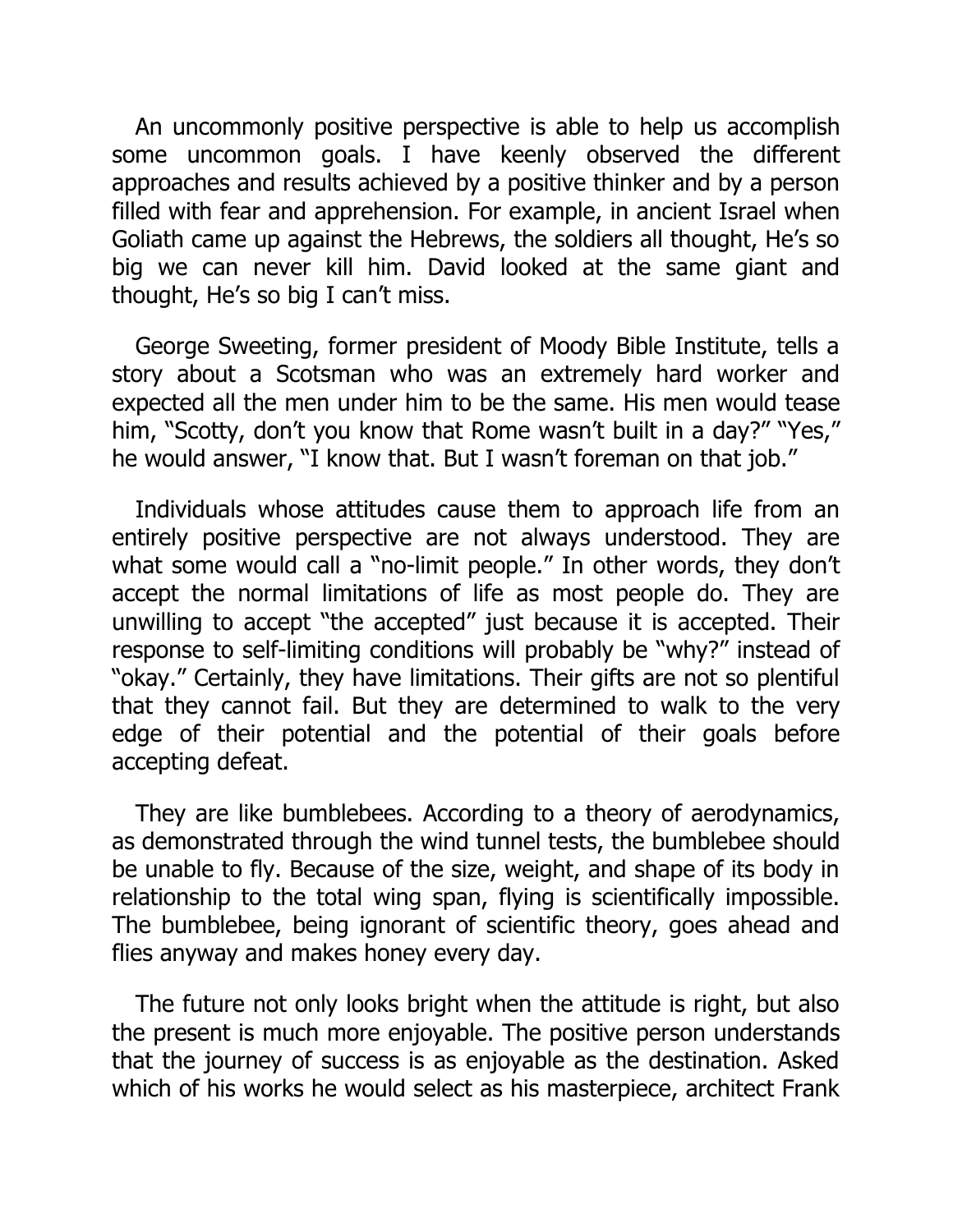An uncommonly positive perspective is able to help us accomplish some uncommon goals. I have keenly observed the different approaches and results achieved by a positive thinker and by a person filled with fear and apprehension. For example, in ancient Israel when Goliath came up against the Hebrews, the soldiers all thought, He's so big we can never kill him. David looked at the same giant and thought, He's so big I can't miss.

George Sweeting, former president of Moody Bible Institute, tells a story about a Scotsman who was an extremely hard worker and expected all the men under him to be the same. His men would tease him, "Scotty, don't you know that Rome wasn't built in a day?" "Yes," he would answer, "I know that. But I wasn't foreman on that job."

Individuals whose attitudes cause them to approach life from an entirely positive perspective are not always understood. They are what some would call a "no-limit people." In other words, they don't accept the normal limitations of life as most people do. They are unwilling to accept "the accepted" just because it is accepted. Their response to self-limiting conditions will probably be "why?" instead of "okay." Certainly, they have limitations. Their gifts are not so plentiful that they cannot fail. But they are determined to walk to the very edge of their potential and the potential of their goals before accepting defeat.

They are like bumblebees. According to a theory of aerodynamics, as demonstrated through the wind tunnel tests, the bumblebee should be unable to fly. Because of the size, weight, and shape of its body in relationship to the total wing span, flying is scientifically impossible. The bumblebee, being ignorant of scientific theory, goes ahead and flies anyway and makes honey every day.

The future not only looks bright when the attitude is right, but also the present is much more enjoyable. The positive person understands that the journey of success is as enjoyable as the destination. Asked which of his works he would select as his masterpiece, architect Frank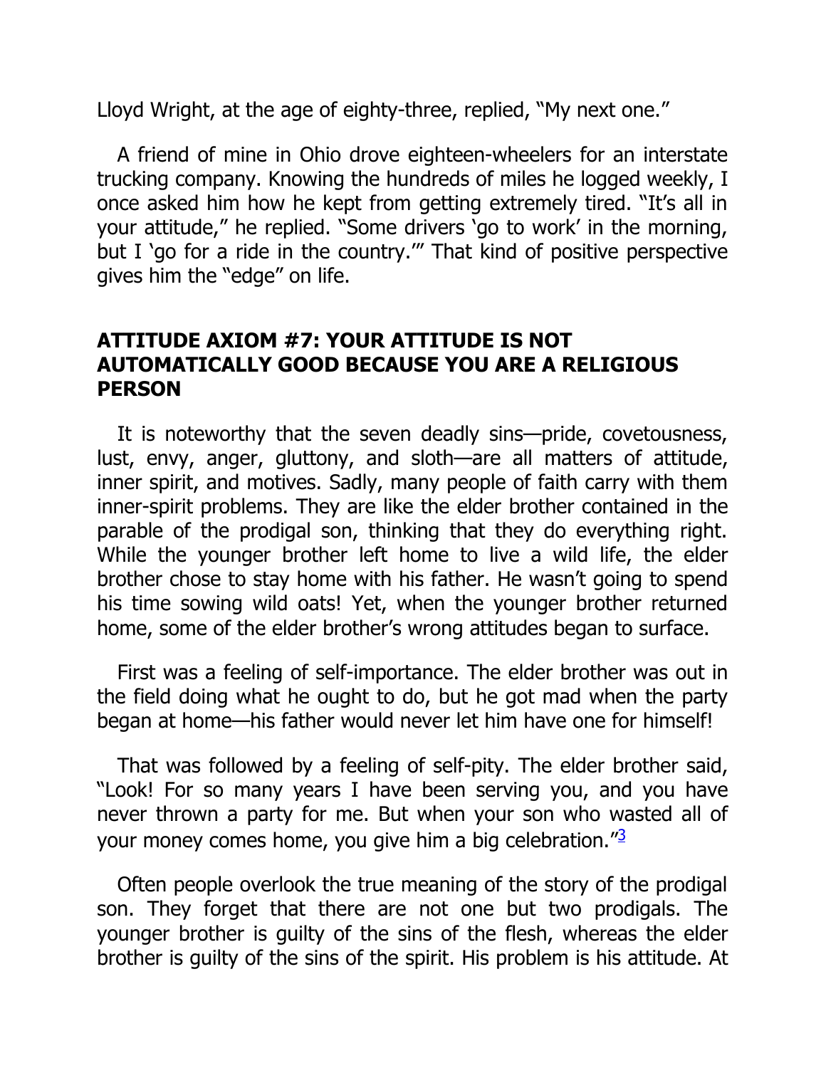Lloyd Wright, at the age of eighty-three, replied, "My next one."

A friend of mine in Ohio drove eighteen-wheelers for an interstate trucking company. Knowing the hundreds of miles he logged weekly, I once asked him how he kept from getting extremely tired. "It's all in your attitude," he replied. "Some drivers 'go to work' in the morning, but I 'go for a ride in the country.'" That kind of positive perspective gives him the "edge" on life.

## ATTITUDE AXIOM #7: YOUR ATTITUDE IS NOT AUTOMATICALLY GOOD BECAUSE YOU ARE A RELIGIOUS PERSON

It is noteworthy that the seven deadly sins—pride, covetousness, lust, envy, anger, gluttony, and sloth—are all matters of attitude, inner spirit, and motives. Sadly, many people of faith carry with them inner-spirit problems. They are like the elder brother contained in the parable of the prodigal son, thinking that they do everything right. While the younger brother left home to live a wild life, the elder brother chose to stay home with his father. He wasn't going to spend his time sowing wild oats! Yet, when the younger brother returned home, some of the elder brother's wrong attitudes began to surface.

First was a feeling of self-importance. The elder brother was out in the field doing what he ought to do, but he got mad when the party began at home—his father would never let him have one for himself!

That was followed by a feeling of self-pity. The elder brother said, "Look! For so many years I have been serving you, and you have never thrown a party for me. But when your son who wasted all of your money comes home, you give him a big celebration."[3]

Often people overlook the true meaning of the story of the prodigal son. They forget that there are not one but two prodigals. The younger brother is guilty of the sins of the flesh, whereas the elder brother is guilty of the sins of the spirit. His problem is his attitude. At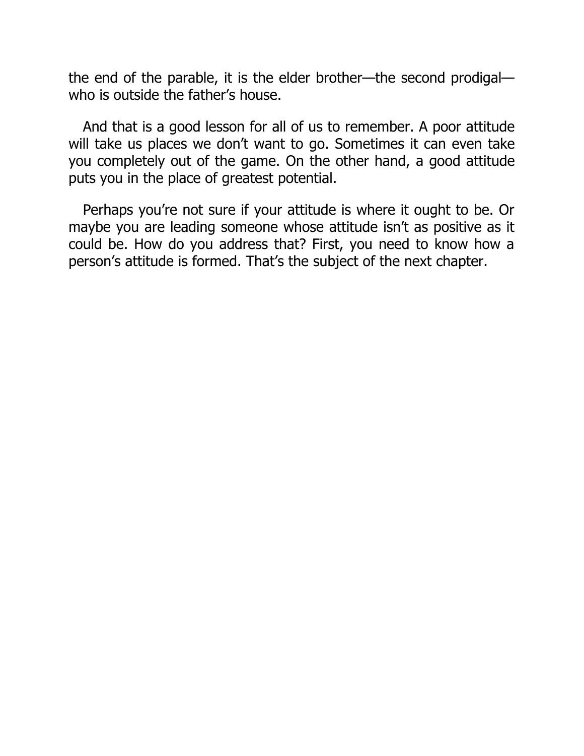the end of the parable, it is the elder brother—the second prodigal—who is outside the father's house.

And that is a good lesson for all of us to remember. A poor attitude will take us places we don't want to go. Sometimes it can even take you completely out of the game. On the other hand, a good attitude puts you in the place of greatest potential.

Perhaps you're not sure if your attitude is where it ought to be. Or maybe you are leading someone whose attitude isn't as positive as it could be. How do you address that? First, you need to know how a person's attitude is formed. That's the subject of the next chapter.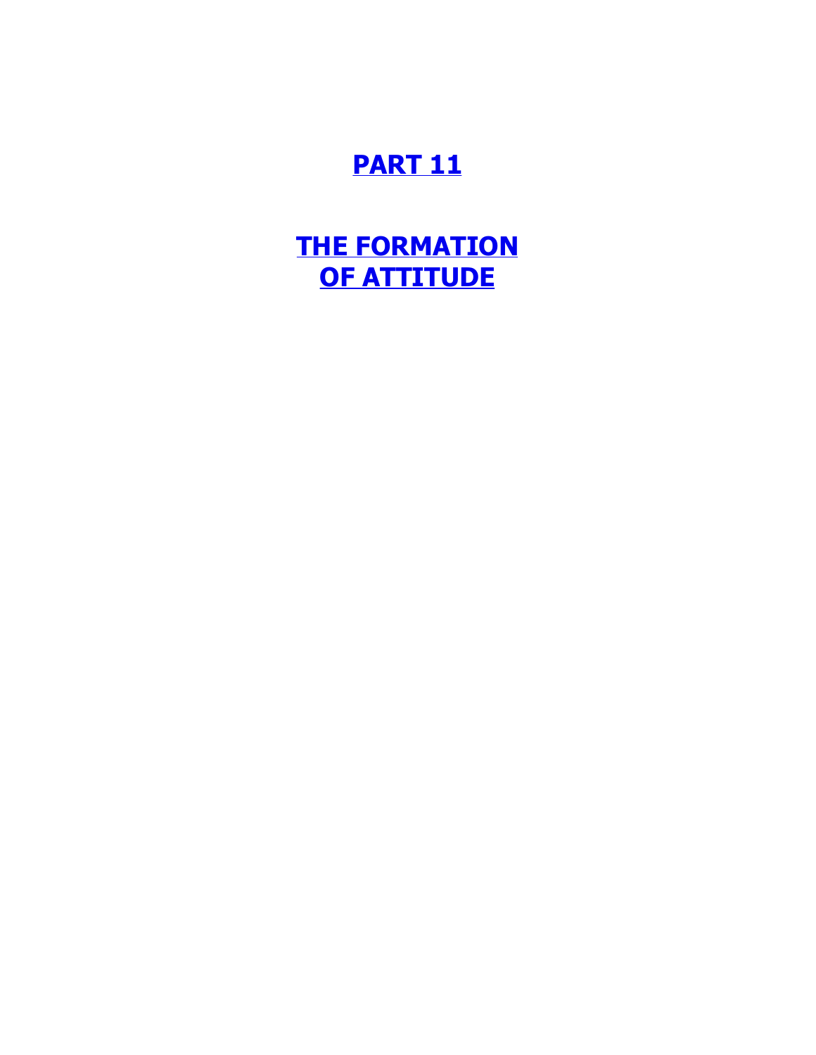# PART 11

# THE FORMATION OF ATTITUDE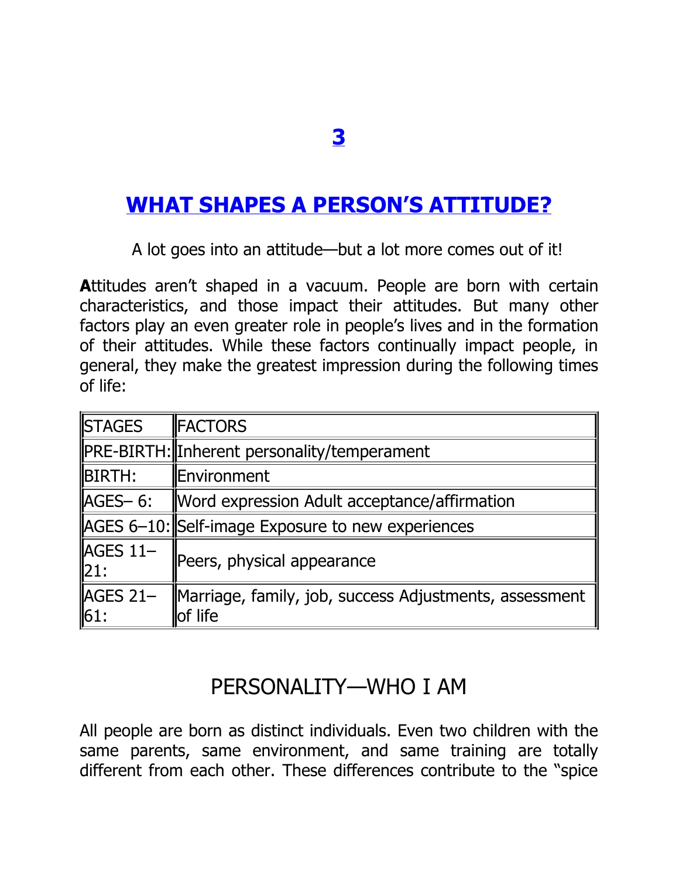# 3

# WHAT SHAPES A PERSON'S ATTITUDE?

A lot goes into an attitude—but a lot more comes out of it!

**A**ttitudes aren't shaped in a vacuum. People are born with certain characteristics, and those impact their attitudes. But many other factors play an even greater role in people's lives and in the formation of their attitudes. While these factors continually impact people, in general, they make the greatest impression during the following times of life:

| STAGES | FACTORS |
|---|---|
| PRE-BIRTH: | Inherent personality/temperament |
| BIRTH: | Environment |
| AGES– 6: | Word expression Adult acceptance/affirmation |
| AGES 6–10: | Self-image Exposure to new experiences |
| AGES 11–21: | Peers, physical appearance |
| AGES 21–61: | Marriage, family, job, success Adjustments, assessment of life |

## PERSONALITY—WHO I AM

All people are born as distinct individuals. Even two children with the same parents, same environment, and same training are totally different from each other. These differences contribute to the "spice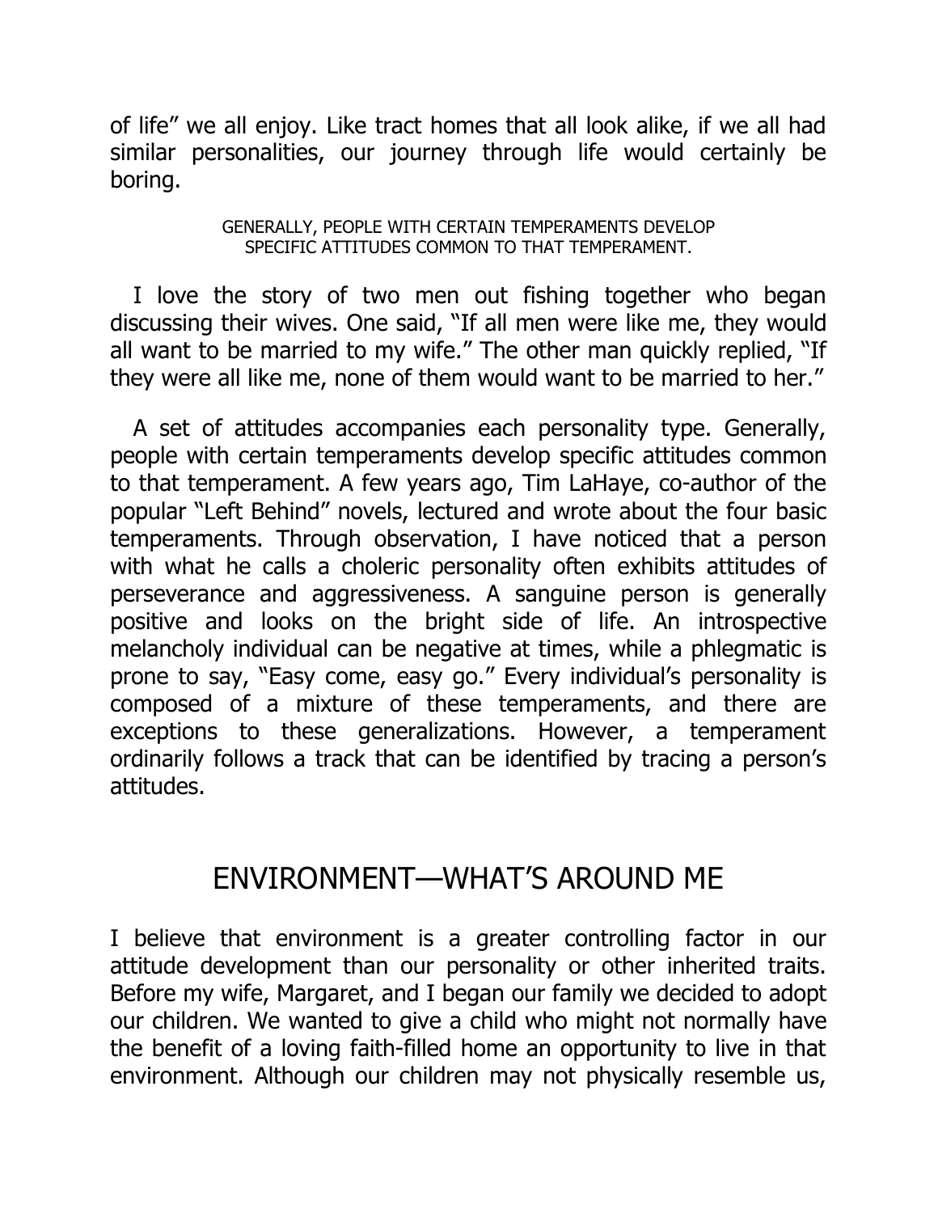of life" we all enjoy. Like tract homes that all look alike, if we all had similar personalities, our journey through life would certainly be boring.

GENERALLY, PEOPLE WITH CERTAIN TEMPERAMENTS DEVELOP SPECIFIC ATTITUDES COMMON TO THAT TEMPERAMENT.

I love the story of two men out fishing together who began discussing their wives. One said, "If all men were like me, they would all want to be married to my wife." The other man quickly replied, "If they were all like me, none of them would want to be married to her."

A set of attitudes accompanies each personality type. Generally, people with certain temperaments develop specific attitudes common to that temperament. A few years ago, Tim LaHaye, co-author of the popular "Left Behind" novels, lectured and wrote about the four basic temperaments. Through observation, I have noticed that a person with what he calls a choleric personality often exhibits attitudes of perseverance and aggressiveness. A sanguine person is generally positive and looks on the bright side of life. An introspective melancholy individual can be negative at times, while a phlegmatic is prone to say, "Easy come, easy go." Every individual's personality is composed of a mixture of these temperaments, and there are exceptions to these generalizations. However, a temperament ordinarily follows a track that can be identified by tracing a person's attitudes.

## ENVIRONMENT—WHAT'S AROUND ME

I believe that environment is a greater controlling factor in our attitude development than our personality or other inherited traits. Before my wife, Margaret, and I began our family we decided to adopt our children. We wanted to give a child who might not normally have the benefit of a loving faith-filled home an opportunity to live in that environment. Although our children may not physically resemble us,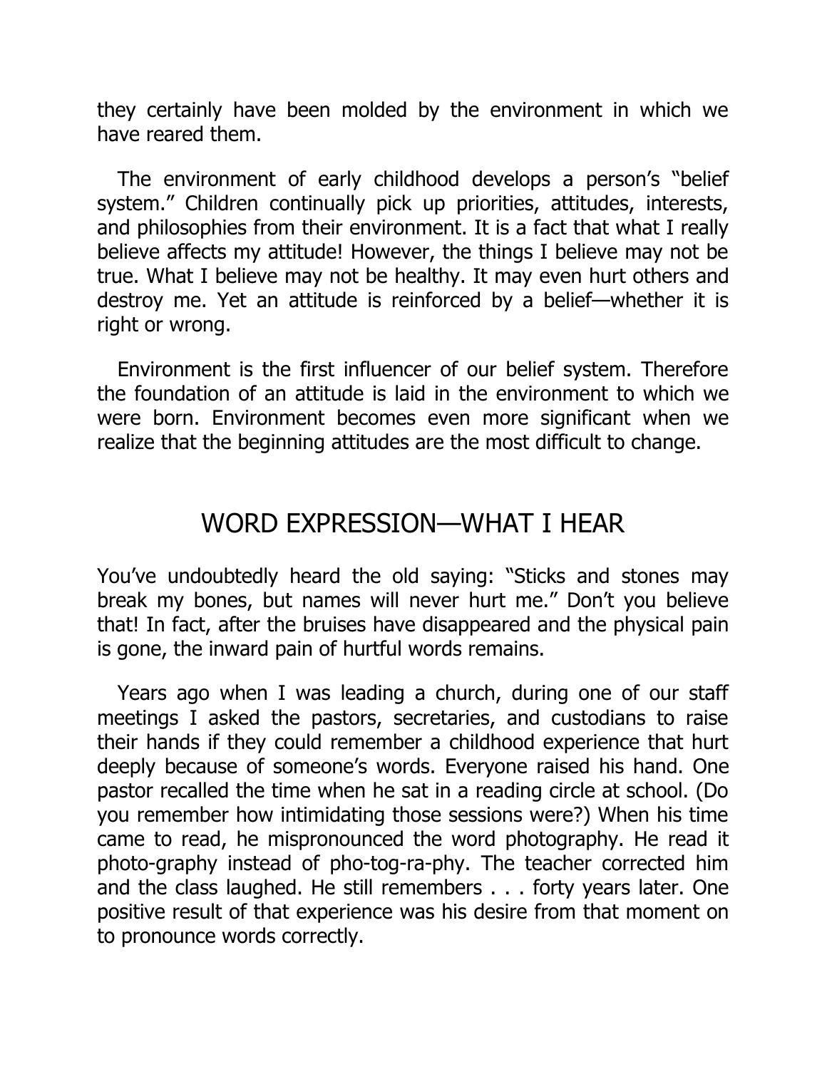they certainly have been molded by the environment in which we have reared them.

The environment of early childhood develops a person's "belief system." Children continually pick up priorities, attitudes, interests, and philosophies from their environment. It is a fact that what I really believe affects my attitude! However, the things I believe may not be true. What I believe may not be healthy. It may even hurt others and destroy me. Yet an attitude is reinforced by a belief—whether it is right or wrong.

Environment is the first influencer of our belief system. Therefore the foundation of an attitude is laid in the environment to which we were born. Environment becomes even more significant when we realize that the beginning attitudes are the most difficult to change.

## WORD EXPRESSION—WHAT I HEAR

You've undoubtedly heard the old saying: "Sticks and stones may break my bones, but names will never hurt me." Don't you believe that! In fact, after the bruises have disappeared and the physical pain is gone, the inward pain of hurtful words remains.

Years ago when I was leading a church, during one of our staff meetings I asked the pastors, secretaries, and custodians to raise their hands if they could remember a childhood experience that hurt deeply because of someone's words. Everyone raised his hand. One pastor recalled the time when he sat in a reading circle at school. (Do you remember how intimidating those sessions were?) When his time came to read, he mispronounced the word photography. He read it photo-graphy instead of pho-tog-ra-phy. The teacher corrected him and the class laughed. He still remembers . . . forty years later. One positive result of that experience was his desire from that moment on to pronounce words correctly.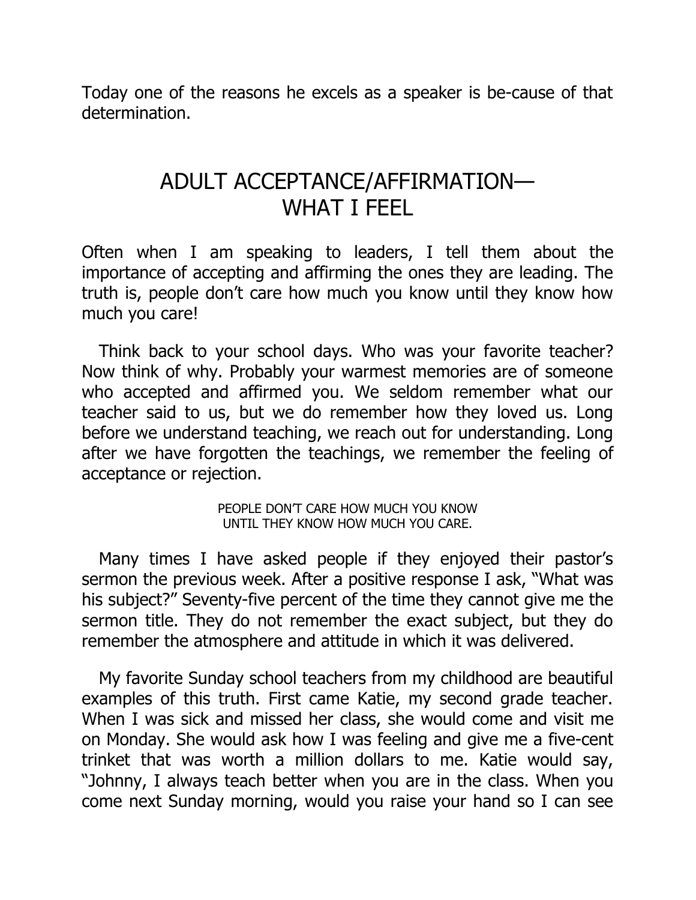Today one of the reasons he excels as a speaker is be-cause of that determination.

## ADULT ACCEPTANCE/AFFIRMATION— WHAT I FEEL

Often when I am speaking to leaders, I tell them about the importance of accepting and affirming the ones they are leading. The truth is, people don't care how much you know until they know how much you care!

Think back to your school days. Who was your favorite teacher? Now think of why. Probably your warmest memories are of someone who accepted and affirmed you. We seldom remember what our teacher said to us, but we do remember how they loved us. Long before we understand teaching, we reach out for understanding. Long after we have forgotten the teachings, we remember the feeling of acceptance or rejection.

PEOPLE DON'T CARE HOW MUCH YOU KNOW UNTIL THEY KNOW HOW MUCH YOU CARE.

Many times I have asked people if they enjoyed their pastor's sermon the previous week. After a positive response I ask, "What was his subject?" Seventy-five percent of the time they cannot give me the sermon title. They do not remember the exact subject, but they do remember the atmosphere and attitude in which it was delivered.

My favorite Sunday school teachers from my childhood are beautiful examples of this truth. First came Katie, my second grade teacher. When I was sick and missed her class, she would come and visit me on Monday. She would ask how I was feeling and give me a five-cent trinket that was worth a million dollars to me. Katie would say, "Johnny, I always teach better when you are in the class. When you come next Sunday morning, would you raise your hand so I can see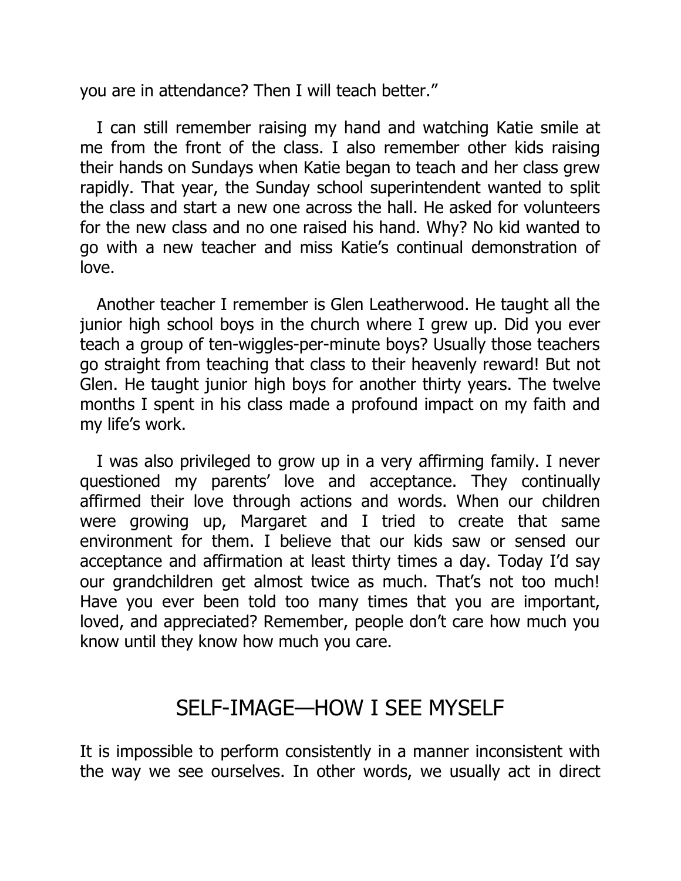you are in attendance? Then I will teach better."

I can still remember raising my hand and watching Katie smile at me from the front of the class. I also remember other kids raising their hands on Sundays when Katie began to teach and her class grew rapidly. That year, the Sunday school superintendent wanted to split the class and start a new one across the hall. He asked for volunteers for the new class and no one raised his hand. Why? No kid wanted to go with a new teacher and miss Katie's continual demonstration of love.

Another teacher I remember is Glen Leatherwood. He taught all the junior high school boys in the church where I grew up. Did you ever teach a group of ten-wiggles-per-minute boys? Usually those teachers go straight from teaching that class to their heavenly reward! But not Glen. He taught junior high boys for another thirty years. The twelve months I spent in his class made a profound impact on my faith and my life's work.

I was also privileged to grow up in a very affirming family. I never questioned my parents' love and acceptance. They continually affirmed their love through actions and words. When our children were growing up, Margaret and I tried to create that same environment for them. I believe that our kids saw or sensed our acceptance and affirmation at least thirty times a day. Today I'd say our grandchildren get almost twice as much. That's not too much! Have you ever been told too many times that you are important, loved, and appreciated? Remember, people don't care how much you know until they know how much you care.

## SELF-IMAGE—HOW I SEE MYSELF

It is impossible to perform consistently in a manner inconsistent with the way we see ourselves. In other words, we usually act in direct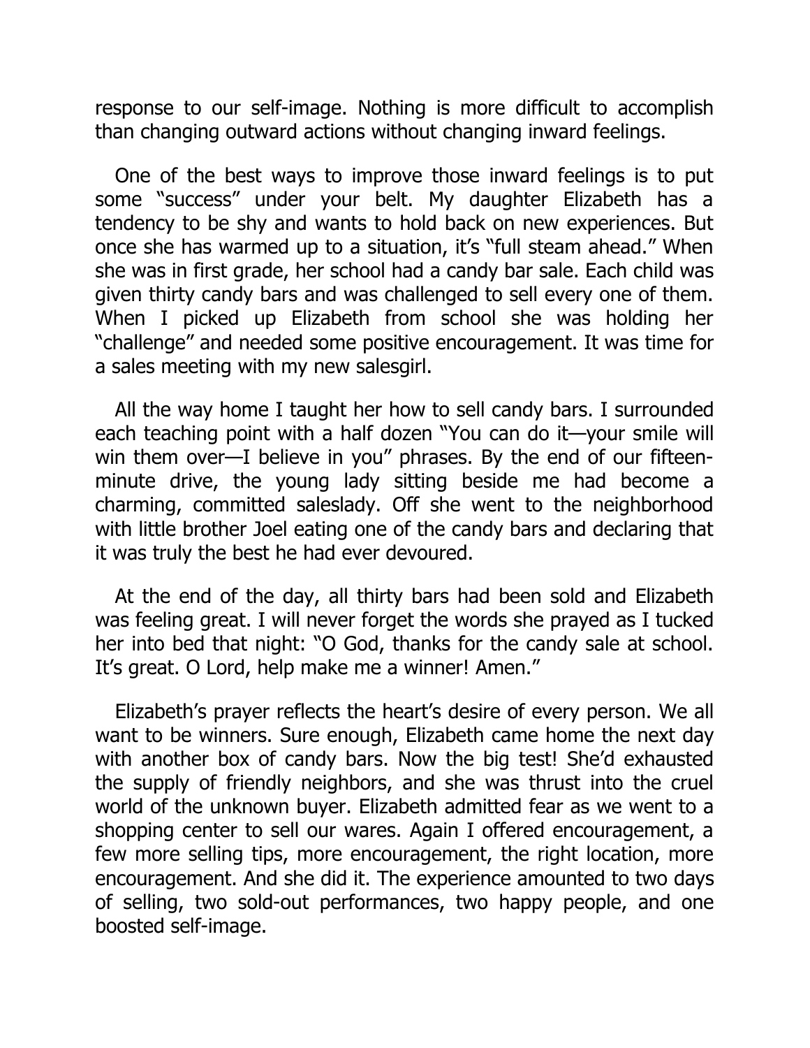response to our self-image. Nothing is more difficult to accomplish than changing outward actions without changing inward feelings.

One of the best ways to improve those inward feelings is to put some "success" under your belt. My daughter Elizabeth has a tendency to be shy and wants to hold back on new experiences. But once she has warmed up to a situation, it's "full steam ahead." When she was in first grade, her school had a candy bar sale. Each child was given thirty candy bars and was challenged to sell every one of them. When I picked up Elizabeth from school she was holding her "challenge" and needed some positive encouragement. It was time for a sales meeting with my new salesgirl.

All the way home I taught her how to sell candy bars. I surrounded each teaching point with a half dozen "You can do it—your smile will win them over—I believe in you" phrases. By the end of our fifteen-minute drive, the young lady sitting beside me had become a charming, committed saleslady. Off she went to the neighborhood with little brother Joel eating one of the candy bars and declaring that it was truly the best he had ever devoured.

At the end of the day, all thirty bars had been sold and Elizabeth was feeling great. I will never forget the words she prayed as I tucked her into bed that night: "O God, thanks for the candy sale at school. It's great. O Lord, help make me a winner! Amen."

Elizabeth's prayer reflects the heart's desire of every person. We all want to be winners. Sure enough, Elizabeth came home the next day with another box of candy bars. Now the big test! She'd exhausted the supply of friendly neighbors, and she was thrust into the cruel world of the unknown buyer. Elizabeth admitted fear as we went to a shopping center to sell our wares. Again I offered encouragement, a few more selling tips, more encouragement, the right location, more encouragement. And she did it. The experience amounted to two days of selling, two sold-out performances, two happy people, and one boosted self-image.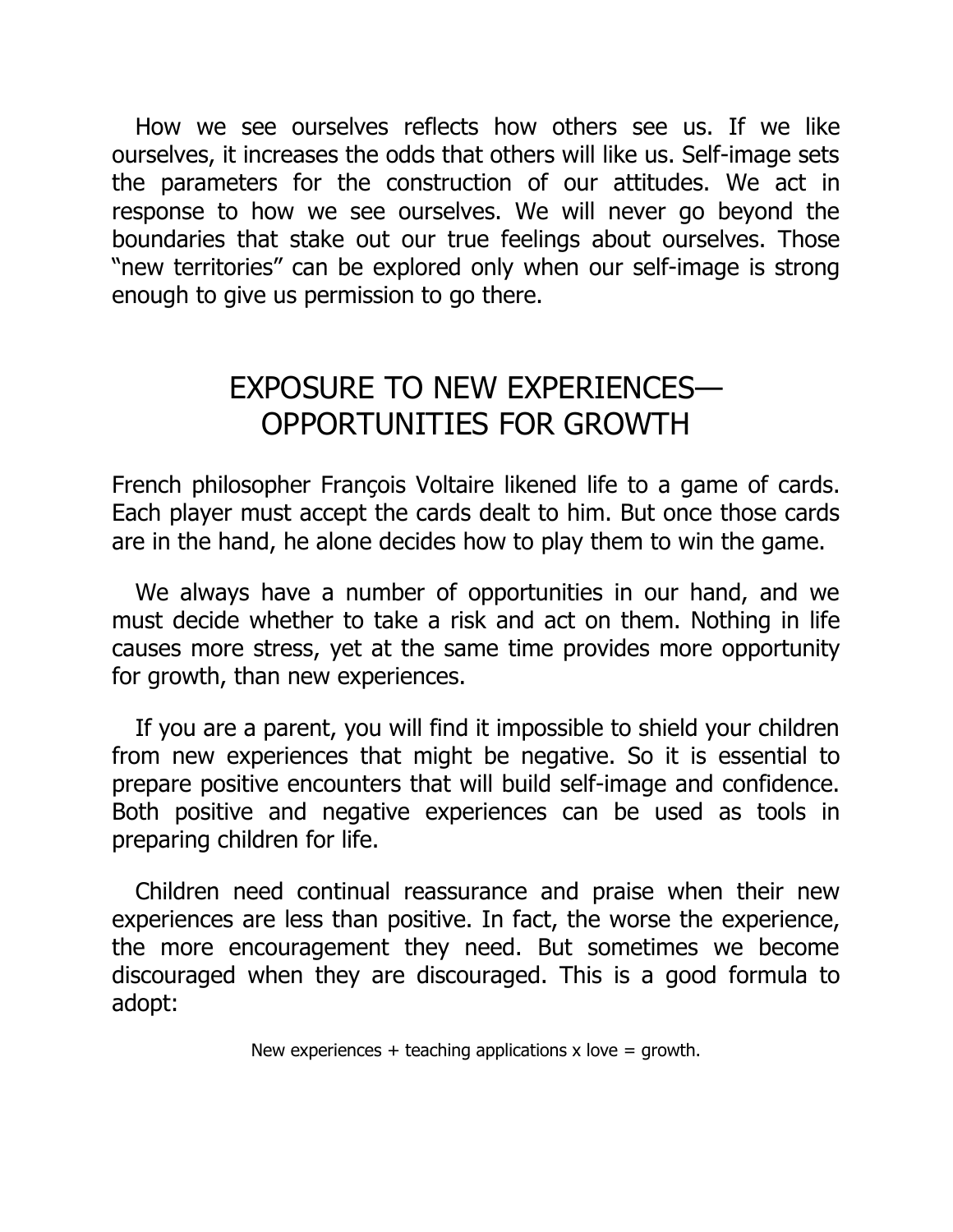How we see ourselves reflects how others see us. If we like ourselves, it increases the odds that others will like us. Self-image sets the parameters for the construction of our attitudes. We act in response to how we see ourselves. We will never go beyond the boundaries that stake out our true feelings about ourselves. Those "new territories" can be explored only when our self-image is strong enough to give us permission to go there.

## EXPOSURE TO NEW EXPERIENCES—OPPORTUNITIES FOR GROWTH

French philosopher François Voltaire likened life to a game of cards. Each player must accept the cards dealt to him. But once those cards are in the hand, he alone decides how to play them to win the game.

We always have a number of opportunities in our hand, and we must decide whether to take a risk and act on them. Nothing in life causes more stress, yet at the same time provides more opportunity for growth, than new experiences.

If you are a parent, you will find it impossible to shield your children from new experiences that might be negative. So it is essential to prepare positive encounters that will build self-image and confidence. Both positive and negative experiences can be used as tools in preparing children for life.

Children need continual reassurance and praise when their new experiences are less than positive. In fact, the worse the experience, the more encouragement they need. But sometimes we become discouraged when they are discouraged. This is a good formula to adopt:

New experiences + teaching applications x love = growth.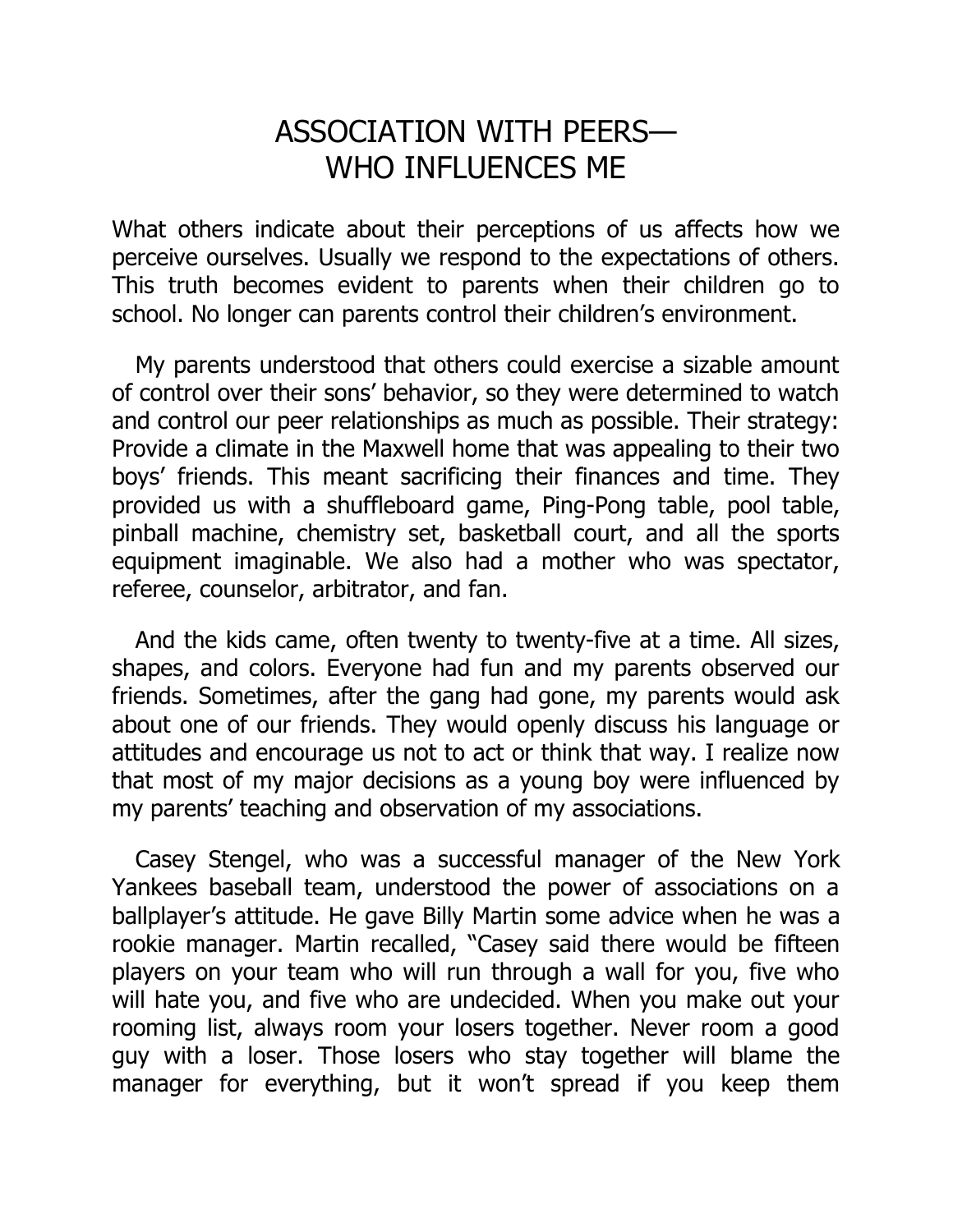# ASSOCIATION WITH PEERS— WHO INFLUENCES ME

What others indicate about their perceptions of us affects how we perceive ourselves. Usually we respond to the expectations of others. This truth becomes evident to parents when their children go to school. No longer can parents control their children's environment.

My parents understood that others could exercise a sizable amount of control over their sons' behavior, so they were determined to watch and control our peer relationships as much as possible. Their strategy: Provide a climate in the Maxwell home that was appealing to their two boys' friends. This meant sacrificing their finances and time. They provided us with a shuffleboard game, Ping-Pong table, pool table, pinball machine, chemistry set, basketball court, and all the sports equipment imaginable. We also had a mother who was spectator, referee, counselor, arbitrator, and fan.

And the kids came, often twenty to twenty-five at a time. All sizes, shapes, and colors. Everyone had fun and my parents observed our friends. Sometimes, after the gang had gone, my parents would ask about one of our friends. They would openly discuss his language or attitudes and encourage us not to act or think that way. I realize now that most of my major decisions as a young boy were influenced by my parents' teaching and observation of my associations.

Casey Stengel, who was a successful manager of the New York Yankees baseball team, understood the power of associations on a ballplayer's attitude. He gave Billy Martin some advice when he was a rookie manager. Martin recalled, "Casey said there would be fifteen players on your team who will run through a wall for you, five who will hate you, and five who are undecided. When you make out your rooming list, always room your losers together. Never room a good guy with a loser. Those losers who stay together will blame the manager for everything, but it won't spread if you keep them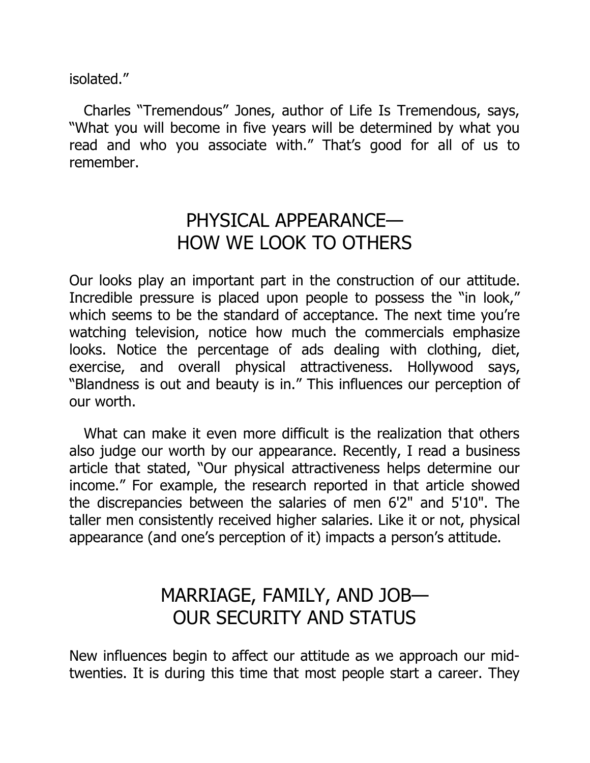isolated."

Charles "Tremendous" Jones, author of Life Is Tremendous, says, "What you will become in five years will be determined by what you read and who you associate with." That's good for all of us to remember.

## PHYSICAL APPEARANCE— HOW WE LOOK TO OTHERS

Our looks play an important part in the construction of our attitude. Incredible pressure is placed upon people to possess the "in look," which seems to be the standard of acceptance. The next time you're watching television, notice how much the commercials emphasize looks. Notice the percentage of ads dealing with clothing, diet, exercise, and overall physical attractiveness. Hollywood says, "Blandness is out and beauty is in." This influences our perception of our worth.

What can make it even more difficult is the realization that others also judge our worth by our appearance. Recently, I read a business article that stated, "Our physical attractiveness helps determine our income." For example, the research reported in that article showed the discrepancies between the salaries of men 6'2" and 5'10". The taller men consistently received higher salaries. Like it or not, physical appearance (and one's perception of it) impacts a person's attitude.

## MARRIAGE, FAMILY, AND JOB— OUR SECURITY AND STATUS

New influences begin to affect our attitude as we approach our mid-twenties. It is during this time that most people start a career. They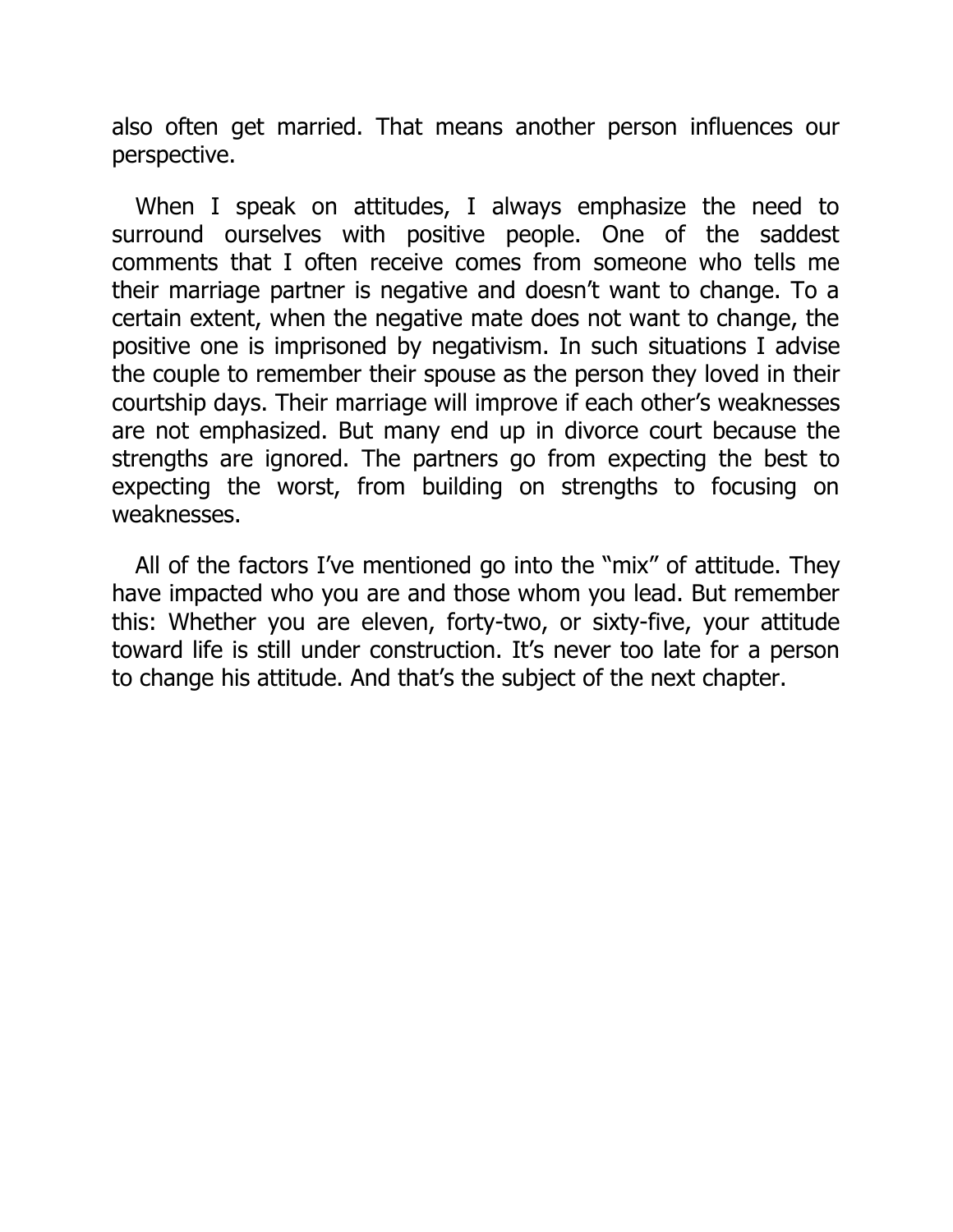also often get married. That means another person influences our perspective.

When I speak on attitudes, I always emphasize the need to surround ourselves with positive people. One of the saddest comments that I often receive comes from someone who tells me their marriage partner is negative and doesn't want to change. To a certain extent, when the negative mate does not want to change, the positive one is imprisoned by negativism. In such situations I advise the couple to remember their spouse as the person they loved in their courtship days. Their marriage will improve if each other's weaknesses are not emphasized. But many end up in divorce court because the strengths are ignored. The partners go from expecting the best to expecting the worst, from building on strengths to focusing on weaknesses.

All of the factors I've mentioned go into the "mix" of attitude. They have impacted who you are and those whom you lead. But remember this: Whether you are eleven, forty-two, or sixty-five, your attitude toward life is still under construction. It's never too late for a person to change his attitude. And that's the subject of the next chapter.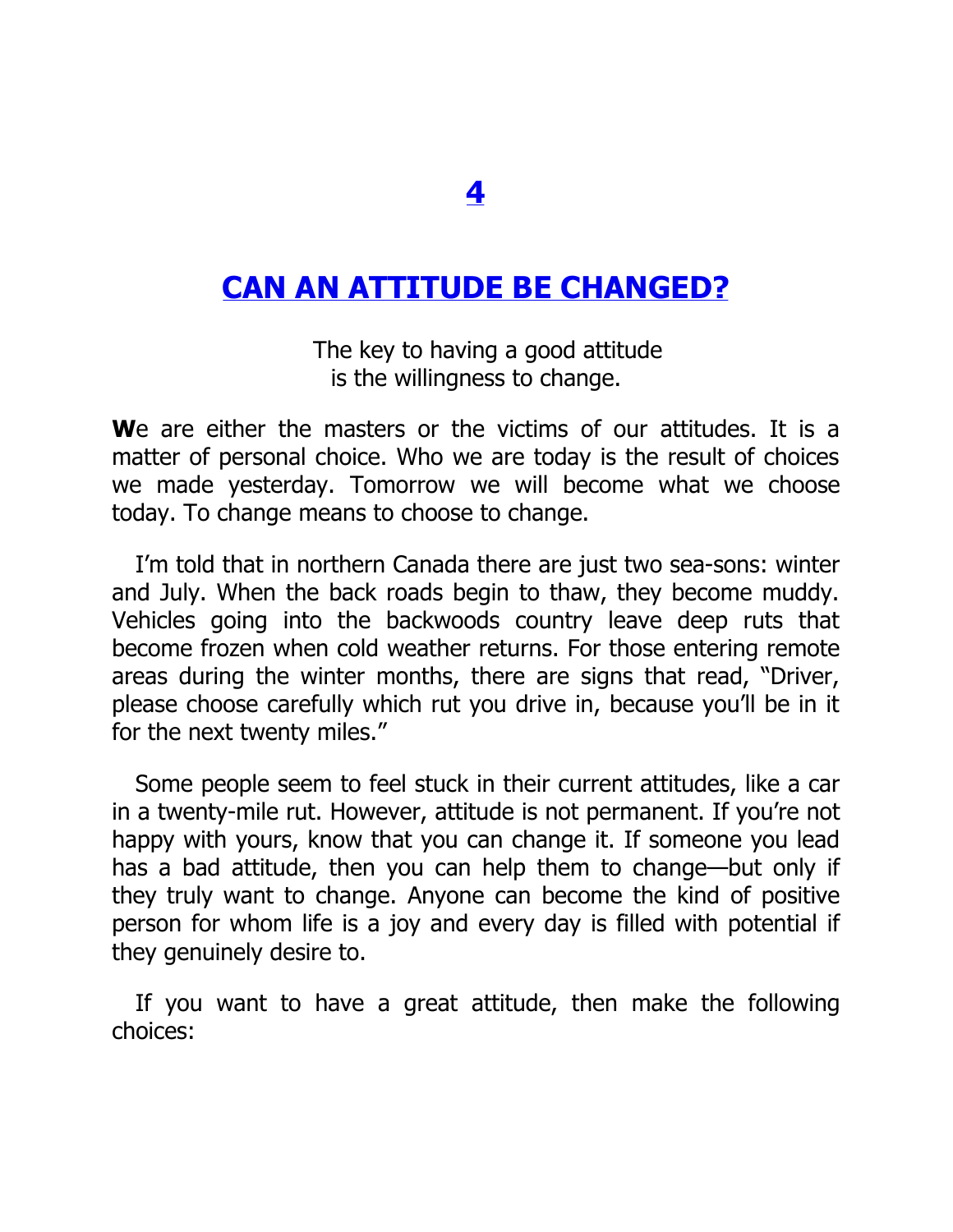# 4

# CAN AN ATTITUDE BE CHANGED?

The key to having a good attitude
is the willingness to change.

**W**e are either the masters or the victims of our attitudes. It is a matter of personal choice. Who we are today is the result of choices we made yesterday. Tomorrow we will become what we choose today. To change means to choose to change.

I'm told that in northern Canada there are just two sea-sons: winter and July. When the back roads begin to thaw, they become muddy. Vehicles going into the backwoods country leave deep ruts that become frozen when cold weather returns. For those entering remote areas during the winter months, there are signs that read, "Driver, please choose carefully which rut you drive in, because you'll be in it for the next twenty miles."

Some people seem to feel stuck in their current attitudes, like a car in a twenty-mile rut. However, attitude is not permanent. If you're not happy with yours, know that you can change it. If someone you lead has a bad attitude, then you can help them to change—but only if they truly want to change. Anyone can become the kind of positive person for whom life is a joy and every day is filled with potential if they genuinely desire to.

If you want to have a great attitude, then make the following choices: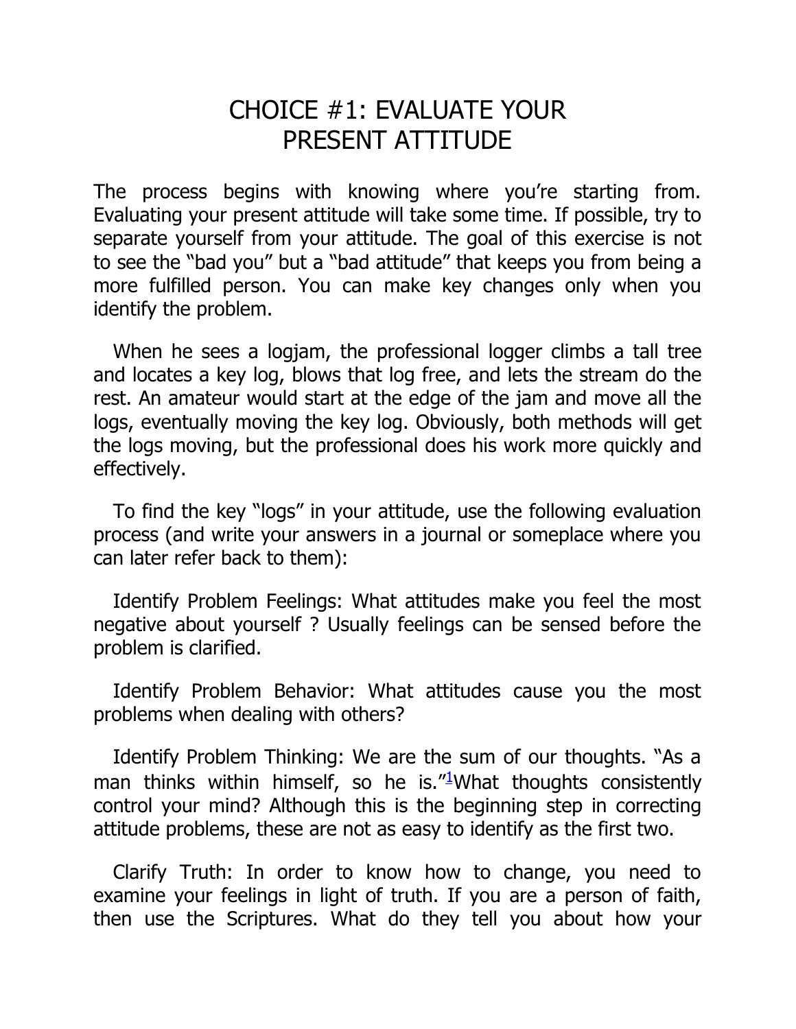# CHOICE #1: EVALUATE YOUR PRESENT ATTITUDE

The process begins with knowing where you're starting from. Evaluating your present attitude will take some time. If possible, try to separate yourself from your attitude. The goal of this exercise is not to see the "bad you" but a "bad attitude" that keeps you from being a more fulfilled person. You can make key changes only when you identify the problem.

When he sees a logjam, the professional logger climbs a tall tree and locates a key log, blows that log free, and lets the stream do the rest. An amateur would start at the edge of the jam and move all the logs, eventually moving the key log. Obviously, both methods will get the logs moving, but the professional does his work more quickly and effectively.

To find the key "logs" in your attitude, use the following evaluation process (and write your answers in a journal or someplace where you can later refer back to them):

Identify Problem Feelings: What attitudes make you feel the most negative about yourself ? Usually feelings can be sensed before the problem is clarified.

Identify Problem Behavior: What attitudes cause you the most problems when dealing with others?

Identify Problem Thinking: We are the sum of our thoughts. "As a man thinks within himself, so he is."[1]What thoughts consistently control your mind? Although this is the beginning step in correcting attitude problems, these are not as easy to identify as the first two.

Clarify Truth: In order to know how to change, you need to examine your feelings in light of truth. If you are a person of faith, then use the Scriptures. What do they tell you about how your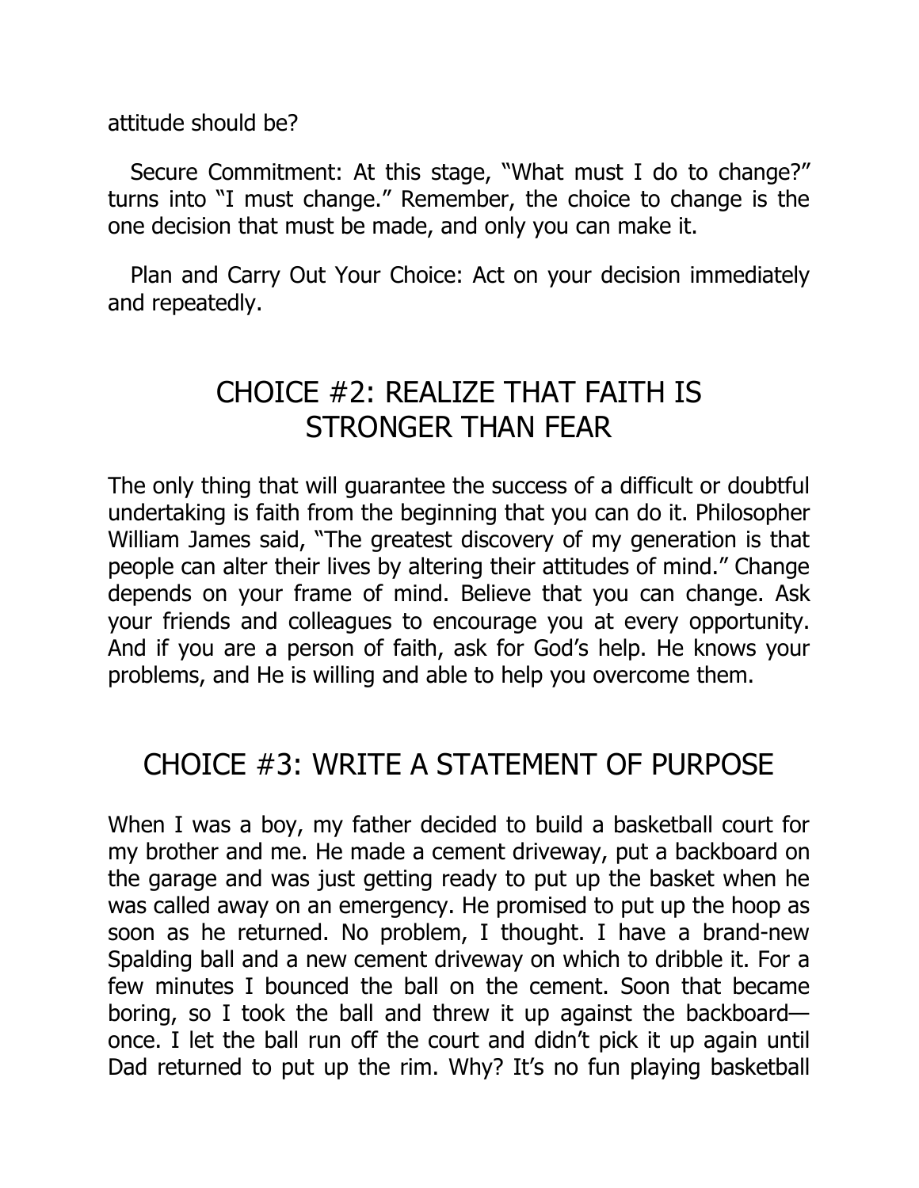attitude should be?

Secure Commitment: At this stage, "What must I do to change?" turns into "I must change." Remember, the choice to change is the one decision that must be made, and only you can make it.

Plan and Carry Out Your Choice: Act on your decision immediately and repeatedly.

## CHOICE #2: REALIZE THAT FAITH IS STRONGER THAN FEAR

The only thing that will guarantee the success of a difficult or doubtful undertaking is faith from the beginning that you can do it. Philosopher William James said, "The greatest discovery of my generation is that people can alter their lives by altering their attitudes of mind." Change depends on your frame of mind. Believe that you can change. Ask your friends and colleagues to encourage you at every opportunity. And if you are a person of faith, ask for God's help. He knows your problems, and He is willing and able to help you overcome them.

## CHOICE #3: WRITE A STATEMENT OF PURPOSE

When I was a boy, my father decided to build a basketball court for my brother and me. He made a cement driveway, put a backboard on the garage and was just getting ready to put up the basket when he was called away on an emergency. He promised to put up the hoop as soon as he returned. No problem, I thought. I have a brand-new Spalding ball and a new cement driveway on which to dribble it. For a few minutes I bounced the ball on the cement. Soon that became boring, so I took the ball and threw it up against the backboard—once. I let the ball run off the court and didn't pick it up again until Dad returned to put up the rim. Why? It's no fun playing basketball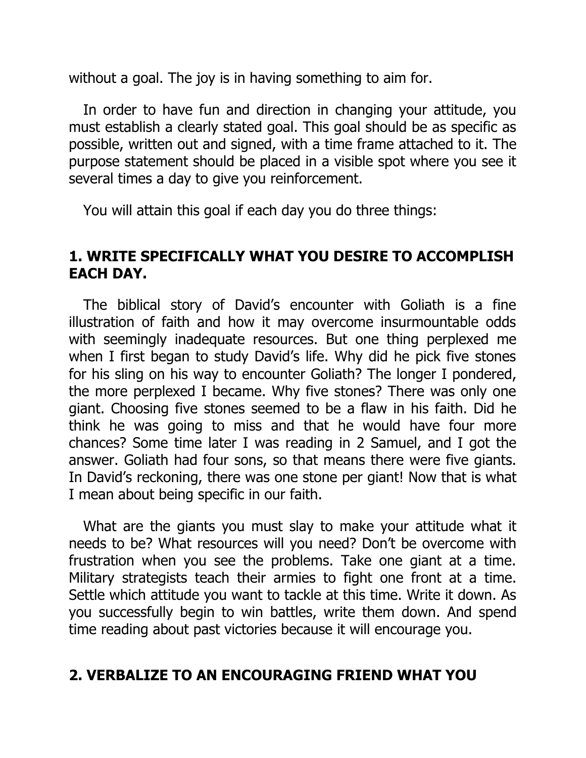without a goal. The joy is in having something to aim for.

In order to have fun and direction in changing your attitude, you must establish a clearly stated goal. This goal should be as specific as possible, written out and signed, with a time frame attached to it. The purpose statement should be placed in a visible spot where you see it several times a day to give you reinforcement.

You will attain this goal if each day you do three things:

### 1. WRITE SPECIFICALLY WHAT YOU DESIRE TO ACCOMPLISH EACH DAY.

The biblical story of David's encounter with Goliath is a fine illustration of faith and how it may overcome insurmountable odds with seemingly inadequate resources. But one thing perplexed me when I first began to study David's life. Why did he pick five stones for his sling on his way to encounter Goliath? The longer I pondered, the more perplexed I became. Why five stones? There was only one giant. Choosing five stones seemed to be a flaw in his faith. Did he think he was going to miss and that he would have four more chances? Some time later I was reading in 2 Samuel, and I got the answer. Goliath had four sons, so that means there were five giants. In David's reckoning, there was one stone per giant! Now that is what I mean about being specific in our faith.

What are the giants you must slay to make your attitude what it needs to be? What resources will you need? Don't be overcome with frustration when you see the problems. Take one giant at a time. Military strategists teach their armies to fight one front at a time. Settle which attitude you want to tackle at this time. Write it down. As you successfully begin to win battles, write them down. And spend time reading about past victories because it will encourage you.

### 2. VERBALIZE TO AN ENCOURAGING FRIEND WHAT YOU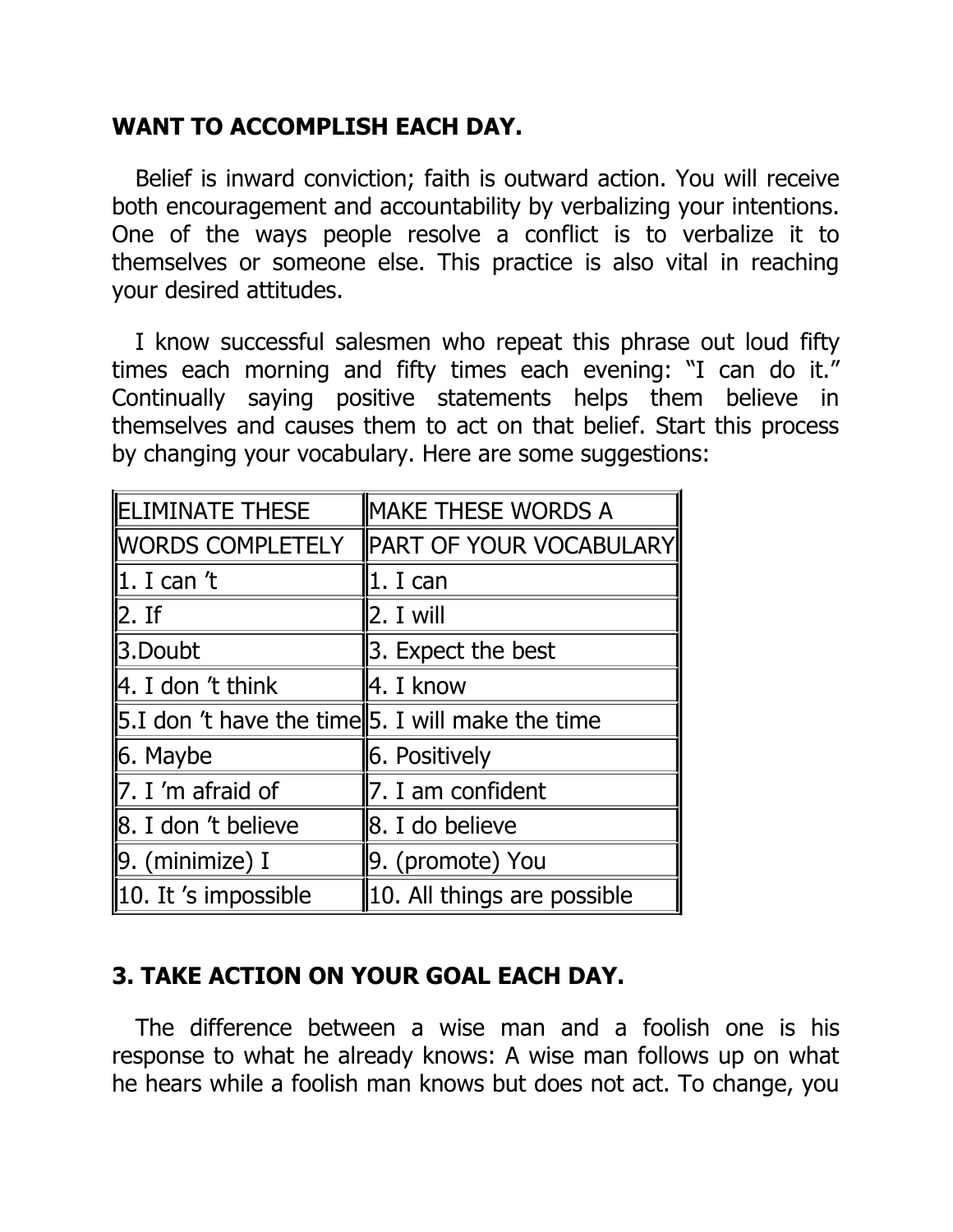**WANT TO ACCOMPLISH EACH DAY.**

Belief is inward conviction; faith is outward action. You will receive both encouragement and accountability by verbalizing your intentions. One of the ways people resolve a conflict is to verbalize it to themselves or someone else. This practice is also vital in reaching your desired attitudes.

I know successful salesmen who repeat this phrase out loud fifty times each morning and fifty times each evening: "I can do it." Continually saying positive statements helps them believe in themselves and causes them to act on that belief. Start this process by changing your vocabulary. Here are some suggestions:

| ELIMINATE THESE WORDS COMPLETELY | MAKE THESE WORDS A PART OF YOUR VOCABULARY |
|---|---|
| 1. I can 't | 1. I can |
| 2. If | 2. I will |
| 3.Doubt | 3. Expect the best |
| 4. I don 't think | 4. I know |
| 5.I don 't have the time | 5. I will make the time |
| 6. Maybe | 6. Positively |
| 7. I 'm afraid of | 7. I am confident |
| 8. I don 't believe | 8. I do believe |
| 9. (minimize) I | 9. (promote) You |
| 10. It 's impossible | 10. All things are possible |

## 3. TAKE ACTION ON YOUR GOAL EACH DAY.

The difference between a wise man and a foolish one is his response to what he already knows: A wise man follows up on what he hears while a foolish man knows but does not act. To change, you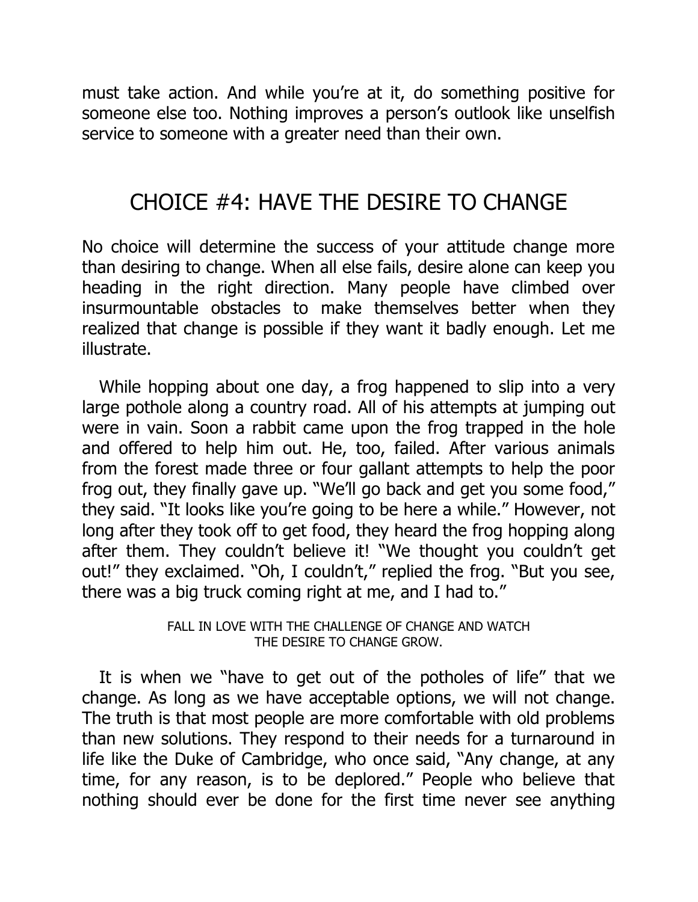must take action. And while you're at it, do something positive for someone else too. Nothing improves a person's outlook like unselfish service to someone with a greater need than their own.

## CHOICE #4: HAVE THE DESIRE TO CHANGE

No choice will determine the success of your attitude change more than desiring to change. When all else fails, desire alone can keep you heading in the right direction. Many people have climbed over insurmountable obstacles to make themselves better when they realized that change is possible if they want it badly enough. Let me illustrate.

While hopping about one day, a frog happened to slip into a very large pothole along a country road. All of his attempts at jumping out were in vain. Soon a rabbit came upon the frog trapped in the hole and offered to help him out. He, too, failed. After various animals from the forest made three or four gallant attempts to help the poor frog out, they finally gave up. "We'll go back and get you some food," they said. "It looks like you're going to be here a while." However, not long after they took off to get food, they heard the frog hopping along after them. They couldn't believe it! "We thought you couldn't get out!" they exclaimed. "Oh, I couldn't," replied the frog. "But you see, there was a big truck coming right at me, and I had to."

FALL IN LOVE WITH THE CHALLENGE OF CHANGE AND WATCH THE DESIRE TO CHANGE GROW.

It is when we "have to get out of the potholes of life" that we change. As long as we have acceptable options, we will not change. The truth is that most people are more comfortable with old problems than new solutions. They respond to their needs for a turnaround in life like the Duke of Cambridge, who once said, "Any change, at any time, for any reason, is to be deplored." People who believe that nothing should ever be done for the first time never see anything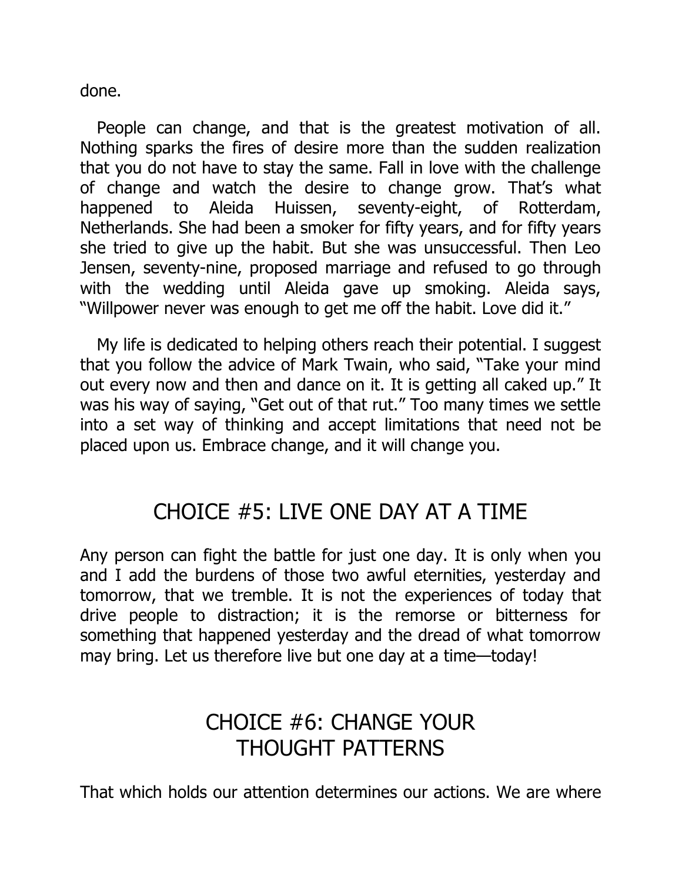done.

People can change, and that is the greatest motivation of all. Nothing sparks the fires of desire more than the sudden realization that you do not have to stay the same. Fall in love with the challenge of change and watch the desire to change grow. That's what happened to Aleida Huissen, seventy-eight, of Rotterdam, Netherlands. She had been a smoker for fifty years, and for fifty years she tried to give up the habit. But she was unsuccessful. Then Leo Jensen, seventy-nine, proposed marriage and refused to go through with the wedding until Aleida gave up smoking. Aleida says, "Willpower never was enough to get me off the habit. Love did it."

My life is dedicated to helping others reach their potential. I suggest that you follow the advice of Mark Twain, who said, "Take your mind out every now and then and dance on it. It is getting all caked up." It was his way of saying, "Get out of that rut." Too many times we settle into a set way of thinking and accept limitations that need not be placed upon us. Embrace change, and it will change you.

## CHOICE #5: LIVE ONE DAY AT A TIME

Any person can fight the battle for just one day. It is only when you and I add the burdens of those two awful eternities, yesterday and tomorrow, that we tremble. It is not the experiences of today that drive people to distraction; it is the remorse or bitterness for something that happened yesterday and the dread of what tomorrow may bring. Let us therefore live but one day at a time—today!

## CHOICE #6: CHANGE YOUR THOUGHT PATTERNS

That which holds our attention determines our actions. We are where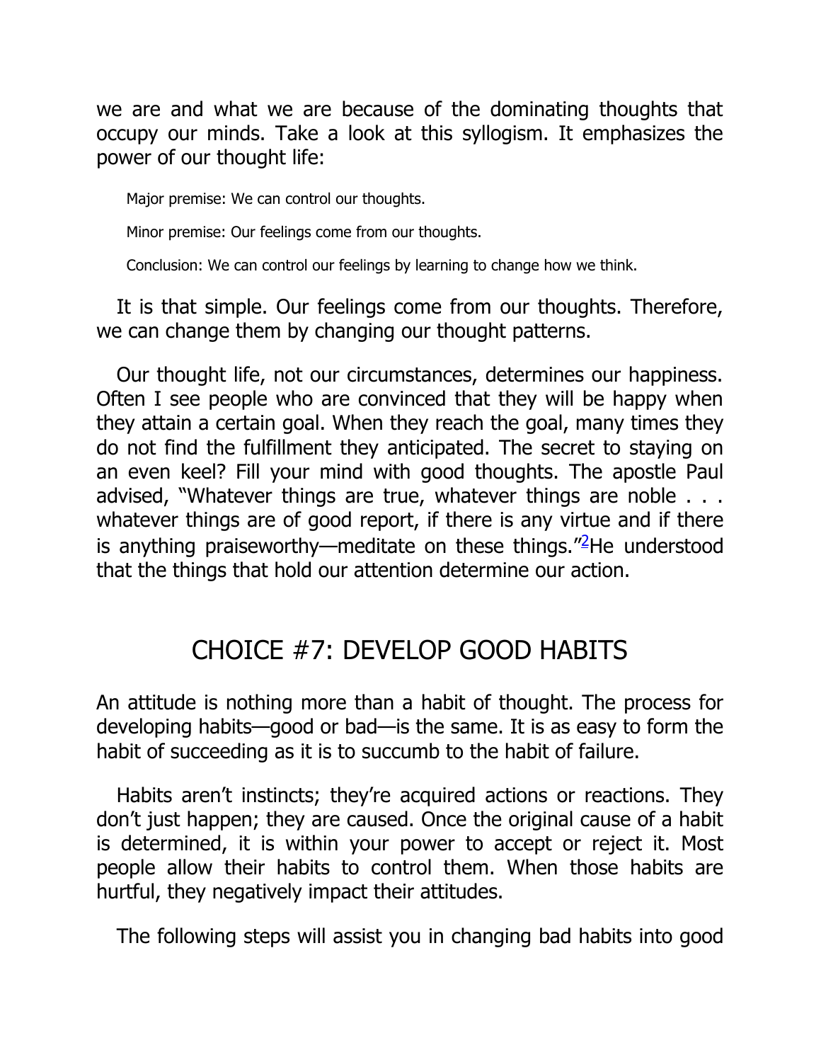we are and what we are because of the dominating thoughts that occupy our minds. Take a look at this syllogism. It emphasizes the power of our thought life:

> Major premise: We can control our thoughts.
>
> Minor premise: Our feelings come from our thoughts.
>
> Conclusion: We can control our feelings by learning to change how we think.

It is that simple. Our feelings come from our thoughts. Therefore, we can change them by changing our thought patterns.

Our thought life, not our circumstances, determines our happiness. Often I see people who are convinced that they will be happy when they attain a certain goal. When they reach the goal, many times they do not find the fulfillment they anticipated. The secret to staying on an even keel? Fill your mind with good thoughts. The apostle Paul advised, "Whatever things are true, whatever things are noble . . . whatever things are of good report, if there is any virtue and if there is anything praiseworthy—meditate on these things."[2] He understood that the things that hold our attention determine our action.

## CHOICE #7: DEVELOP GOOD HABITS

An attitude is nothing more than a habit of thought. The process for developing habits—good or bad—is the same. It is as easy to form the habit of succeeding as it is to succumb to the habit of failure.

Habits aren't instincts; they're acquired actions or reactions. They don't just happen; they are caused. Once the original cause of a habit is determined, it is within your power to accept or reject it. Most people allow their habits to control them. When those habits are hurtful, they negatively impact their attitudes.

The following steps will assist you in changing bad habits into good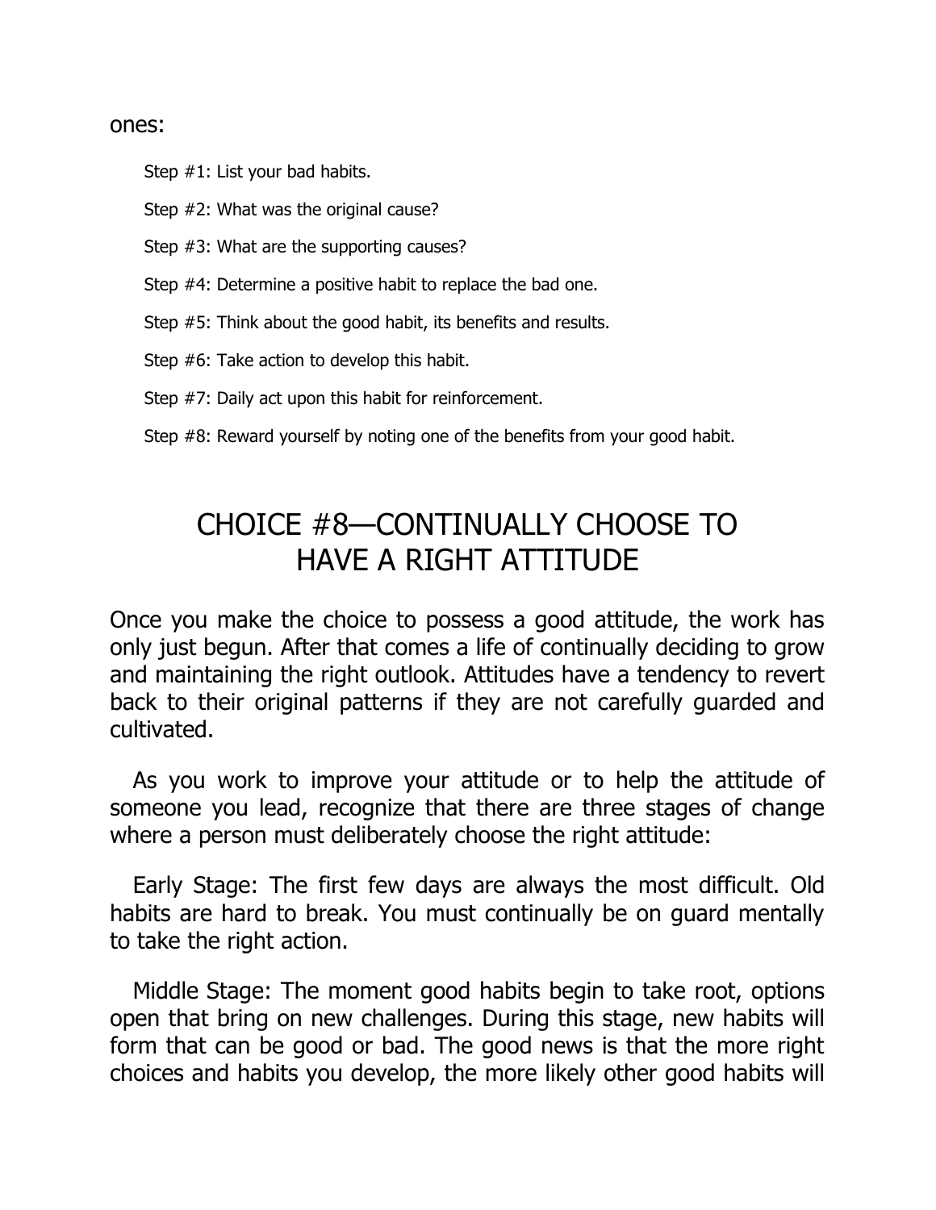ones:

Step #1: List your bad habits.

Step #2: What was the original cause?

Step #3: What are the supporting causes?

Step #4: Determine a positive habit to replace the bad one.

Step #5: Think about the good habit, its benefits and results.

Step #6: Take action to develop this habit.

Step #7: Daily act upon this habit for reinforcement.

Step #8: Reward yourself by noting one of the benefits from your good habit.

## CHOICE #8—CONTINUALLY CHOOSE TO HAVE A RIGHT ATTITUDE

Once you make the choice to possess a good attitude, the work has only just begun. After that comes a life of continually deciding to grow and maintaining the right outlook. Attitudes have a tendency to revert back to their original patterns if they are not carefully guarded and cultivated.

As you work to improve your attitude or to help the attitude of someone you lead, recognize that there are three stages of change where a person must deliberately choose the right attitude:

Early Stage: The first few days are always the most difficult. Old habits are hard to break. You must continually be on guard mentally to take the right action.

Middle Stage: The moment good habits begin to take root, options open that bring on new challenges. During this stage, new habits will form that can be good or bad. The good news is that the more right choices and habits you develop, the more likely other good habits will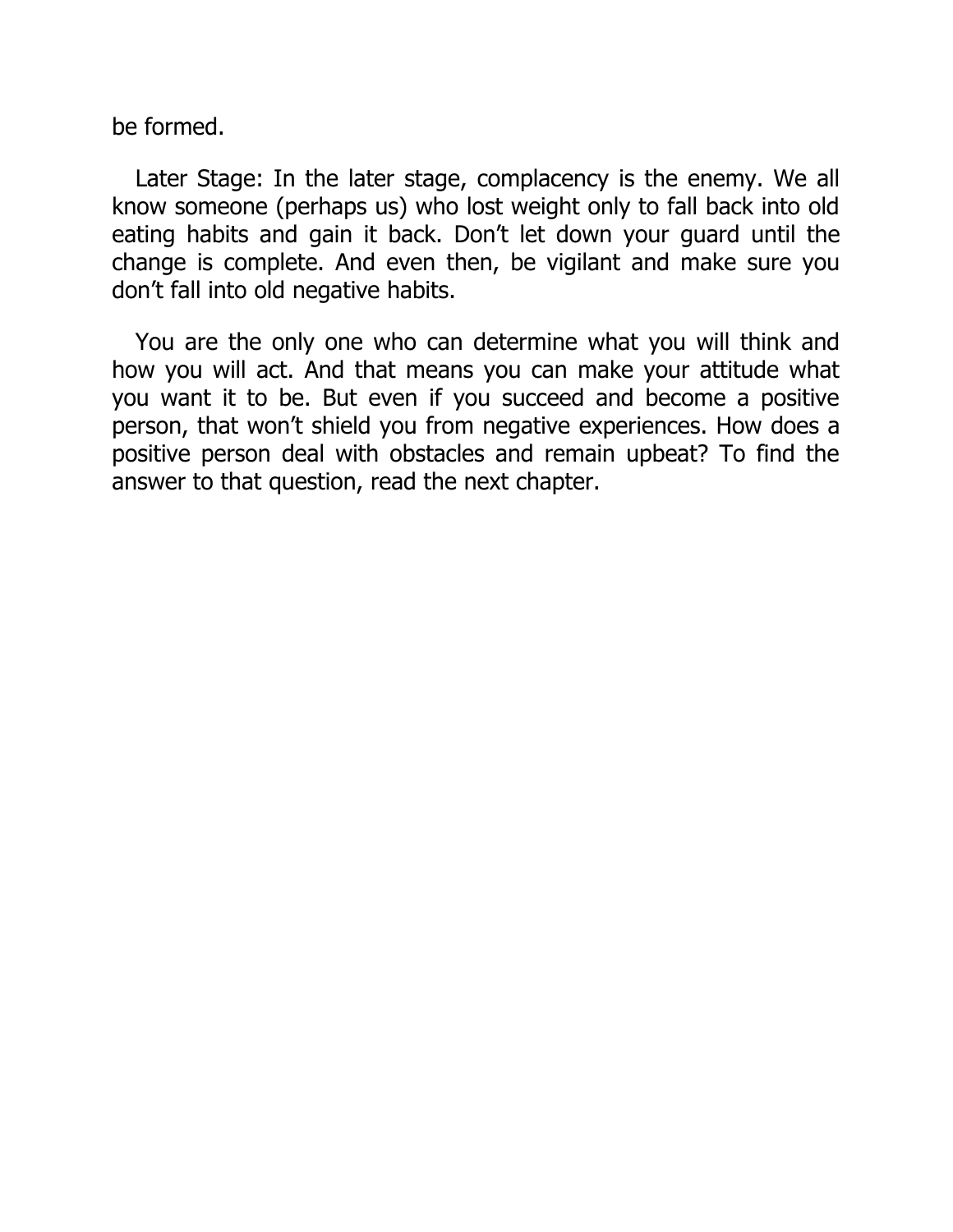be formed.

Later Stage: In the later stage, complacency is the enemy. We all know someone (perhaps us) who lost weight only to fall back into old eating habits and gain it back. Don't let down your guard until the change is complete. And even then, be vigilant and make sure you don't fall into old negative habits.

You are the only one who can determine what you will think and how you will act. And that means you can make your attitude what you want it to be. But even if you succeed and become a positive person, that won't shield you from negative experiences. How does a positive person deal with obstacles and remain upbeat? To find the answer to that question, read the next chapter.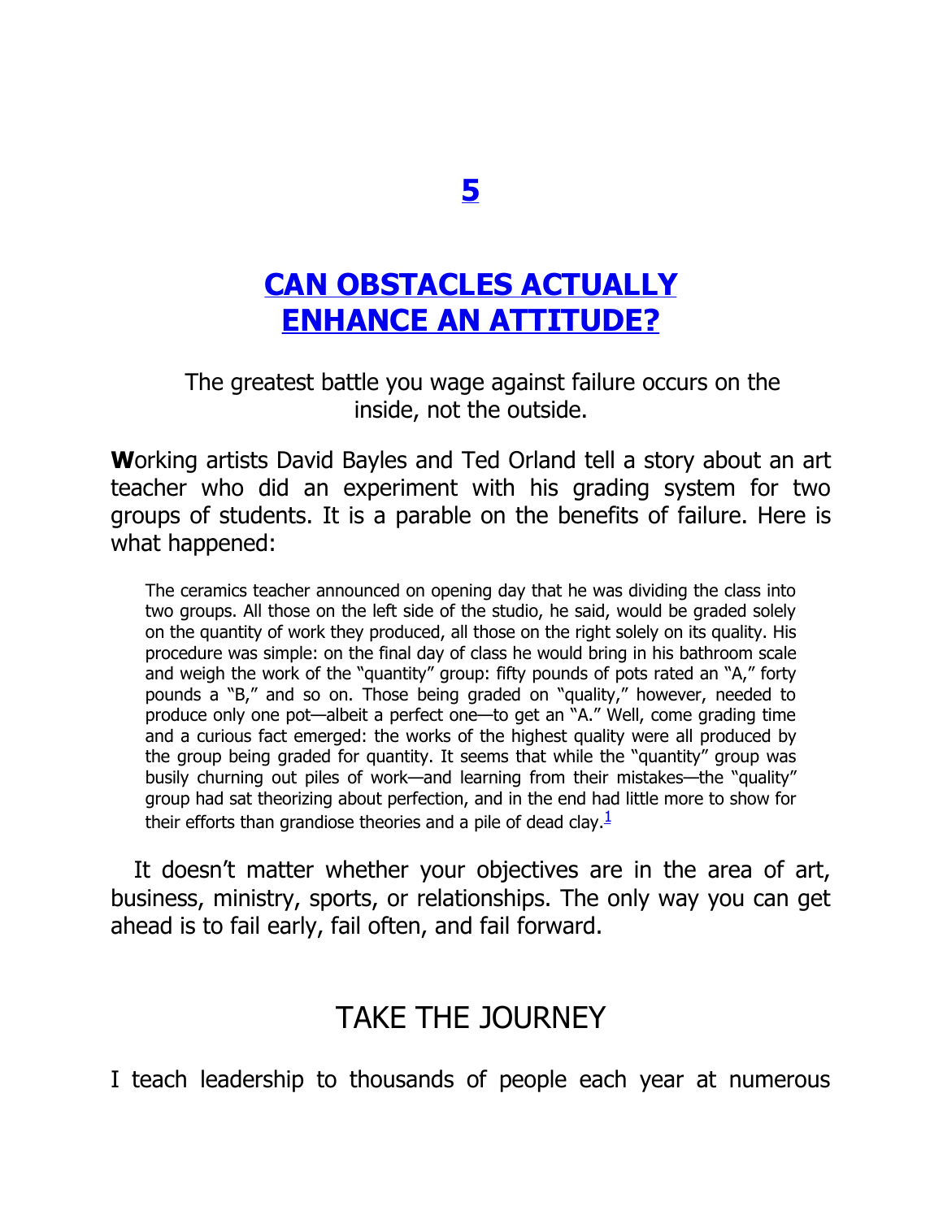# 5

# CAN OBSTACLES ACTUALLY ENHANCE AN ATTITUDE?

The greatest battle you wage against failure occurs on the inside, not the outside.

**W**orking artists David Bayles and Ted Orland tell a story about an art teacher who did an experiment with his grading system for two groups of students. It is a parable on the benefits of failure. Here is what happened:

> The ceramics teacher announced on opening day that he was dividing the class into two groups. All those on the left side of the studio, he said, would be graded solely on the quantity of work they produced, all those on the right solely on its quality. His procedure was simple: on the final day of class he would bring in his bathroom scale and weigh the work of the "quantity" group: fifty pounds of pots rated an "A," forty pounds a "B," and so on. Those being graded on "quality," however, needed to produce only one pot—albeit a perfect one—to get an "A." Well, come grading time and a curious fact emerged: the works of the highest quality were all produced by the group being graded for quantity. It seems that while the "quantity" group was busily churning out piles of work—and learning from their mistakes—the "quality" group had sat theorizing about perfection, and in the end had little more to show for their efforts than grandiose theories and a pile of dead clay.[1]

It doesn't matter whether your objectives are in the area of art, business, ministry, sports, or relationships. The only way you can get ahead is to fail early, fail often, and fail forward.

## TAKE THE JOURNEY

I teach leadership to thousands of people each year at numerous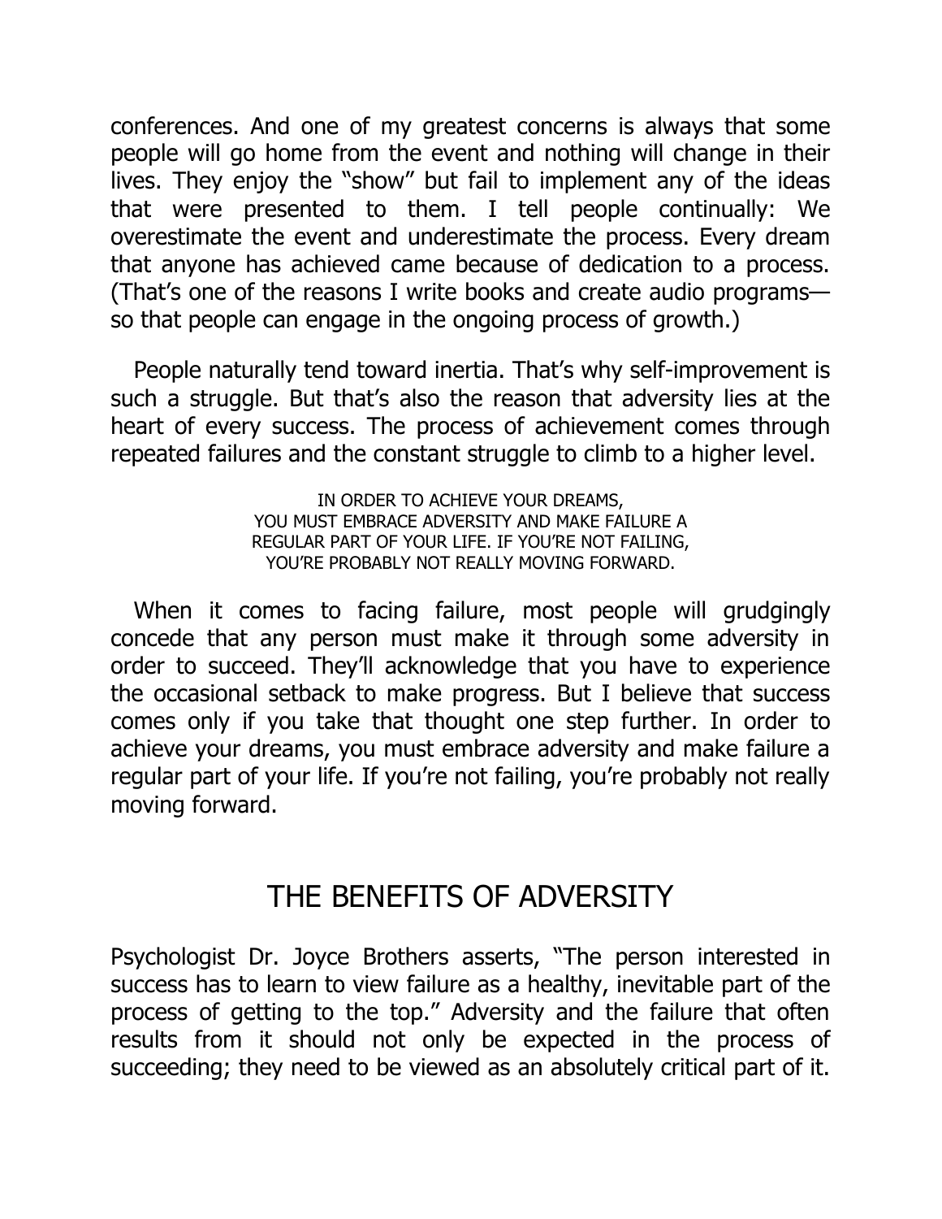conferences. And one of my greatest concerns is always that some people will go home from the event and nothing will change in their lives. They enjoy the "show" but fail to implement any of the ideas that were presented to them. I tell people continually: We overestimate the event and underestimate the process. Every dream that anyone has achieved came because of dedication to a process. (That's one of the reasons I write books and create audio programs—so that people can engage in the ongoing process of growth.)

People naturally tend toward inertia. That's why self-improvement is such a struggle. But that's also the reason that adversity lies at the heart of every success. The process of achievement comes through repeated failures and the constant struggle to climb to a higher level.

> IN ORDER TO ACHIEVE YOUR DREAMS, YOU MUST EMBRACE ADVERSITY AND MAKE FAILURE A REGULAR PART OF YOUR LIFE. IF YOU'RE NOT FAILING, YOU'RE PROBABLY NOT REALLY MOVING FORWARD.

When it comes to facing failure, most people will grudgingly concede that any person must make it through some adversity in order to succeed. They'll acknowledge that you have to experience the occasional setback to make progress. But I believe that success comes only if you take that thought one step further. In order to achieve your dreams, you must embrace adversity and make failure a regular part of your life. If you're not failing, you're probably not really moving forward.

## THE BENEFITS OF ADVERSITY

Psychologist Dr. Joyce Brothers asserts, "The person interested in success has to learn to view failure as a healthy, inevitable part of the process of getting to the top." Adversity and the failure that often results from it should not only be expected in the process of succeeding; they need to be viewed as an absolutely critical part of it.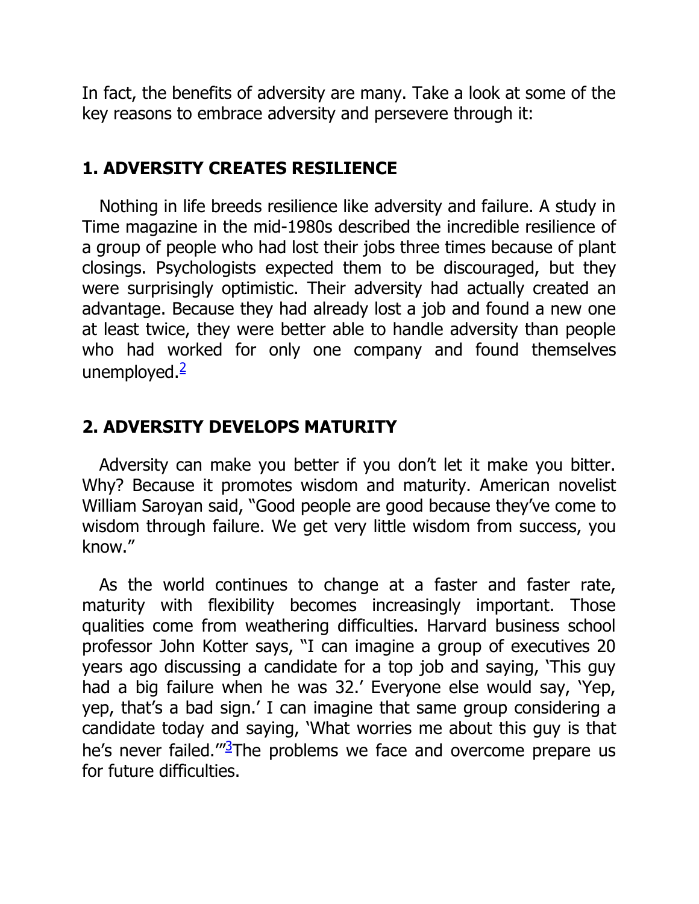In fact, the benefits of adversity are many. Take a look at some of the key reasons to embrace adversity and persevere through it:

### 1. ADVERSITY CREATES RESILIENCE

Nothing in life breeds resilience like adversity and failure. A study in Time magazine in the mid-1980s described the incredible resilience of a group of people who had lost their jobs three times because of plant closings. Psychologists expected them to be discouraged, but they were surprisingly optimistic. Their adversity had actually created an advantage. Because they had already lost a job and found a new one at least twice, they were better able to handle adversity than people who had worked for only one company and found themselves unemployed.[2]

### 2. ADVERSITY DEVELOPS MATURITY

Adversity can make you better if you don't let it make you bitter. Why? Because it promotes wisdom and maturity. American novelist William Saroyan said, "Good people are good because they've come to wisdom through failure. We get very little wisdom from success, you know."

As the world continues to change at a faster and faster rate, maturity with flexibility becomes increasingly important. Those qualities come from weathering difficulties. Harvard business school professor John Kotter says, "I can imagine a group of executives 20 years ago discussing a candidate for a top job and saying, 'This guy had a big failure when he was 32.' Everyone else would say, 'Yep, yep, that's a bad sign.' I can imagine that same group considering a candidate today and saying, 'What worries me about this guy is that he's never failed.'"[3]The problems we face and overcome prepare us for future difficulties.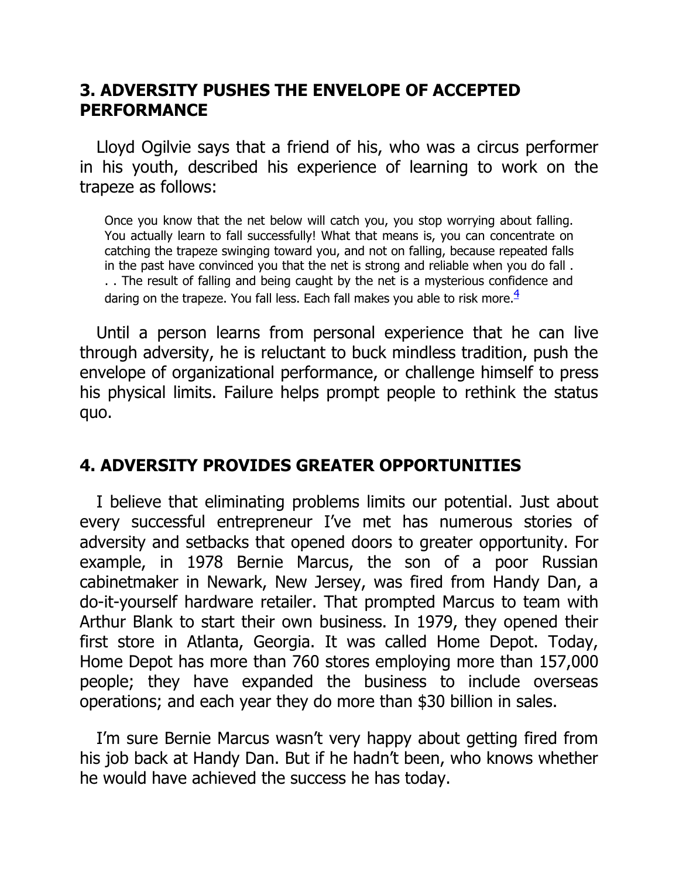## 3. ADVERSITY PUSHES THE ENVELOPE OF ACCEPTED PERFORMANCE

Lloyd Ogilvie says that a friend of his, who was a circus performer in his youth, described his experience of learning to work on the trapeze as follows:

> Once you know that the net below will catch you, you stop worrying about falling. You actually learn to fall successfully! What that means is, you can concentrate on catching the trapeze swinging toward you, and not on falling, because repeated falls in the past have convinced you that the net is strong and reliable when you do fall . . . The result of falling and being caught by the net is a mysterious confidence and daring on the trapeze. You fall less. Each fall makes you able to risk more.[4]

Until a person learns from personal experience that he can live through adversity, he is reluctant to buck mindless tradition, push the envelope of organizational performance, or challenge himself to press his physical limits. Failure helps prompt people to rethink the status quo.

## 4. ADVERSITY PROVIDES GREATER OPPORTUNITIES

I believe that eliminating problems limits our potential. Just about every successful entrepreneur I've met has numerous stories of adversity and setbacks that opened doors to greater opportunity. For example, in 1978 Bernie Marcus, the son of a poor Russian cabinetmaker in Newark, New Jersey, was fired from Handy Dan, a do-it-yourself hardware retailer. That prompted Marcus to team with Arthur Blank to start their own business. In 1979, they opened their first store in Atlanta, Georgia. It was called Home Depot. Today, Home Depot has more than 760 stores employing more than 157,000 people; they have expanded the business to include overseas operations; and each year they do more than $30 billion in sales.

I'm sure Bernie Marcus wasn't very happy about getting fired from his job back at Handy Dan. But if he hadn't been, who knows whether he would have achieved the success he has today.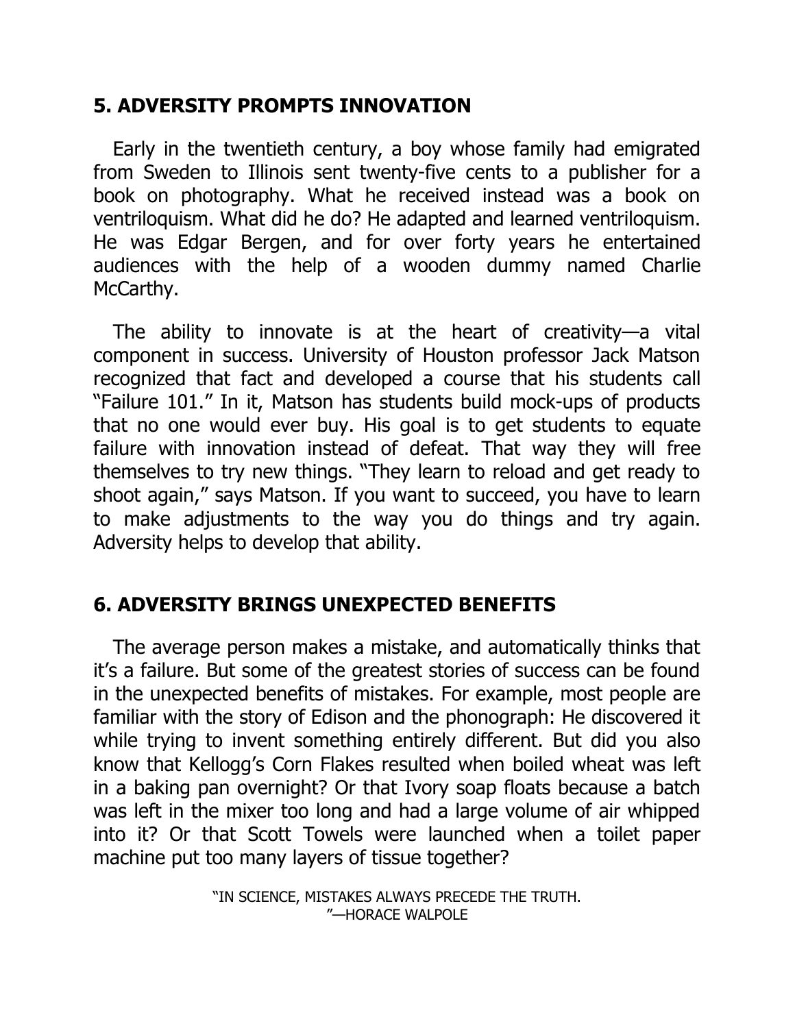## 5. ADVERSITY PROMPTS INNOVATION

Early in the twentieth century, a boy whose family had emigrated from Sweden to Illinois sent twenty-five cents to a publisher for a book on photography. What he received instead was a book on ventriloquism. What did he do? He adapted and learned ventriloquism. He was Edgar Bergen, and for over forty years he entertained audiences with the help of a wooden dummy named Charlie McCarthy.

The ability to innovate is at the heart of creativity—a vital component in success. University of Houston professor Jack Matson recognized that fact and developed a course that his students call "Failure 101." In it, Matson has students build mock-ups of products that no one would ever buy. His goal is to get students to equate failure with innovation instead of defeat. That way they will free themselves to try new things. "They learn to reload and get ready to shoot again," says Matson. If you want to succeed, you have to learn to make adjustments to the way you do things and try again. Adversity helps to develop that ability.

## 6. ADVERSITY BRINGS UNEXPECTED BENEFITS

The average person makes a mistake, and automatically thinks that it's a failure. But some of the greatest stories of success can be found in the unexpected benefits of mistakes. For example, most people are familiar with the story of Edison and the phonograph: He discovered it while trying to invent something entirely different. But did you also know that Kellogg's Corn Flakes resulted when boiled wheat was left in a baking pan overnight? Or that Ivory soap floats because a batch was left in the mixer too long and had a large volume of air whipped into it? Or that Scott Towels were launched when a toilet paper machine put too many layers of tissue together?

"IN SCIENCE, MISTAKES ALWAYS PRECEDE THE TRUTH." —HORACE WALPOLE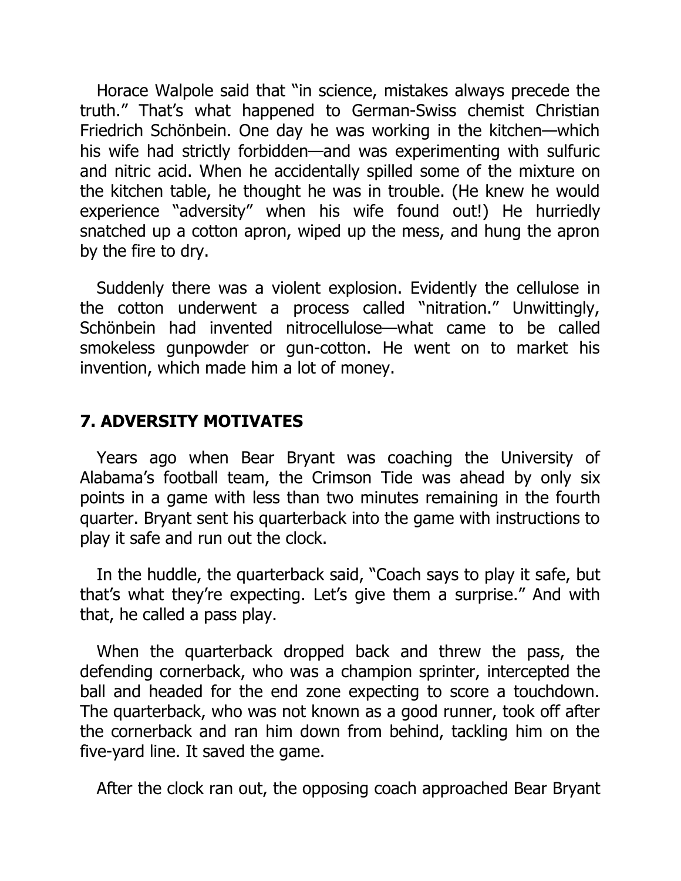Horace Walpole said that "in science, mistakes always precede the truth." That's what happened to German-Swiss chemist Christian Friedrich Schönbein. One day he was working in the kitchen—which his wife had strictly forbidden—and was experimenting with sulfuric and nitric acid. When he accidentally spilled some of the mixture on the kitchen table, he thought he was in trouble. (He knew he would experience "adversity" when his wife found out!) He hurriedly snatched up a cotton apron, wiped up the mess, and hung the apron by the fire to dry.

Suddenly there was a violent explosion. Evidently the cellulose in the cotton underwent a process called "nitration." Unwittingly, Schönbein had invented nitrocellulose—what came to be called smokeless gunpowder or gun-cotton. He went on to market his invention, which made him a lot of money.

## 7. ADVERSITY MOTIVATES

Years ago when Bear Bryant was coaching the University of Alabama's football team, the Crimson Tide was ahead by only six points in a game with less than two minutes remaining in the fourth quarter. Bryant sent his quarterback into the game with instructions to play it safe and run out the clock.

In the huddle, the quarterback said, "Coach says to play it safe, but that's what they're expecting. Let's give them a surprise." And with that, he called a pass play.

When the quarterback dropped back and threw the pass, the defending cornerback, who was a champion sprinter, intercepted the ball and headed for the end zone expecting to score a touchdown. The quarterback, who was not known as a good runner, took off after the cornerback and ran him down from behind, tackling him on the five-yard line. It saved the game.

After the clock ran out, the opposing coach approached Bear Bryant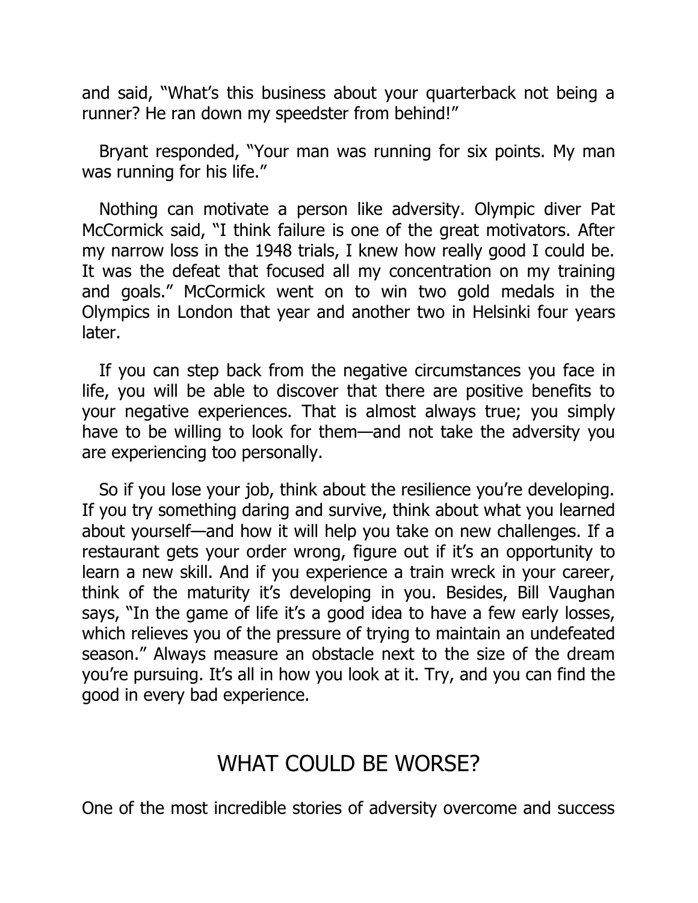and said, "What's this business about your quarterback not being a runner? He ran down my speedster from behind!"

Bryant responded, "Your man was running for six points. My man was running for his life."

Nothing can motivate a person like adversity. Olympic diver Pat McCormick said, "I think failure is one of the great motivators. After my narrow loss in the 1948 trials, I knew how really good I could be. It was the defeat that focused all my concentration on my training and goals." McCormick went on to win two gold medals in the Olympics in London that year and another two in Helsinki four years later.

If you can step back from the negative circumstances you face in life, you will be able to discover that there are positive benefits to your negative experiences. That is almost always true; you simply have to be willing to look for them—and not take the adversity you are experiencing too personally.

So if you lose your job, think about the resilience you're developing. If you try something daring and survive, think about what you learned about yourself—and how it will help you take on new challenges. If a restaurant gets your order wrong, figure out if it's an opportunity to learn a new skill. And if you experience a train wreck in your career, think of the maturity it's developing in you. Besides, Bill Vaughan says, "In the game of life it's a good idea to have a few early losses, which relieves you of the pressure of trying to maintain an undefeated season." Always measure an obstacle next to the size of the dream you're pursuing. It's all in how you look at it. Try, and you can find the good in every bad experience.

## WHAT COULD BE WORSE?

One of the most incredible stories of adversity overcome and success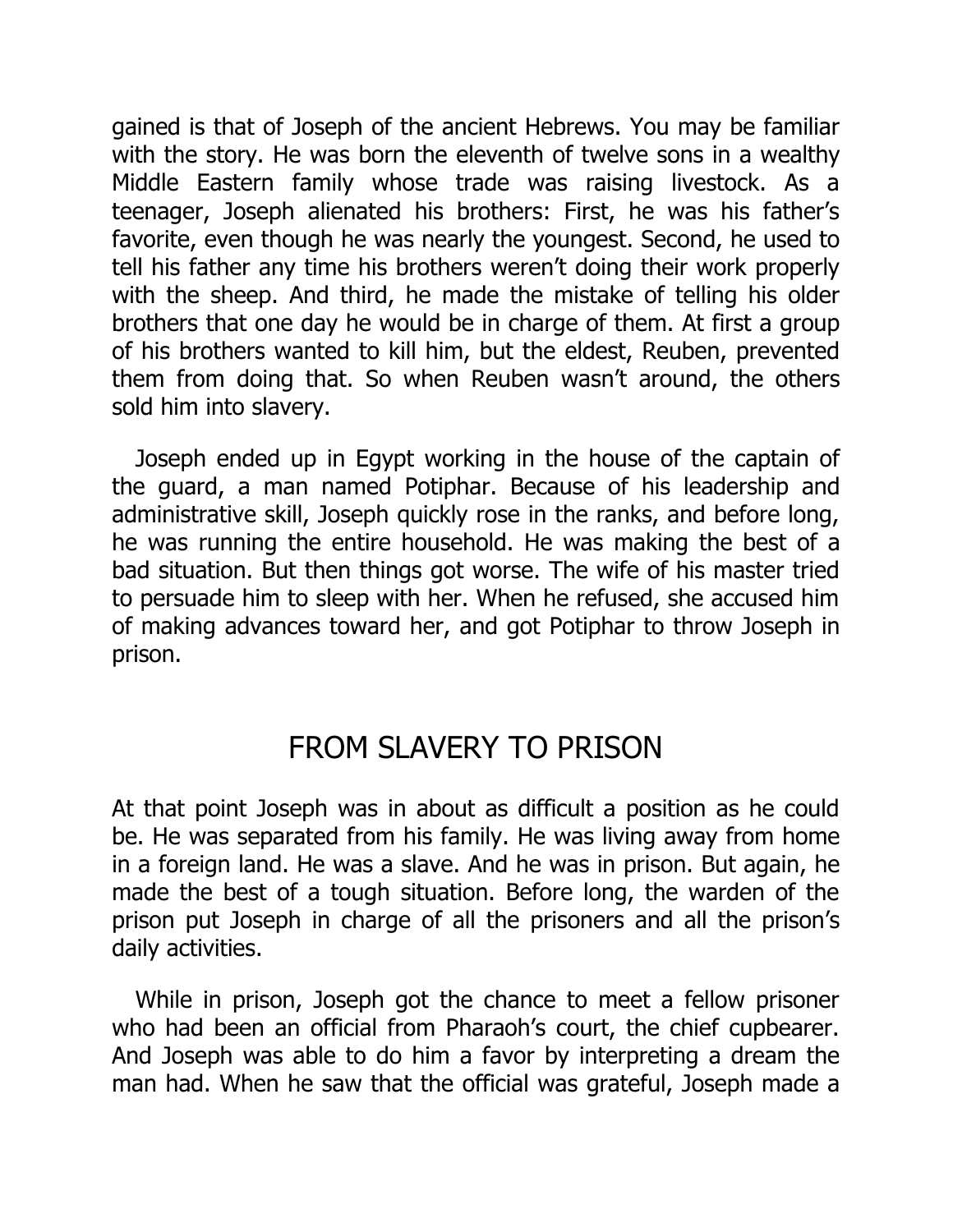gained is that of Joseph of the ancient Hebrews. You may be familiar with the story. He was born the eleventh of twelve sons in a wealthy Middle Eastern family whose trade was raising livestock. As a teenager, Joseph alienated his brothers: First, he was his father's favorite, even though he was nearly the youngest. Second, he used to tell his father any time his brothers weren't doing their work properly with the sheep. And third, he made the mistake of telling his older brothers that one day he would be in charge of them. At first a group of his brothers wanted to kill him, but the eldest, Reuben, prevented them from doing that. So when Reuben wasn't around, the others sold him into slavery.

Joseph ended up in Egypt working in the house of the captain of the guard, a man named Potiphar. Because of his leadership and administrative skill, Joseph quickly rose in the ranks, and before long, he was running the entire household. He was making the best of a bad situation. But then things got worse. The wife of his master tried to persuade him to sleep with her. When he refused, she accused him of making advances toward her, and got Potiphar to throw Joseph in prison.

## FROM SLAVERY TO PRISON

At that point Joseph was in about as difficult a position as he could be. He was separated from his family. He was living away from home in a foreign land. He was a slave. And he was in prison. But again, he made the best of a tough situation. Before long, the warden of the prison put Joseph in charge of all the prisoners and all the prison's daily activities.

While in prison, Joseph got the chance to meet a fellow prisoner who had been an official from Pharaoh's court, the chief cupbearer. And Joseph was able to do him a favor by interpreting a dream the man had. When he saw that the official was grateful, Joseph made a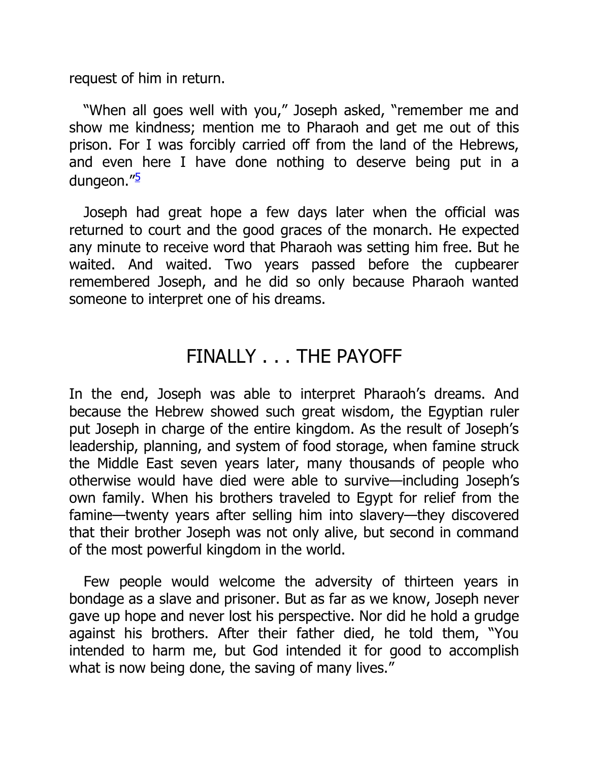request of him in return.

"When all goes well with you," Joseph asked, "remember me and show me kindness; mention me to Pharaoh and get me out of this prison. For I was forcibly carried off from the land of the Hebrews, and even here I have done nothing to deserve being put in a dungeon."[5]

Joseph had great hope a few days later when the official was returned to court and the good graces of the monarch. He expected any minute to receive word that Pharaoh was setting him free. But he waited. And waited. Two years passed before the cupbearer remembered Joseph, and he did so only because Pharaoh wanted someone to interpret one of his dreams.

## FINALLY . . . THE PAYOFF

In the end, Joseph was able to interpret Pharaoh's dreams. And because the Hebrew showed such great wisdom, the Egyptian ruler put Joseph in charge of the entire kingdom. As the result of Joseph's leadership, planning, and system of food storage, when famine struck the Middle East seven years later, many thousands of people who otherwise would have died were able to survive—including Joseph's own family. When his brothers traveled to Egypt for relief from the famine—twenty years after selling him into slavery—they discovered that their brother Joseph was not only alive, but second in command of the most powerful kingdom in the world.

Few people would welcome the adversity of thirteen years in bondage as a slave and prisoner. But as far as we know, Joseph never gave up hope and never lost his perspective. Nor did he hold a grudge against his brothers. After their father died, he told them, "You intended to harm me, but God intended it for good to accomplish what is now being done, the saving of many lives."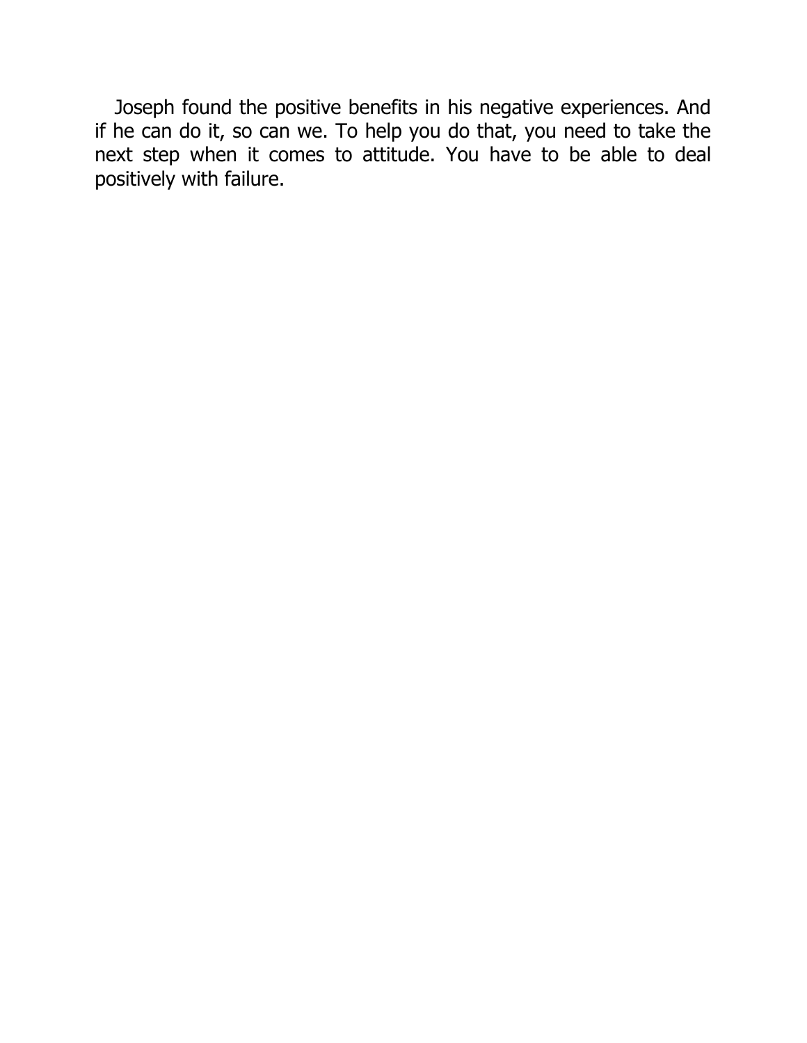Joseph found the positive benefits in his negative experiences. And if he can do it, so can we. To help you do that, you need to take the next step when it comes to attitude. You have to be able to deal positively with failure.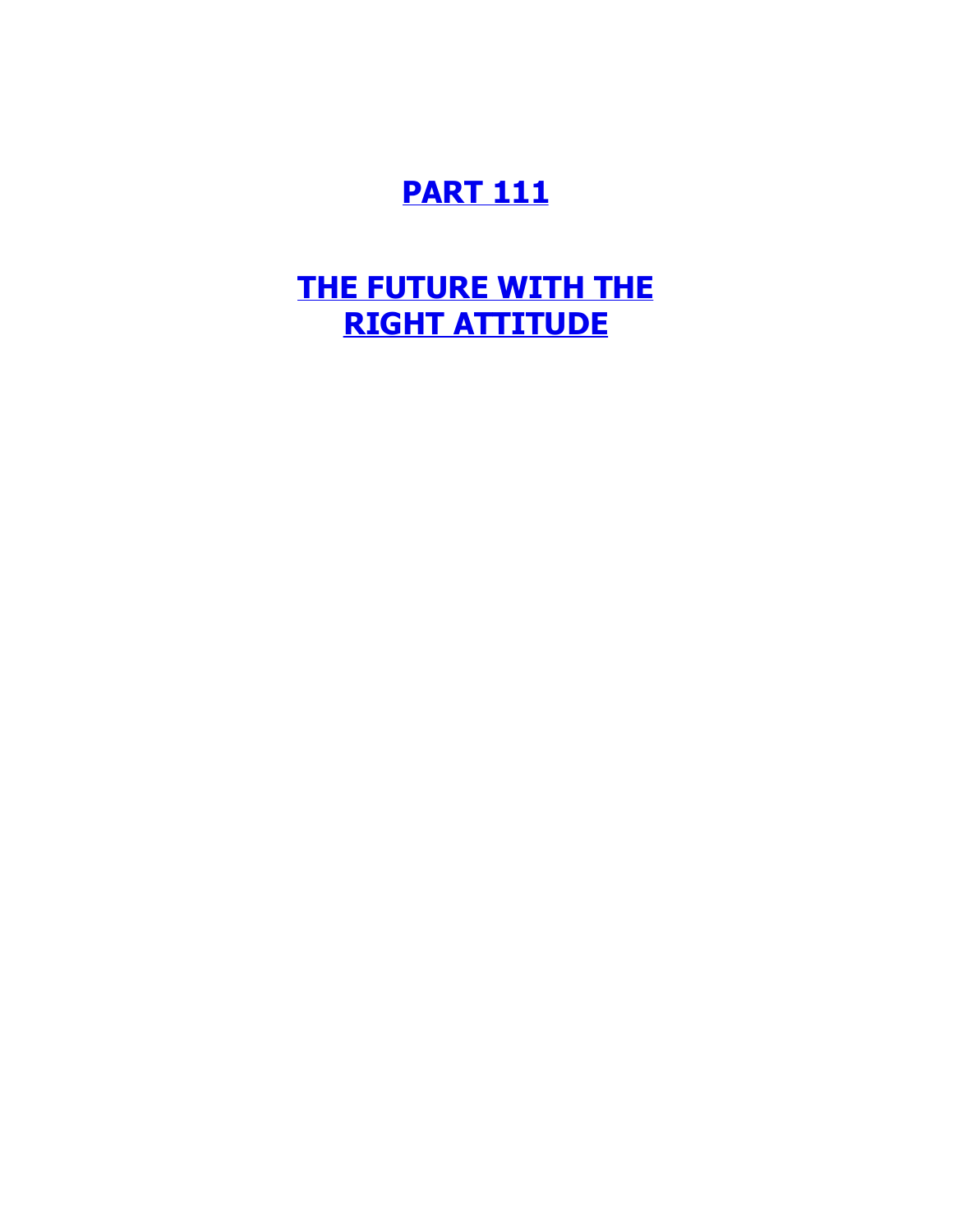# **PART 111**

# **THE FUTURE WITH THE RIGHT ATTITUDE**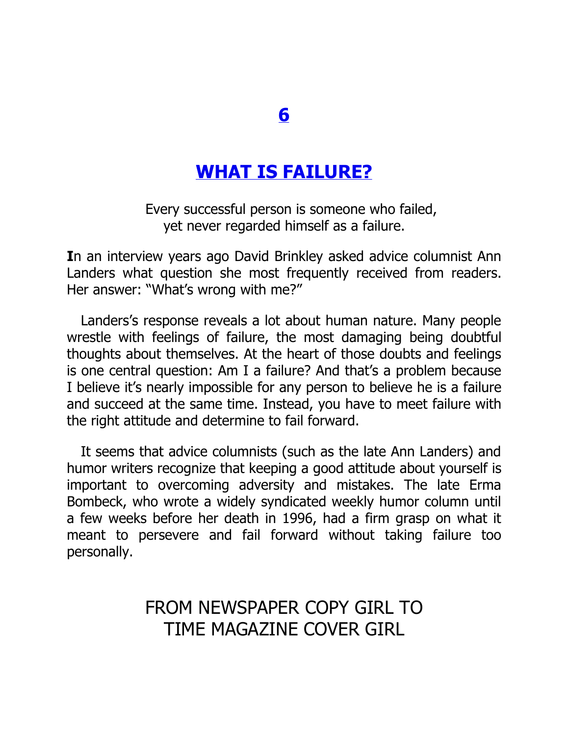# 6

# WHAT IS FAILURE?

Every successful person is someone who failed,
yet never regarded himself as a failure.

**I**n an interview years ago David Brinkley asked advice columnist Ann Landers what question she most frequently received from readers. Her answer: "What's wrong with me?"

Landers's response reveals a lot about human nature. Many people wrestle with feelings of failure, the most damaging being doubtful thoughts about themselves. At the heart of those doubts and feelings is one central question: Am I a failure? And that's a problem because I believe it's nearly impossible for any person to believe he is a failure and succeed at the same time. Instead, you have to meet failure with the right attitude and determine to fail forward.

It seems that advice columnists (such as the late Ann Landers) and humor writers recognize that keeping a good attitude about yourself is important to overcoming adversity and mistakes. The late Erma Bombeck, who wrote a widely syndicated weekly humor column until a few weeks before her death in 1996, had a firm grasp on what it meant to persevere and fail forward without taking failure too personally.

## FROM NEWSPAPER COPY GIRL TO TIME MAGAZINE COVER GIRL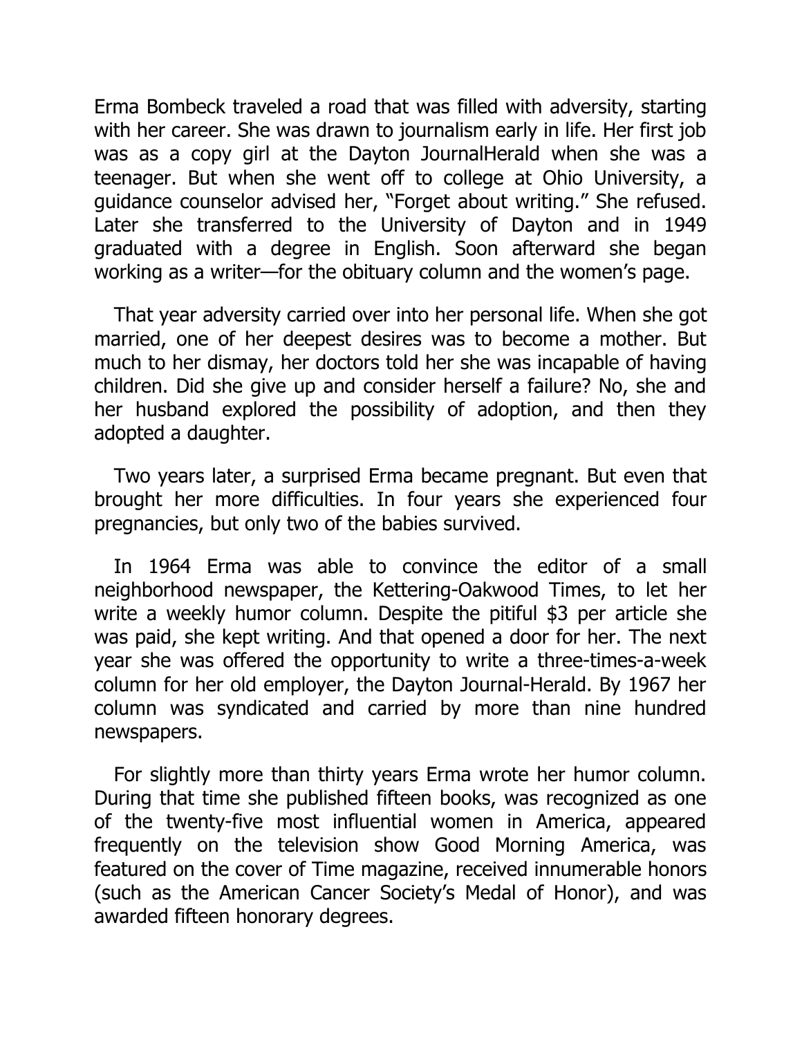Erma Bombeck traveled a road that was filled with adversity, starting with her career. She was drawn to journalism early in life. Her first job was as a copy girl at the Dayton JournalHerald when she was a teenager. But when she went off to college at Ohio University, a guidance counselor advised her, "Forget about writing." She refused. Later she transferred to the University of Dayton and in 1949 graduated with a degree in English. Soon afterward she began working as a writer—for the obituary column and the women's page.

That year adversity carried over into her personal life. When she got married, one of her deepest desires was to become a mother. But much to her dismay, her doctors told her she was incapable of having children. Did she give up and consider herself a failure? No, she and her husband explored the possibility of adoption, and then they adopted a daughter.

Two years later, a surprised Erma became pregnant. But even that brought her more difficulties. In four years she experienced four pregnancies, but only two of the babies survived.

In 1964 Erma was able to convince the editor of a small neighborhood newspaper, the Kettering-Oakwood Times, to let her write a weekly humor column. Despite the pitiful $3 per article she was paid, she kept writing. And that opened a door for her. The next year she was offered the opportunity to write a three-times-a-week column for her old employer, the Dayton Journal-Herald. By 1967 her column was syndicated and carried by more than nine hundred newspapers.

For slightly more than thirty years Erma wrote her humor column. During that time she published fifteen books, was recognized as one of the twenty-five most influential women in America, appeared frequently on the television show Good Morning America, was featured on the cover of Time magazine, received innumerable honors (such as the American Cancer Society's Medal of Honor), and was awarded fifteen honorary degrees.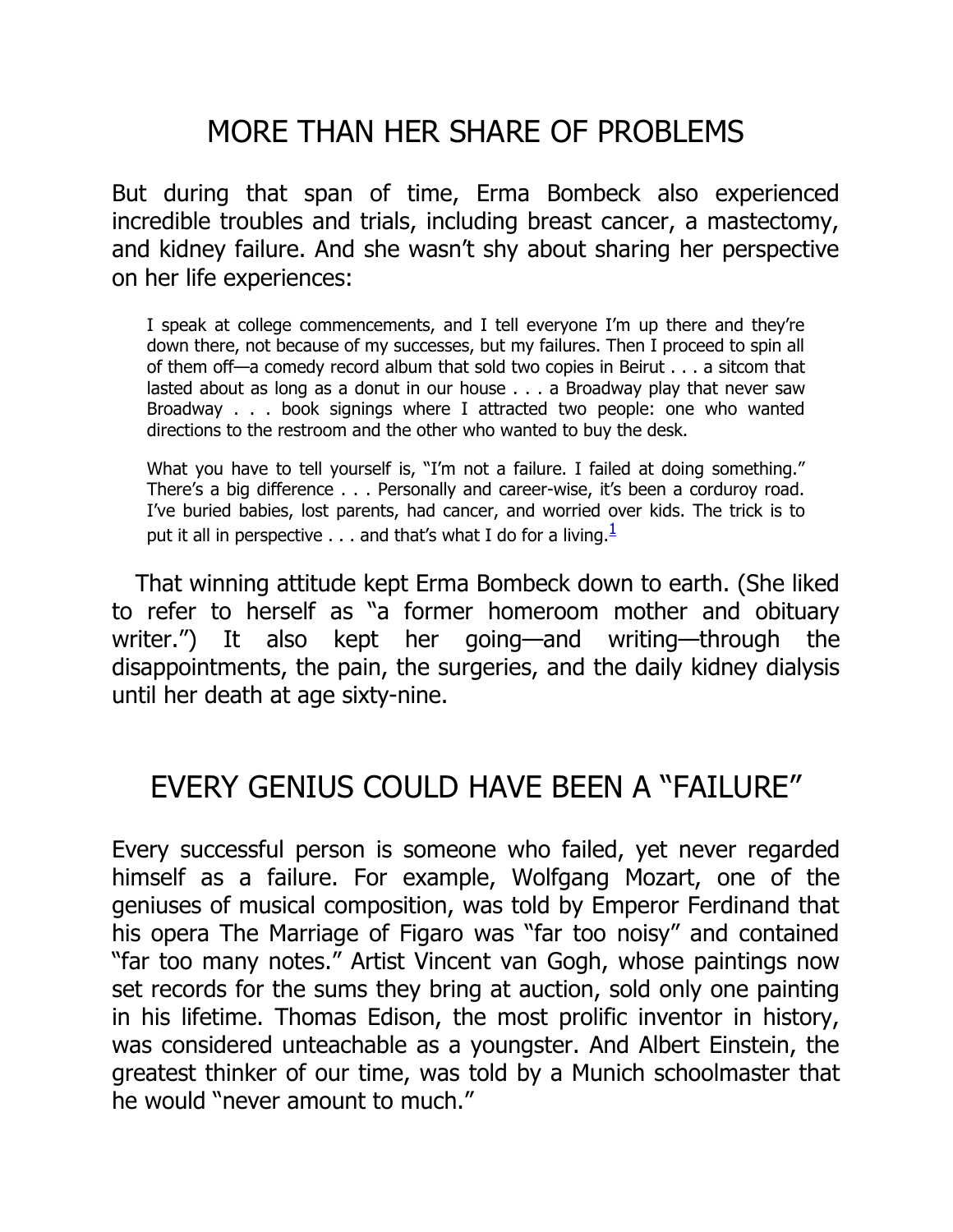## MORE THAN HER SHARE OF PROBLEMS

But during that span of time, Erma Bombeck also experienced incredible troubles and trials, including breast cancer, a mastectomy, and kidney failure. And she wasn't shy about sharing her perspective on her life experiences:

> I speak at college commencements, and I tell everyone I'm up there and they're down there, not because of my successes, but my failures. Then I proceed to spin all of them off—a comedy record album that sold two copies in Beirut . . . a sitcom that lasted about as long as a donut in our house . . . a Broadway play that never saw Broadway . . . book signings where I attracted two people: one who wanted directions to the restroom and the other who wanted to buy the desk.
>
> What you have to tell yourself is, "I'm not a failure. I failed at doing something." There's a big difference . . . Personally and career-wise, it's been a corduroy road. I've buried babies, lost parents, had cancer, and worried over kids. The trick is to put it all in perspective . . . and that's what I do for a living.[1]

That winning attitude kept Erma Bombeck down to earth. (She liked to refer to herself as "a former homeroom mother and obituary writer.") It also kept her going—and writing—through the disappointments, the pain, the surgeries, and the daily kidney dialysis until her death at age sixty-nine.

## EVERY GENIUS COULD HAVE BEEN A "FAILURE"

Every successful person is someone who failed, yet never regarded himself as a failure. For example, Wolfgang Mozart, one of the geniuses of musical composition, was told by Emperor Ferdinand that his opera The Marriage of Figaro was "far too noisy" and contained "far too many notes." Artist Vincent van Gogh, whose paintings now set records for the sums they bring at auction, sold only one painting in his lifetime. Thomas Edison, the most prolific inventor in history, was considered unteachable as a youngster. And Albert Einstein, the greatest thinker of our time, was told by a Munich schoolmaster that he would "never amount to much."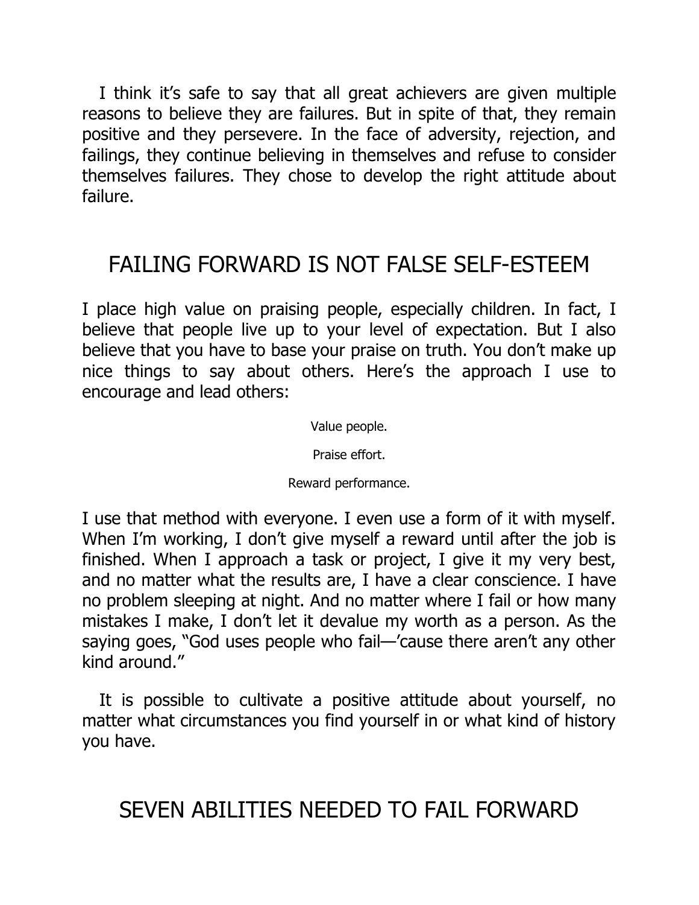I think it's safe to say that all great achievers are given multiple reasons to believe they are failures. But in spite of that, they remain positive and they persevere. In the face of adversity, rejection, and failings, they continue believing in themselves and refuse to consider themselves failures. They chose to develop the right attitude about failure.

## FAILING FORWARD IS NOT FALSE SELF-ESTEEM

I place high value on praising people, especially children. In fact, I believe that people live up to your level of expectation. But I also believe that you have to base your praise on truth. You don't make up nice things to say about others. Here's the approach I use to encourage and lead others:

Value people.

Praise effort.

Reward performance.

I use that method with everyone. I even use a form of it with myself. When I'm working, I don't give myself a reward until after the job is finished. When I approach a task or project, I give it my very best, and no matter what the results are, I have a clear conscience. I have no problem sleeping at night. And no matter where I fail or how many mistakes I make, I don't let it devalue my worth as a person. As the saying goes, "God uses people who fail—'cause there aren't any other kind around."

It is possible to cultivate a positive attitude about yourself, no matter what circumstances you find yourself in or what kind of history you have.

## SEVEN ABILITIES NEEDED TO FAIL FORWARD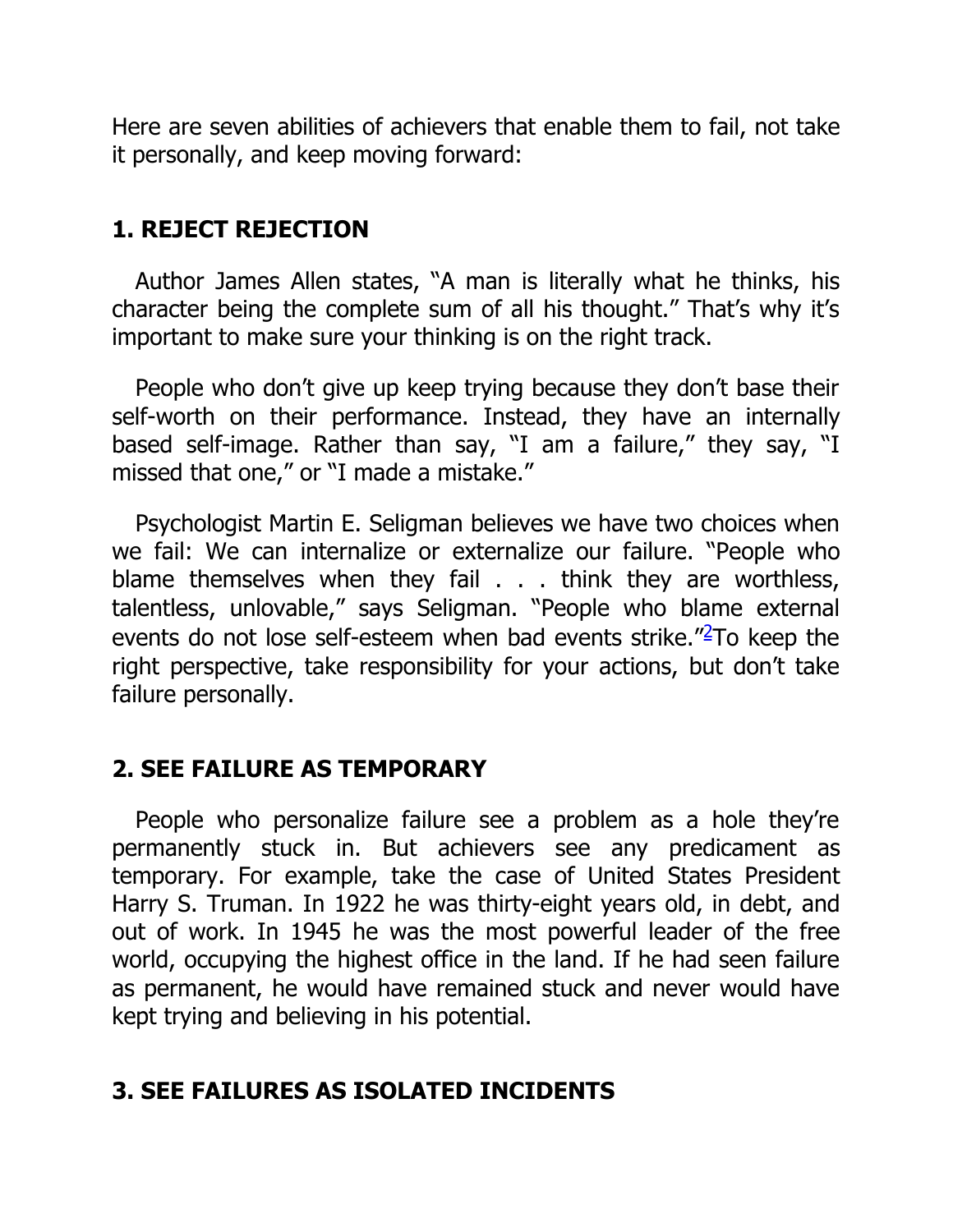Here are seven abilities of achievers that enable them to fail, not take it personally, and keep moving forward:

## 1. REJECT REJECTION

Author James Allen states, "A man is literally what he thinks, his character being the complete sum of all his thought." That's why it's important to make sure your thinking is on the right track.

People who don't give up keep trying because they don't base their self-worth on their performance. Instead, they have an internally based self-image. Rather than say, "I am a failure," they say, "I missed that one," or "I made a mistake."

Psychologist Martin E. Seligman believes we have two choices when we fail: We can internalize or externalize our failure. "People who blame themselves when they fail . . . think they are worthless, talentless, unlovable," says Seligman. "People who blame external events do not lose self-esteem when bad events strike."[2] To keep the right perspective, take responsibility for your actions, but don't take failure personally.

## 2. SEE FAILURE AS TEMPORARY

People who personalize failure see a problem as a hole they're permanently stuck in. But achievers see any predicament as temporary. For example, take the case of United States President Harry S. Truman. In 1922 he was thirty-eight years old, in debt, and out of work. In 1945 he was the most powerful leader of the free world, occupying the highest office in the land. If he had seen failure as permanent, he would have remained stuck and never would have kept trying and believing in his potential.

## 3. SEE FAILURES AS ISOLATED INCIDENTS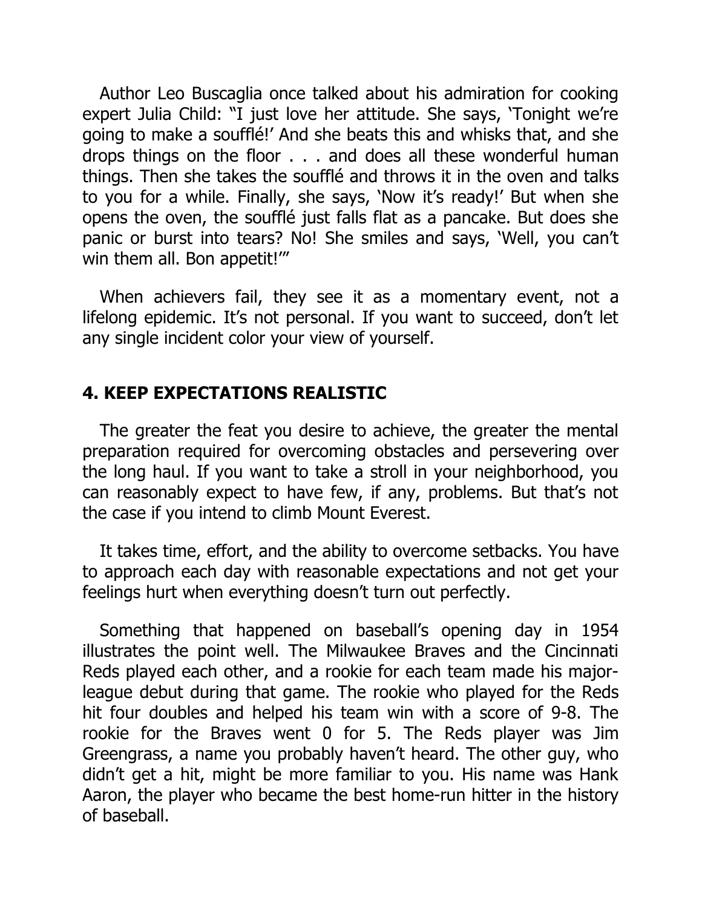Author Leo Buscaglia once talked about his admiration for cooking expert Julia Child: "I just love her attitude. She says, 'Tonight we're going to make a soufflé!' And she beats this and whisks that, and she drops things on the floor . . . and does all these wonderful human things. Then she takes the soufflé and throws it in the oven and talks to you for a while. Finally, she says, 'Now it's ready!' But when she opens the oven, the soufflé just falls flat as a pancake. But does she panic or burst into tears? No! She smiles and says, 'Well, you can't win them all. Bon appetit!'"

When achievers fail, they see it as a momentary event, not a lifelong epidemic. It's not personal. If you want to succeed, don't let any single incident color your view of yourself.

## 4. KEEP EXPECTATIONS REALISTIC

The greater the feat you desire to achieve, the greater the mental preparation required for overcoming obstacles and persevering over the long haul. If you want to take a stroll in your neighborhood, you can reasonably expect to have few, if any, problems. But that's not the case if you intend to climb Mount Everest.

It takes time, effort, and the ability to overcome setbacks. You have to approach each day with reasonable expectations and not get your feelings hurt when everything doesn't turn out perfectly.

Something that happened on baseball's opening day in 1954 illustrates the point well. The Milwaukee Braves and the Cincinnati Reds played each other, and a rookie for each team made his major-league debut during that game. The rookie who played for the Reds hit four doubles and helped his team win with a score of 9-8. The rookie for the Braves went 0 for 5. The Reds player was Jim Greengrass, a name you probably haven't heard. The other guy, who didn't get a hit, might be more familiar to you. His name was Hank Aaron, the player who became the best home-run hitter in the history of baseball.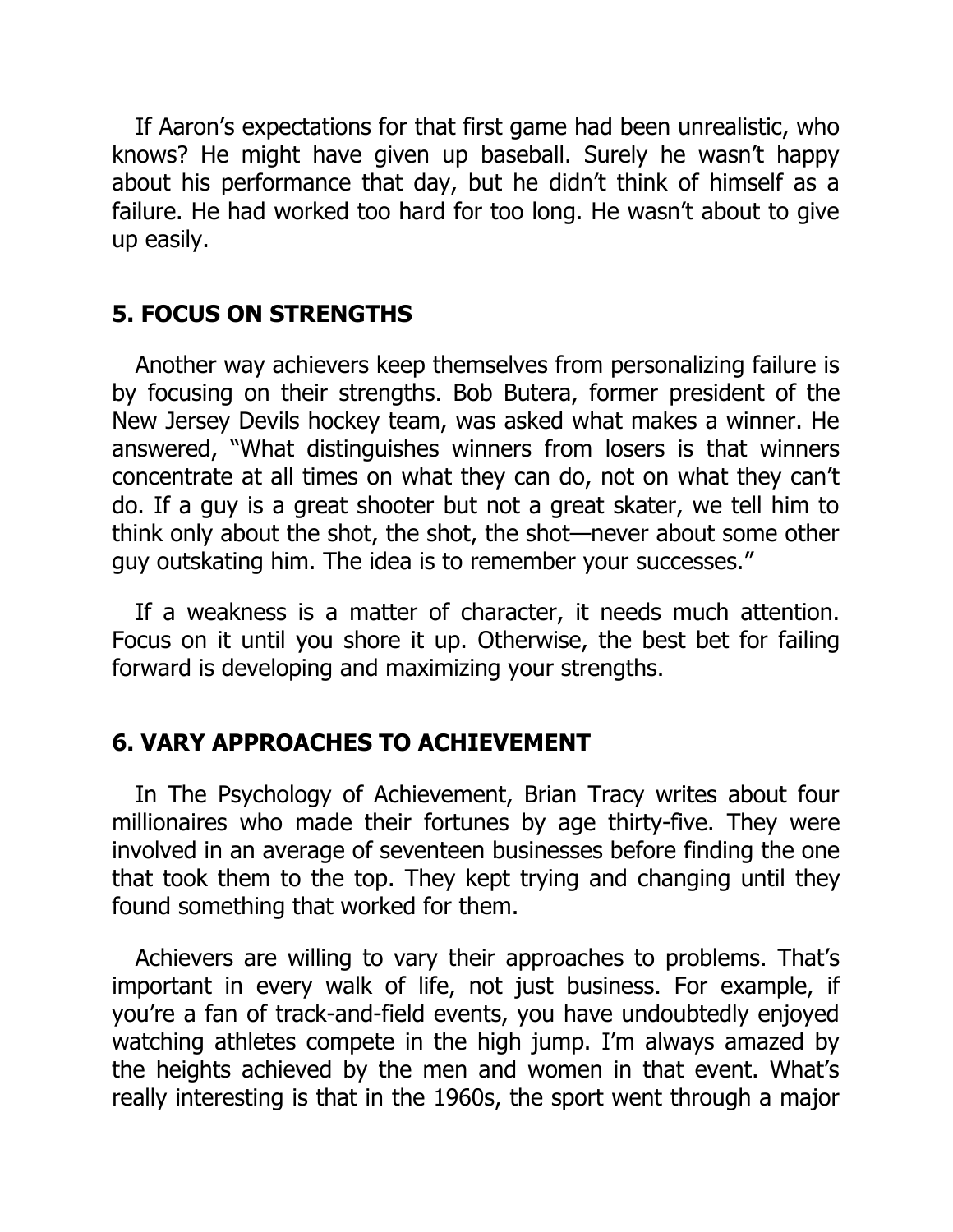If Aaron's expectations for that first game had been unrealistic, who knows? He might have given up baseball. Surely he wasn't happy about his performance that day, but he didn't think of himself as a failure. He had worked too hard for too long. He wasn't about to give up easily.

## 5. FOCUS ON STRENGTHS

Another way achievers keep themselves from personalizing failure is by focusing on their strengths. Bob Butera, former president of the New Jersey Devils hockey team, was asked what makes a winner. He answered, "What distinguishes winners from losers is that winners concentrate at all times on what they can do, not on what they can't do. If a guy is a great shooter but not a great skater, we tell him to think only about the shot, the shot, the shot—never about some other guy outskating him. The idea is to remember your successes."

If a weakness is a matter of character, it needs much attention. Focus on it until you shore it up. Otherwise, the best bet for failing forward is developing and maximizing your strengths.

## 6. VARY APPROACHES TO ACHIEVEMENT

In The Psychology of Achievement, Brian Tracy writes about four millionaires who made their fortunes by age thirty-five. They were involved in an average of seventeen businesses before finding the one that took them to the top. They kept trying and changing until they found something that worked for them.

Achievers are willing to vary their approaches to problems. That's important in every walk of life, not just business. For example, if you're a fan of track-and-field events, you have undoubtedly enjoyed watching athletes compete in the high jump. I'm always amazed by the heights achieved by the men and women in that event. What's really interesting is that in the 1960s, the sport went through a major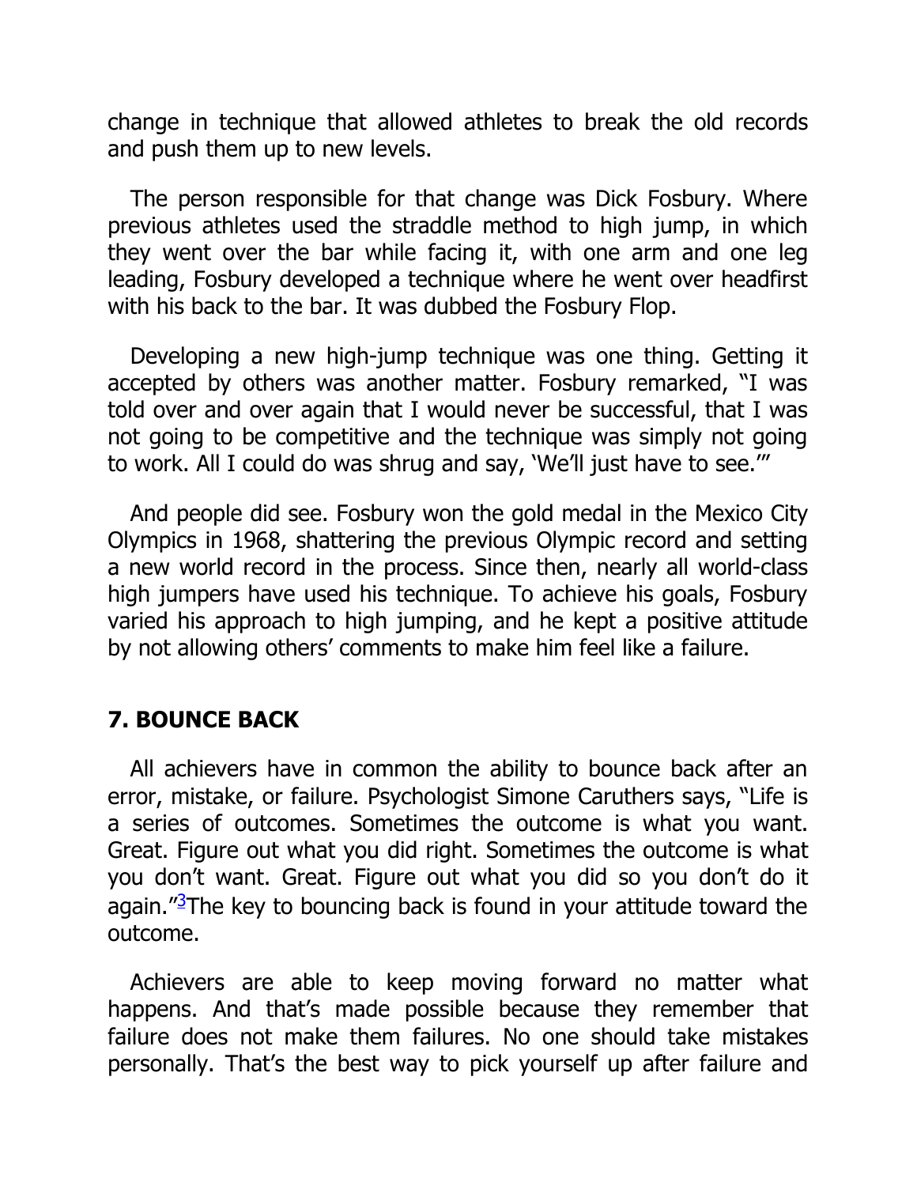change in technique that allowed athletes to break the old records and push them up to new levels.

The person responsible for that change was Dick Fosbury. Where previous athletes used the straddle method to high jump, in which they went over the bar while facing it, with one arm and one leg leading, Fosbury developed a technique where he went over headfirst with his back to the bar. It was dubbed the Fosbury Flop.

Developing a new high-jump technique was one thing. Getting it accepted by others was another matter. Fosbury remarked, "I was told over and over again that I would never be successful, that I was not going to be competitive and the technique was simply not going to work. All I could do was shrug and say, 'We'll just have to see.'"

And people did see. Fosbury won the gold medal in the Mexico City Olympics in 1968, shattering the previous Olympic record and setting a new world record in the process. Since then, nearly all world-class high jumpers have used his technique. To achieve his goals, Fosbury varied his approach to high jumping, and he kept a positive attitude by not allowing others' comments to make him feel like a failure.

## 7. BOUNCE BACK

All achievers have in common the ability to bounce back after an error, mistake, or failure. Psychologist Simone Caruthers says, "Life is a series of outcomes. Sometimes the outcome is what you want. Great. Figure out what you did right. Sometimes the outcome is what you don't want. Great. Figure out what you did so you don't do it again."[3] The key to bouncing back is found in your attitude toward the outcome.

Achievers are able to keep moving forward no matter what happens. And that's made possible because they remember that failure does not make them failures. No one should take mistakes personally. That's the best way to pick yourself up after failure and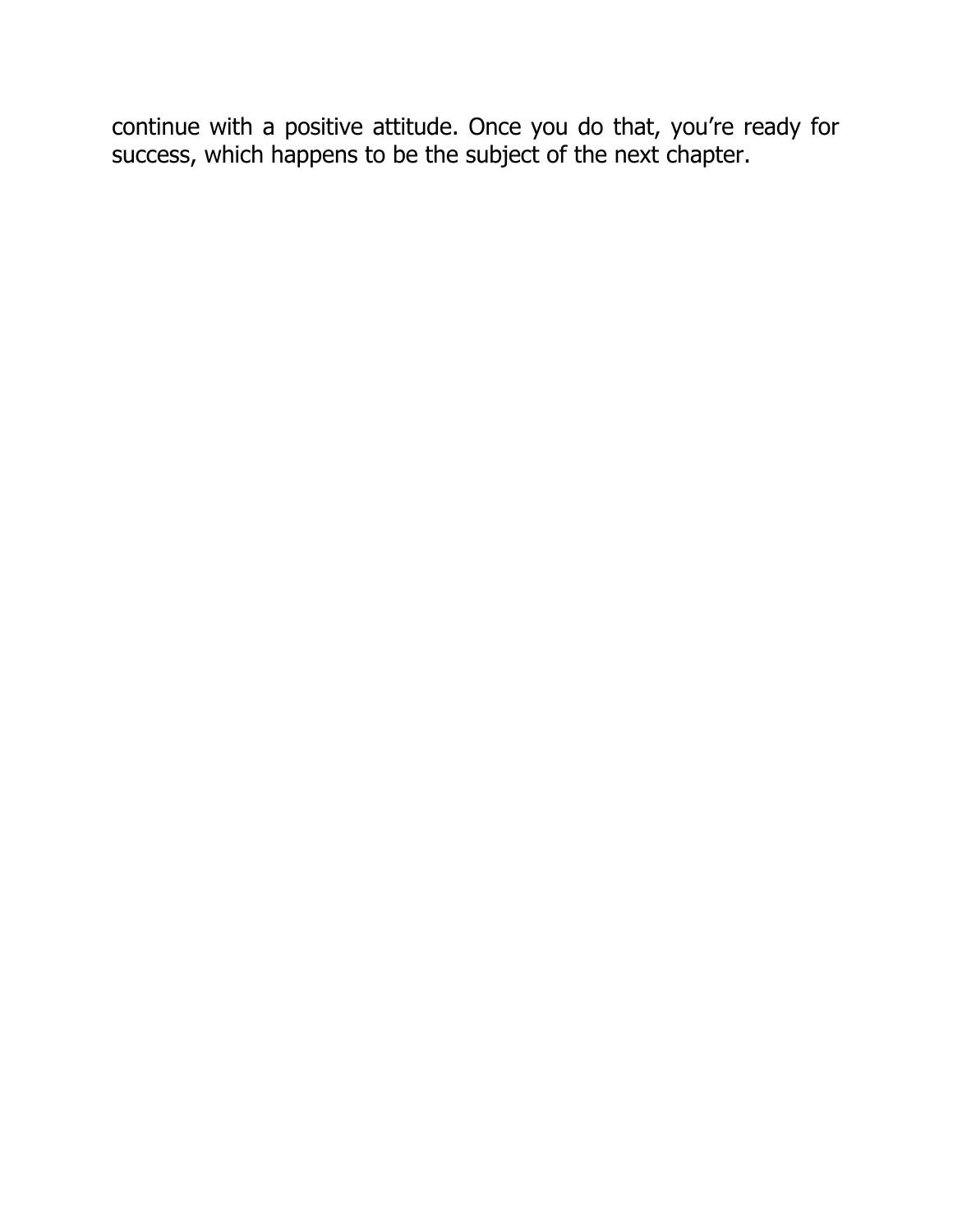continue with a positive attitude. Once you do that, you’re ready for success, which happens to be the subject of the next chapter.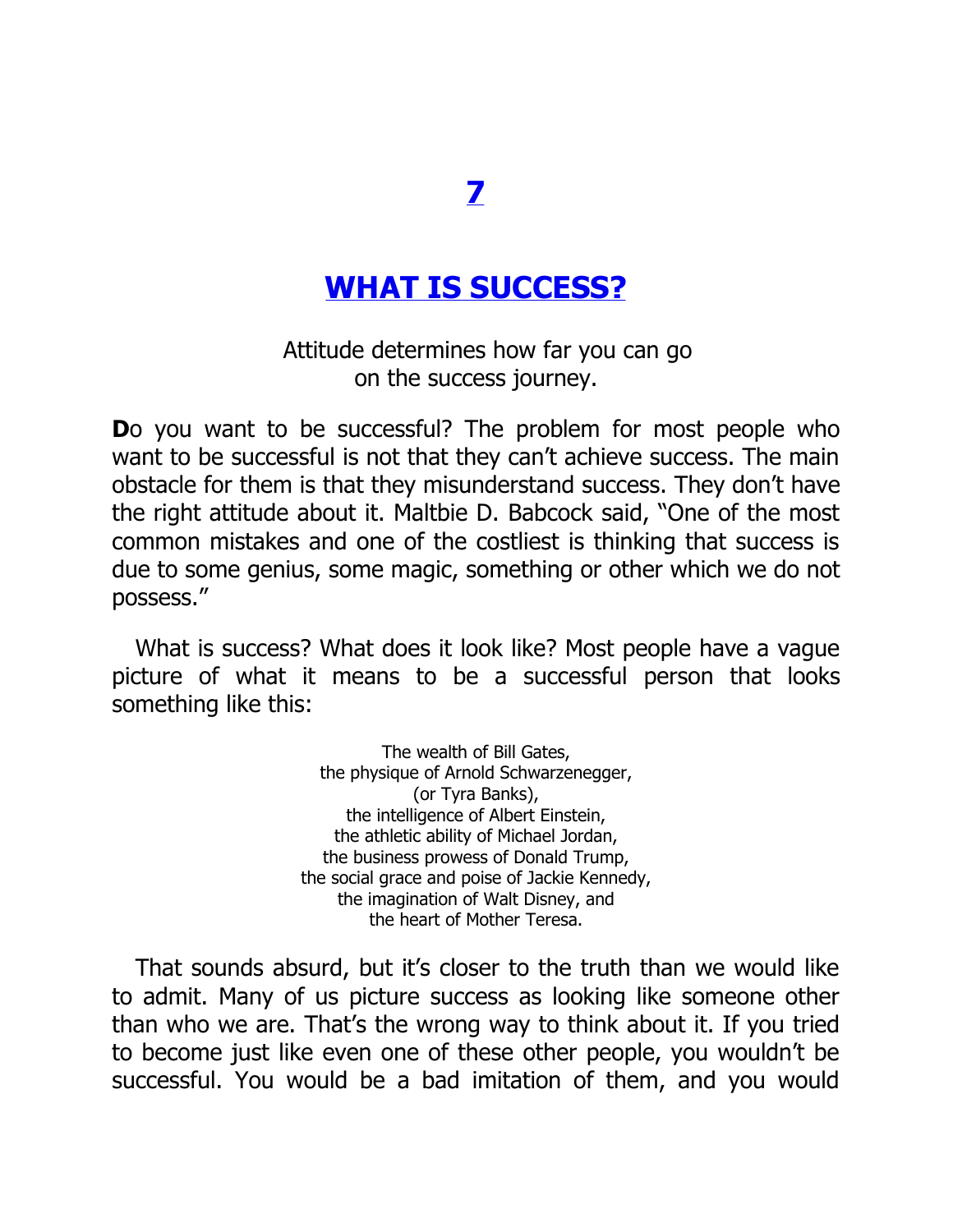# 7

# WHAT IS SUCCESS?

Attitude determines how far you can go on the success journey.

**D**o you want to be successful? The problem for most people who want to be successful is not that they can't achieve success. The main obstacle for them is that they misunderstand success. They don't have the right attitude about it. Maltbie D. Babcock said, "One of the most common mistakes and one of the costliest is thinking that success is due to some genius, some magic, something or other which we do not possess."

What is success? What does it look like? Most people have a vague picture of what it means to be a successful person that looks something like this:

The wealth of Bill Gates,
the physique of Arnold Schwarzenegger,
(or Tyra Banks),
the intelligence of Albert Einstein,
the athletic ability of Michael Jordan,
the business prowess of Donald Trump,
the social grace and poise of Jackie Kennedy,
the imagination of Walt Disney, and
the heart of Mother Teresa.

That sounds absurd, but it's closer to the truth than we would like to admit. Many of us picture success as looking like someone other than who we are. That's the wrong way to think about it. If you tried to become just like even one of these other people, you wouldn't be successful. You would be a bad imitation of them, and you would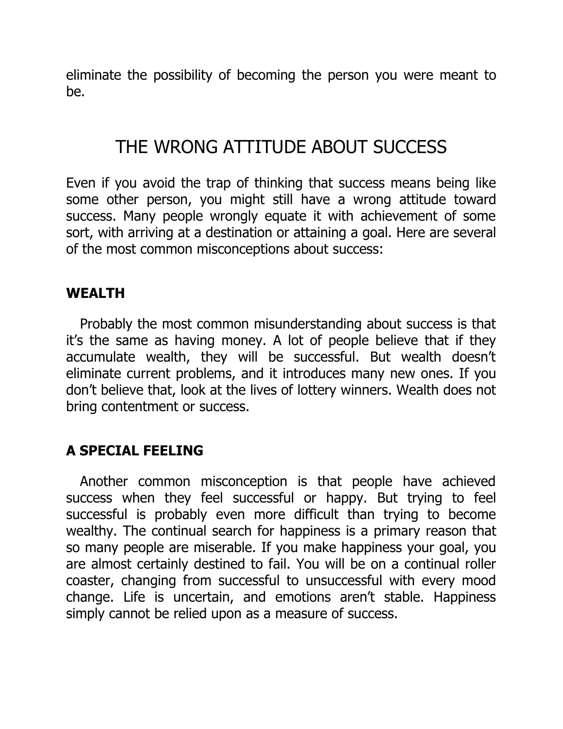eliminate the possibility of becoming the person you were meant to be.

## THE WRONG ATTITUDE ABOUT SUCCESS

Even if you avoid the trap of thinking that success means being like some other person, you might still have a wrong attitude toward success. Many people wrongly equate it with achievement of some sort, with arriving at a destination or attaining a goal. Here are several of the most common misconceptions about success:

### WEALTH

Probably the most common misunderstanding about success is that it's the same as having money. A lot of people believe that if they accumulate wealth, they will be successful. But wealth doesn't eliminate current problems, and it introduces many new ones. If you don't believe that, look at the lives of lottery winners. Wealth does not bring contentment or success.

### A SPECIAL FEELING

Another common misconception is that people have achieved success when they feel successful or happy. But trying to feel successful is probably even more difficult than trying to become wealthy. The continual search for happiness is a primary reason that so many people are miserable. If you make happiness your goal, you are almost certainly destined to fail. You will be on a continual roller coaster, changing from successful to unsuccessful with every mood change. Life is uncertain, and emotions aren't stable. Happiness simply cannot be relied upon as a measure of success.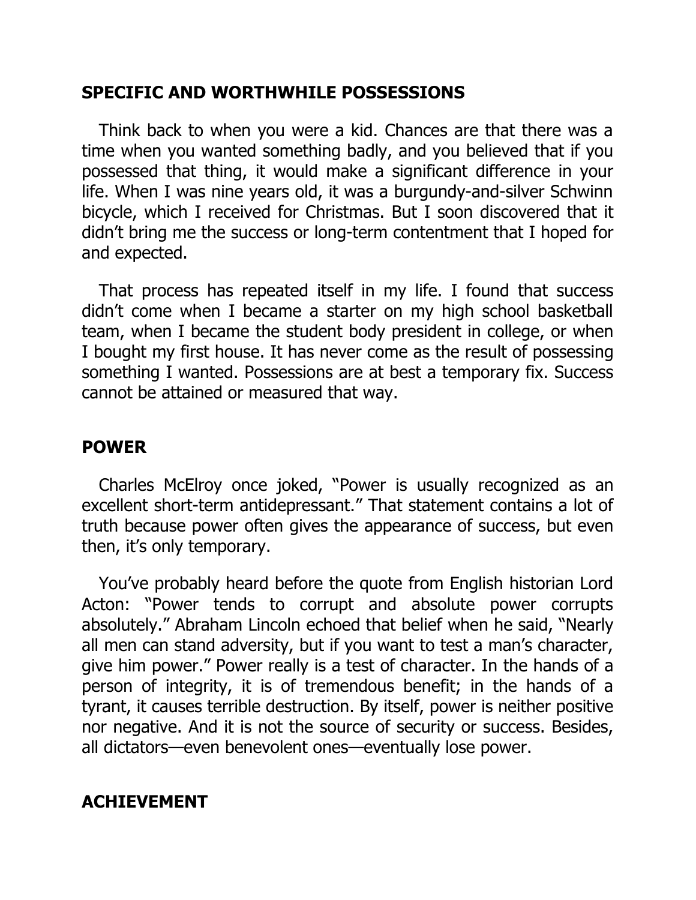## SPECIFIC AND WORTHWHILE POSSESSIONS

Think back to when you were a kid. Chances are that there was a time when you wanted something badly, and you believed that if you possessed that thing, it would make a significant difference in your life. When I was nine years old, it was a burgundy-and-silver Schwinn bicycle, which I received for Christmas. But I soon discovered that it didn't bring me the success or long-term contentment that I hoped for and expected.

That process has repeated itself in my life. I found that success didn't come when I became a starter on my high school basketball team, when I became the student body president in college, or when I bought my first house. It has never come as the result of possessing something I wanted. Possessions are at best a temporary fix. Success cannot be attained or measured that way.

## POWER

Charles McElroy once joked, "Power is usually recognized as an excellent short-term antidepressant." That statement contains a lot of truth because power often gives the appearance of success, but even then, it's only temporary.

You've probably heard before the quote from English historian Lord Acton: "Power tends to corrupt and absolute power corrupts absolutely." Abraham Lincoln echoed that belief when he said, "Nearly all men can stand adversity, but if you want to test a man's character, give him power." Power really is a test of character. In the hands of a person of integrity, it is of tremendous benefit; in the hands of a tyrant, it causes terrible destruction. By itself, power is neither positive nor negative. And it is not the source of security or success. Besides, all dictators—even benevolent ones—eventually lose power.

## ACHIEVEMENT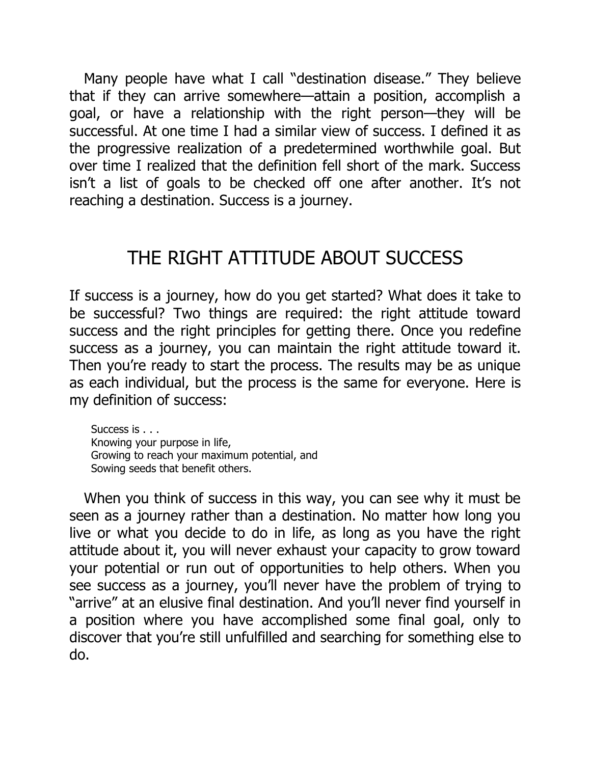Many people have what I call "destination disease." They believe that if they can arrive somewhere—attain a position, accomplish a goal, or have a relationship with the right person—they will be successful. At one time I had a similar view of success. I defined it as the progressive realization of a predetermined worthwhile goal. But over time I realized that the definition fell short of the mark. Success isn't a list of goals to be checked off one after another. It's not reaching a destination. Success is a journey.

## THE RIGHT ATTITUDE ABOUT SUCCESS

If success is a journey, how do you get started? What does it take to be successful? Two things are required: the right attitude toward success and the right principles for getting there. Once you redefine success as a journey, you can maintain the right attitude toward it. Then you're ready to start the process. The results may be as unique as each individual, but the process is the same for everyone. Here is my definition of success:

> Success is . . .
> Knowing your purpose in life,
> Growing to reach your maximum potential, and
> Sowing seeds that benefit others.

When you think of success in this way, you can see why it must be seen as a journey rather than a destination. No matter how long you live or what you decide to do in life, as long as you have the right attitude about it, you will never exhaust your capacity to grow toward your potential or run out of opportunities to help others. When you see success as a journey, you'll never have the problem of trying to "arrive" at an elusive final destination. And you'll never find yourself in a position where you have accomplished some final goal, only to discover that you're still unfulfilled and searching for something else to do.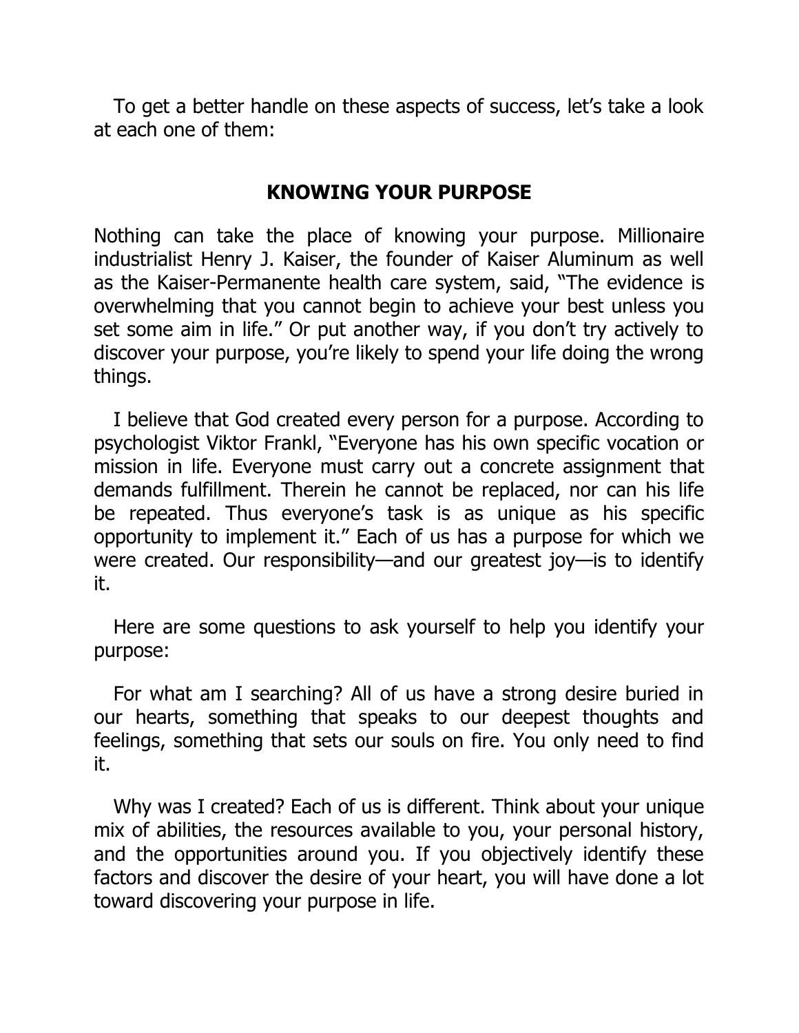To get a better handle on these aspects of success, let's take a look at each one of them:

## KNOWING YOUR PURPOSE

Nothing can take the place of knowing your purpose. Millionaire industrialist Henry J. Kaiser, the founder of Kaiser Aluminum as well as the Kaiser-Permanente health care system, said, "The evidence is overwhelming that you cannot begin to achieve your best unless you set some aim in life." Or put another way, if you don't try actively to discover your purpose, you're likely to spend your life doing the wrong things.

I believe that God created every person for a purpose. According to psychologist Viktor Frankl, "Everyone has his own specific vocation or mission in life. Everyone must carry out a concrete assignment that demands fulfillment. Therein he cannot be replaced, nor can his life be repeated. Thus everyone's task is as unique as his specific opportunity to implement it." Each of us has a purpose for which we were created. Our responsibility—and our greatest joy—is to identify it.

Here are some questions to ask yourself to help you identify your purpose:

For what am I searching? All of us have a strong desire buried in our hearts, something that speaks to our deepest thoughts and feelings, something that sets our souls on fire. You only need to find it.

Why was I created? Each of us is different. Think about your unique mix of abilities, the resources available to you, your personal history, and the opportunities around you. If you objectively identify these factors and discover the desire of your heart, you will have done a lot toward discovering your purpose in life.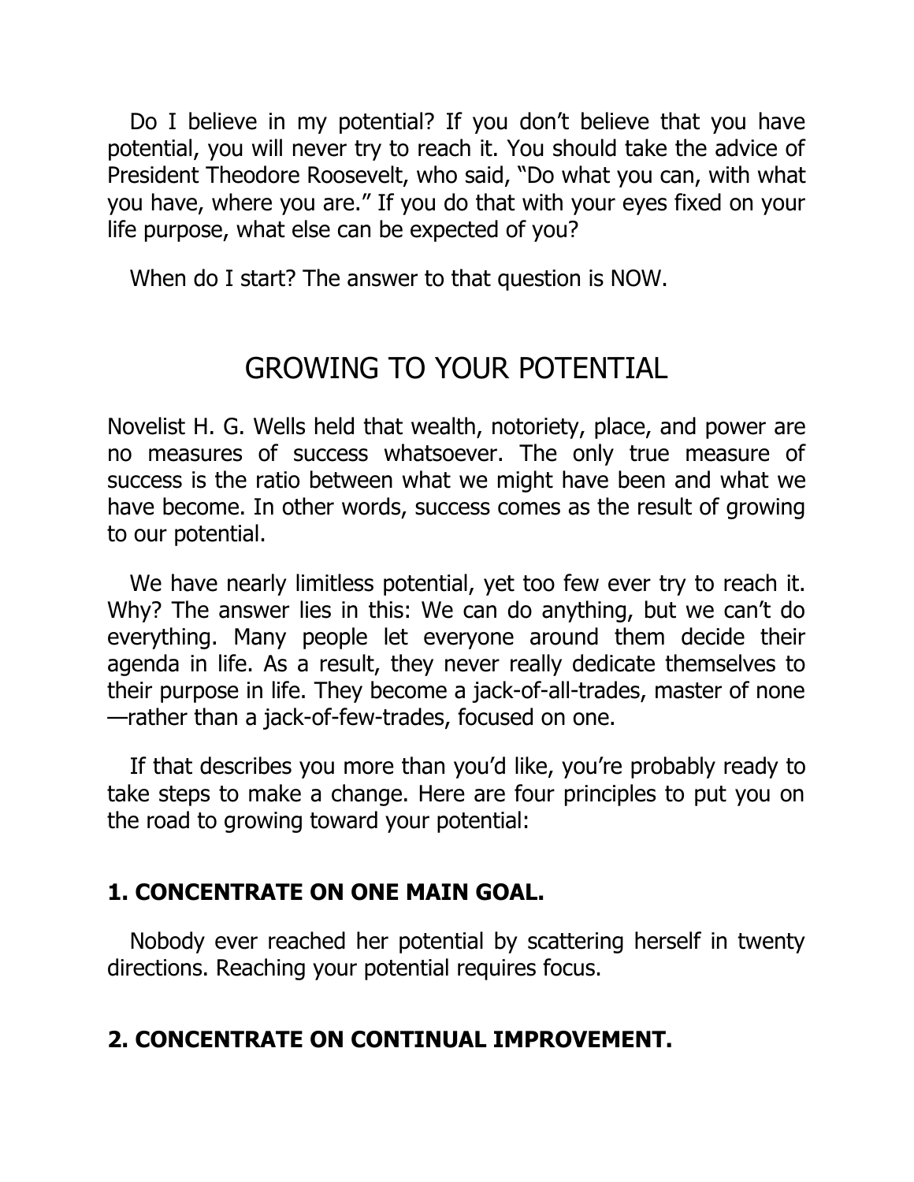Do I believe in my potential? If you don't believe that you have potential, you will never try to reach it. You should take the advice of President Theodore Roosevelt, who said, "Do what you can, with what you have, where you are." If you do that with your eyes fixed on your life purpose, what else can be expected of you?

When do I start? The answer to that question is NOW.

## GROWING TO YOUR POTENTIAL

Novelist H. G. Wells held that wealth, notoriety, place, and power are no measures of success whatsoever. The only true measure of success is the ratio between what we might have been and what we have become. In other words, success comes as the result of growing to our potential.

We have nearly limitless potential, yet too few ever try to reach it. Why? The answer lies in this: We can do anything, but we can't do everything. Many people let everyone around them decide their agenda in life. As a result, they never really dedicate themselves to their purpose in life. They become a jack-of-all-trades, master of none—rather than a jack-of-few-trades, focused on one.

If that describes you more than you'd like, you're probably ready to take steps to make a change. Here are four principles to put you on the road to growing toward your potential:

### 1. CONCENTRATE ON ONE MAIN GOAL.

Nobody ever reached her potential by scattering herself in twenty directions. Reaching your potential requires focus.

### 2. CONCENTRATE ON CONTINUAL IMPROVEMENT.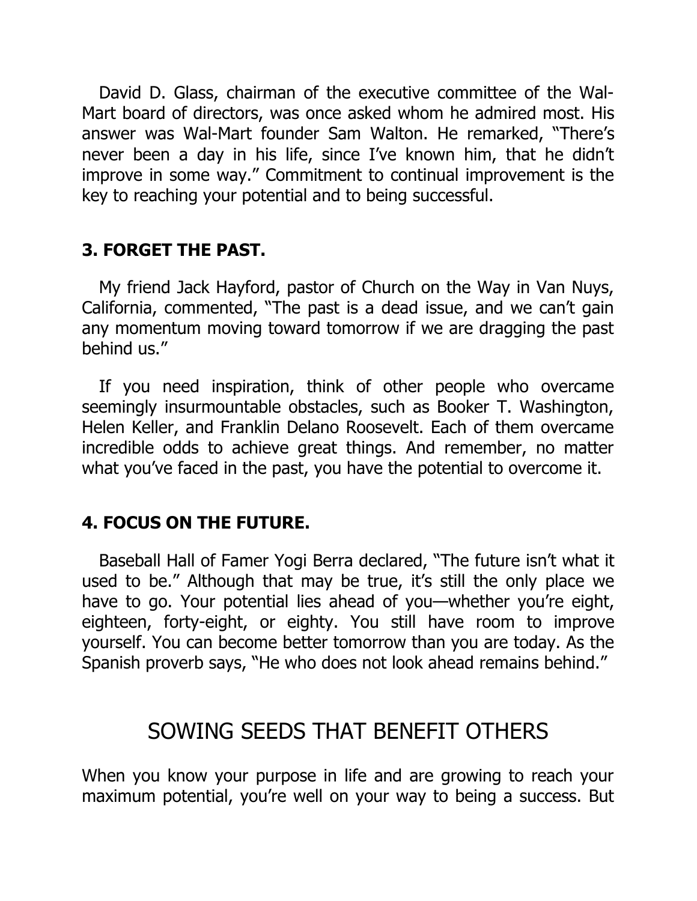David D. Glass, chairman of the executive committee of the Wal-Mart board of directors, was once asked whom he admired most. His answer was Wal-Mart founder Sam Walton. He remarked, "There's never been a day in his life, since I've known him, that he didn't improve in some way." Commitment to continual improvement is the key to reaching your potential and to being successful.

### 3. FORGET THE PAST.

My friend Jack Hayford, pastor of Church on the Way in Van Nuys, California, commented, "The past is a dead issue, and we can't gain any momentum moving toward tomorrow if we are dragging the past behind us."

If you need inspiration, think of other people who overcame seemingly insurmountable obstacles, such as Booker T. Washington, Helen Keller, and Franklin Delano Roosevelt. Each of them overcame incredible odds to achieve great things. And remember, no matter what you've faced in the past, you have the potential to overcome it.

### 4. FOCUS ON THE FUTURE.

Baseball Hall of Famer Yogi Berra declared, "The future isn't what it used to be." Although that may be true, it's still the only place we have to go. Your potential lies ahead of you—whether you're eight, eighteen, forty-eight, or eighty. You still have room to improve yourself. You can become better tomorrow than you are today. As the Spanish proverb says, "He who does not look ahead remains behind."

## SOWING SEEDS THAT BENEFIT OTHERS

When you know your purpose in life and are growing to reach your maximum potential, you're well on your way to being a success. But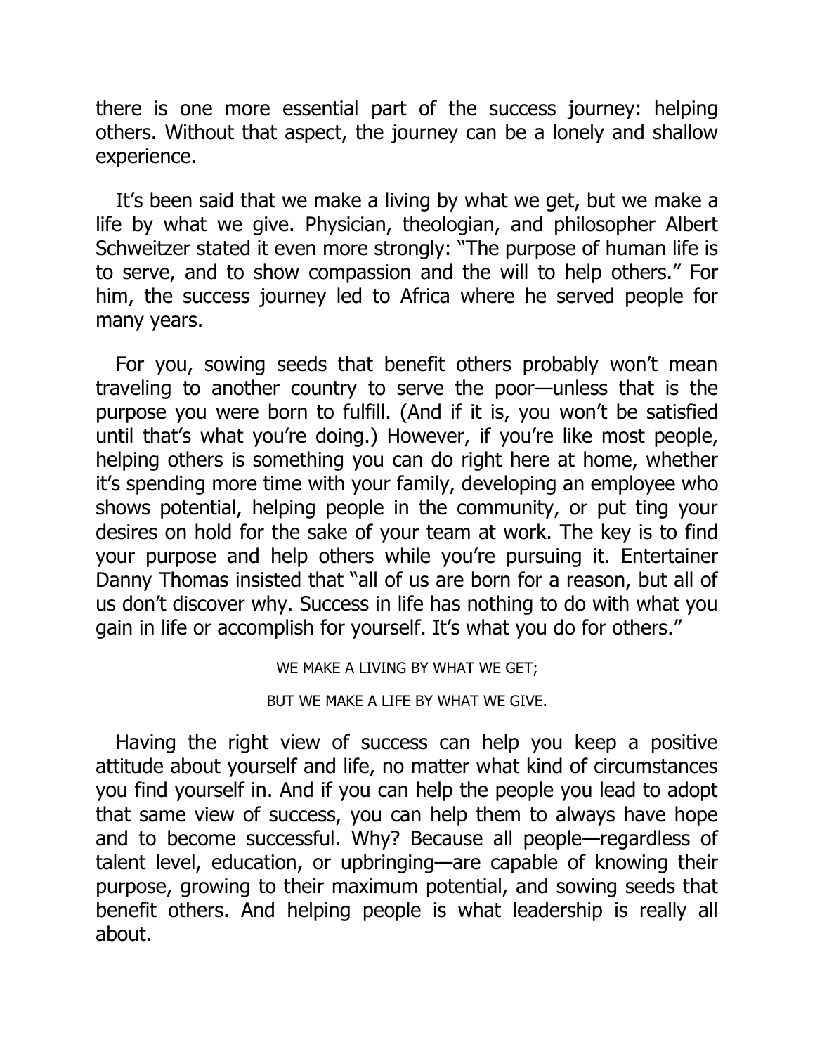there is one more essential part of the success journey: helping others. Without that aspect, the journey can be a lonely and shallow experience.

It's been said that we make a living by what we get, but we make a life by what we give. Physician, theologian, and philosopher Albert Schweitzer stated it even more strongly: "The purpose of human life is to serve, and to show compassion and the will to help others." For him, the success journey led to Africa where he served people for many years.

For you, sowing seeds that benefit others probably won't mean traveling to another country to serve the poor—unless that is the purpose you were born to fulfill. (And if it is, you won't be satisfied until that's what you're doing.) However, if you're like most people, helping others is something you can do right here at home, whether it's spending more time with your family, developing an employee who shows potential, helping people in the community, or put ting your desires on hold for the sake of your team at work. The key is to find your purpose and help others while you're pursuing it. Entertainer Danny Thomas insisted that "all of us are born for a reason, but all of us don't discover why. Success in life has nothing to do with what you gain in life or accomplish for yourself. It's what you do for others."

WE MAKE A LIVING BY WHAT WE GET;

BUT WE MAKE A LIFE BY WHAT WE GIVE.

Having the right view of success can help you keep a positive attitude about yourself and life, no matter what kind of circumstances you find yourself in. And if you can help the people you lead to adopt that same view of success, you can help them to always have hope and to become successful. Why? Because all people—regardless of talent level, education, or upbringing—are capable of knowing their purpose, growing to their maximum potential, and sowing seeds that benefit others. And helping people is what leadership is really all about.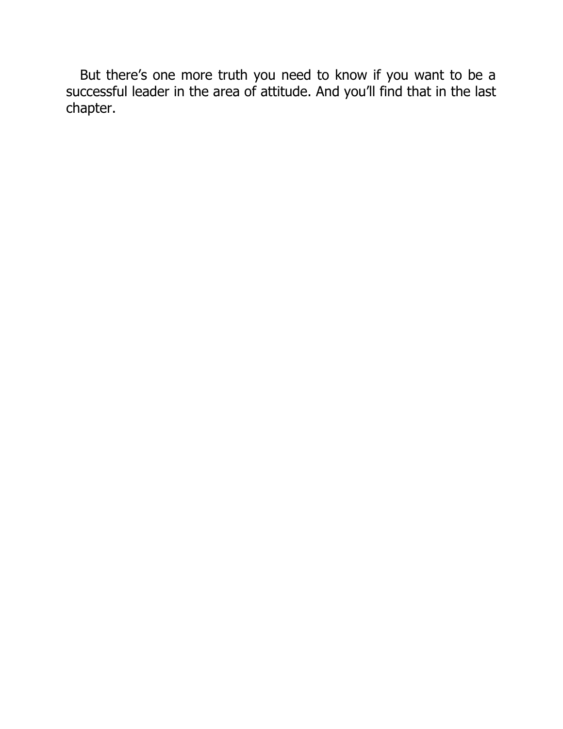But there’s one more truth you need to know if you want to be a successful leader in the area of attitude. And you’ll find that in the last chapter.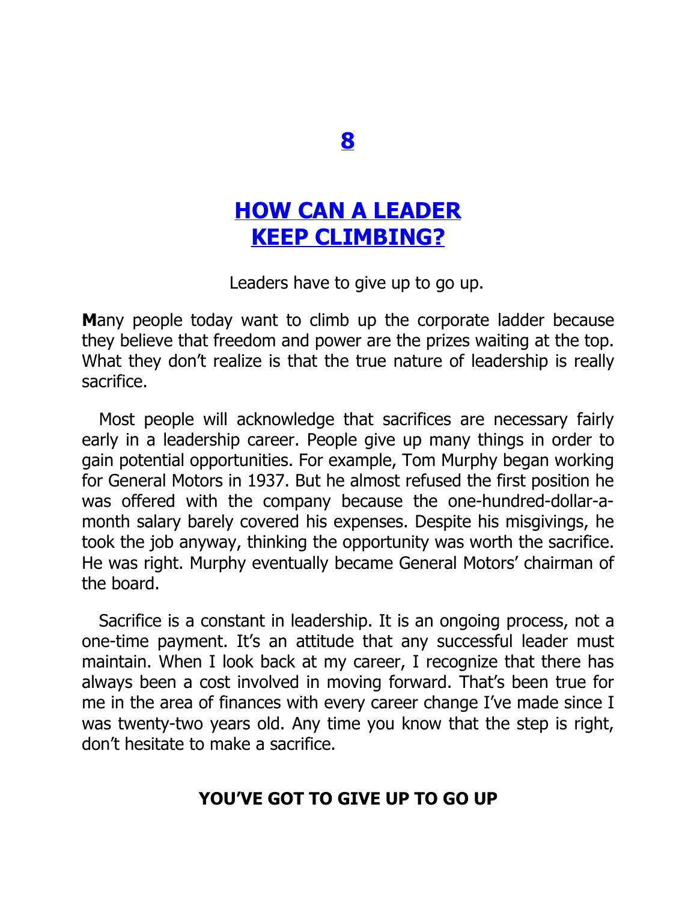# 8

# HOW CAN A LEADER KEEP CLIMBING?

Leaders have to give up to go up.

**M**any people today want to climb up the corporate ladder because they believe that freedom and power are the prizes waiting at the top. What they don't realize is that the true nature of leadership is really sacrifice.

Most people will acknowledge that sacrifices are necessary fairly early in a leadership career. People give up many things in order to gain potential opportunities. For example, Tom Murphy began working for General Motors in 1937. But he almost refused the first position he was offered with the company because the one-hundred-dollar-a-month salary barely covered his expenses. Despite his misgivings, he took the job anyway, thinking the opportunity was worth the sacrifice. He was right. Murphy eventually became General Motors' chairman of the board.

Sacrifice is a constant in leadership. It is an ongoing process, not a one-time payment. It's an attitude that any successful leader must maintain. When I look back at my career, I recognize that there has always been a cost involved in moving forward. That's been true for me in the area of finances with every career change I've made since I was twenty-two years old. Any time you know that the step is right, don't hesitate to make a sacrifice.

## YOU'VE GOT TO GIVE UP TO GO UP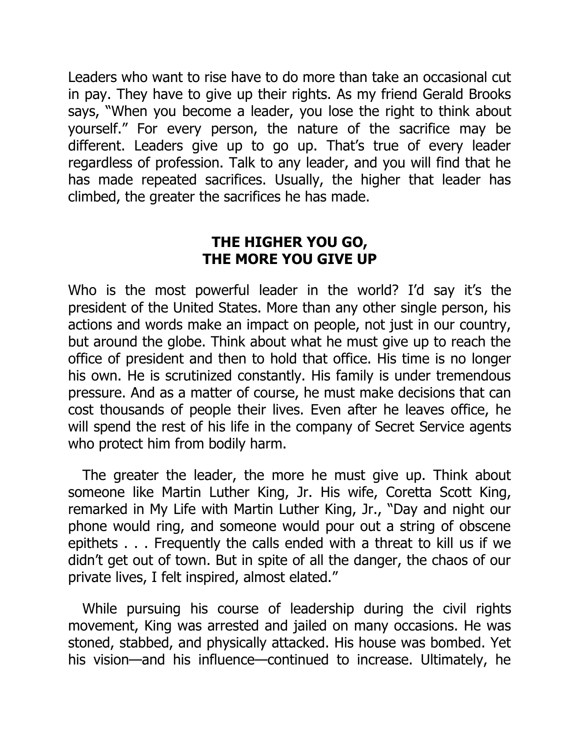Leaders who want to rise have to do more than take an occasional cut in pay. They have to give up their rights. As my friend Gerald Brooks says, "When you become a leader, you lose the right to think about yourself." For every person, the nature of the sacrifice may be different. Leaders give up to go up. That's true of every leader regardless of profession. Talk to any leader, and you will find that he has made repeated sacrifices. Usually, the higher that leader has climbed, the greater the sacrifices he has made.

## THE HIGHER YOU GO, THE MORE YOU GIVE UP

Who is the most powerful leader in the world? I'd say it's the president of the United States. More than any other single person, his actions and words make an impact on people, not just in our country, but around the globe. Think about what he must give up to reach the office of president and then to hold that office. His time is no longer his own. He is scrutinized constantly. His family is under tremendous pressure. And as a matter of course, he must make decisions that can cost thousands of people their lives. Even after he leaves office, he will spend the rest of his life in the company of Secret Service agents who protect him from bodily harm.

The greater the leader, the more he must give up. Think about someone like Martin Luther King, Jr. His wife, Coretta Scott King, remarked in My Life with Martin Luther King, Jr., "Day and night our phone would ring, and someone would pour out a string of obscene epithets . . . Frequently the calls ended with a threat to kill us if we didn't get out of town. But in spite of all the danger, the chaos of our private lives, I felt inspired, almost elated."

While pursuing his course of leadership during the civil rights movement, King was arrested and jailed on many occasions. He was stoned, stabbed, and physically attacked. His house was bombed. Yet his vision—and his influence—continued to increase. Ultimately, he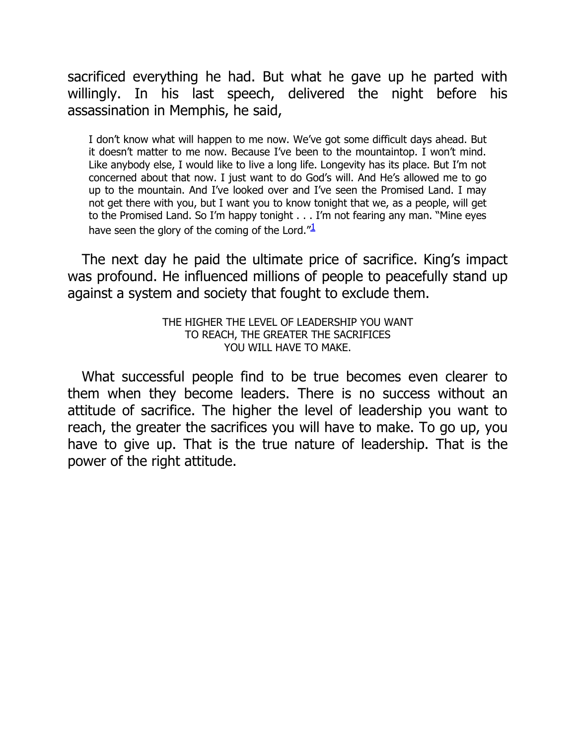sacrificed everything he had. But what he gave up he parted with willingly. In his last speech, delivered the night before his assassination in Memphis, he said,

> I don't know what will happen to me now. We've got some difficult days ahead. But it doesn't matter to me now. Because I've been to the mountaintop. I won't mind. Like anybody else, I would like to live a long life. Longevity has its place. But I'm not concerned about that now. I just want to do God's will. And He's allowed me to go up to the mountain. And I've looked over and I've seen the Promised Land. I may not get there with you, but I want you to know tonight that we, as a people, will get to the Promised Land. So I'm happy tonight . . . I'm not fearing any man. "Mine eyes have seen the glory of the coming of the Lord."[1]

The next day he paid the ultimate price of sacrifice. King's impact was profound. He influenced millions of people to peacefully stand up against a system and society that fought to exclude them.

THE HIGHER THE LEVEL OF LEADERSHIP YOU WANT TO REACH, THE GREATER THE SACRIFICES YOU WILL HAVE TO MAKE.

What successful people find to be true becomes even clearer to them when they become leaders. There is no success without an attitude of sacrifice. The higher the level of leadership you want to reach, the greater the sacrifices you will have to make. To go up, you have to give up. That is the true nature of leadership. That is the power of the right attitude.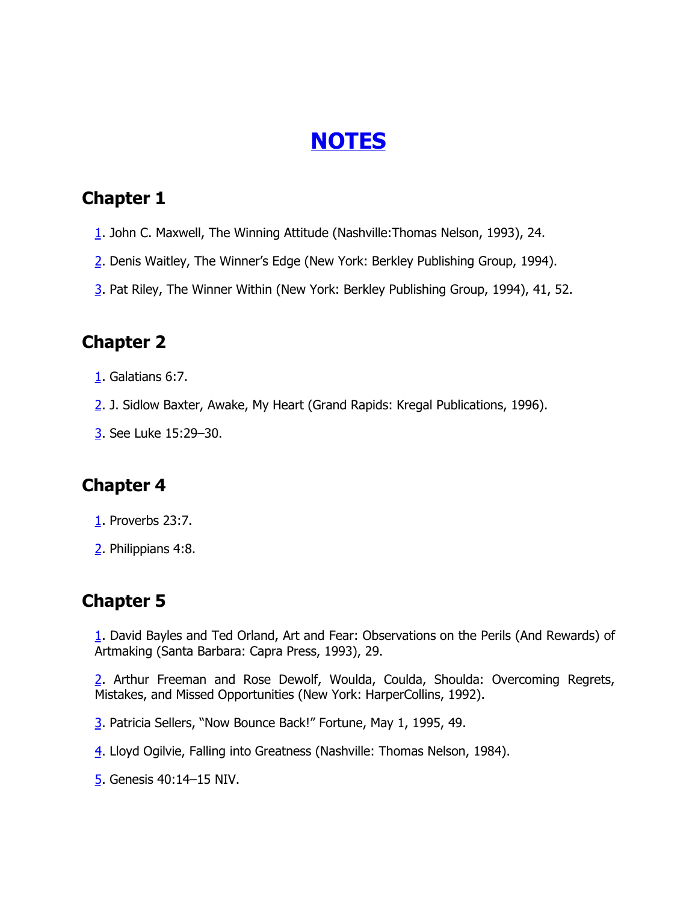# NOTES

## Chapter 1

1. John C. Maxwell, The Winning Attitude (Nashville:Thomas Nelson, 1993), 24.

2. Denis Waitley, The Winner's Edge (New York: Berkley Publishing Group, 1994).

3. Pat Riley, The Winner Within (New York: Berkley Publishing Group, 1994), 41, 52.

## Chapter 2

1. Galatians 6:7.

2. J. Sidlow Baxter, Awake, My Heart (Grand Rapids: Kregal Publications, 1996).

3. See Luke 15:29–30.

## Chapter 4

1. Proverbs 23:7.

2. Philippians 4:8.

## Chapter 5

1. David Bayles and Ted Orland, Art and Fear: Observations on the Perils (And Rewards) of Artmaking (Santa Barbara: Capra Press, 1993), 29.

2. Arthur Freeman and Rose Dewolf, Woulda, Coulda, Shoulda: Overcoming Regrets, Mistakes, and Missed Opportunities (New York: HarperCollins, 1992).

3. Patricia Sellers, "Now Bounce Back!" Fortune, May 1, 1995, 49.

4. Lloyd Ogilvie, Falling into Greatness (Nashville: Thomas Nelson, 1984).

5. Genesis 40:14–15 NIV.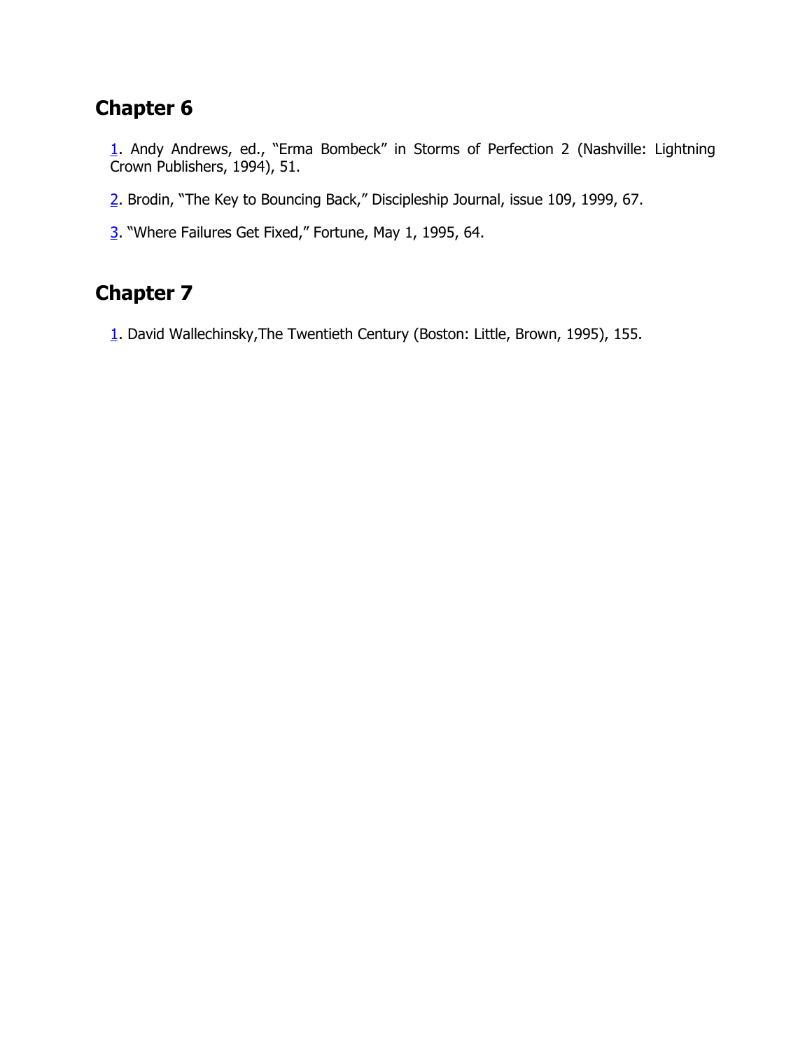## Chapter 6

1. Andy Andrews, ed., “Erma Bombeck” in Storms of Perfection 2 (Nashville: Lightning Crown Publishers, 1994), 51.

2. Brodin, “The Key to Bouncing Back,” Discipleship Journal, issue 109, 1999, 67.

3. “Where Failures Get Fixed,” Fortune, May 1, 1995, 64.

## Chapter 7

1. David Wallechinsky,The Twentieth Century (Boston: Little, Brown, 1995), 155.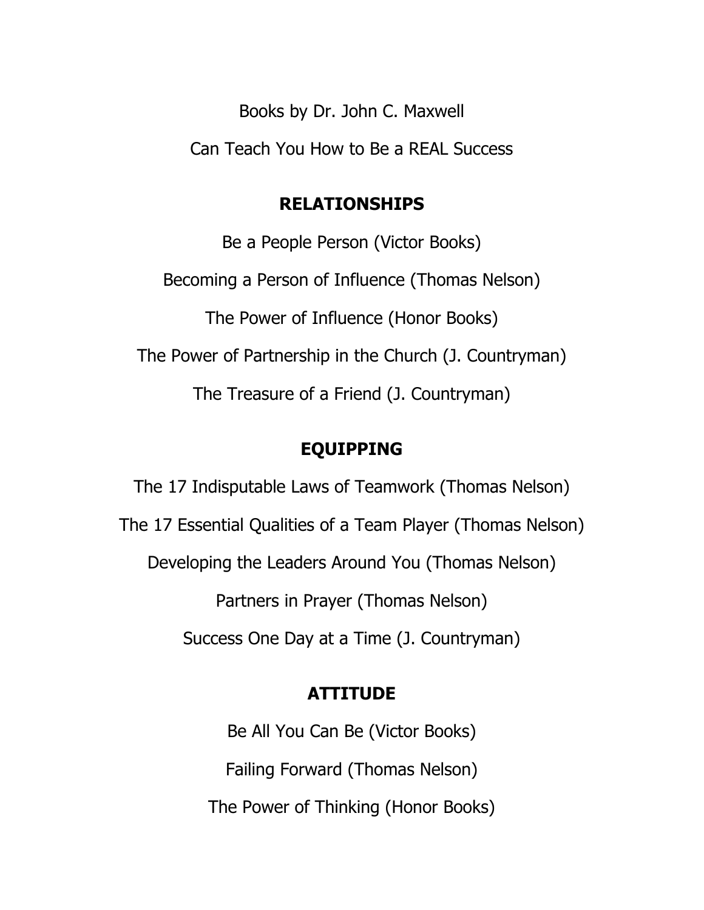Books by Dr. John C. Maxwell

Can Teach You How to Be a REAL Success

## RELATIONSHIPS

Be a People Person (Victor Books)

Becoming a Person of Influence (Thomas Nelson)

The Power of Influence (Honor Books)

The Power of Partnership in the Church (J. Countryman)

The Treasure of a Friend (J. Countryman)

## EQUIPPING

The 17 Indisputable Laws of Teamwork (Thomas Nelson)

The 17 Essential Qualities of a Team Player (Thomas Nelson)

Developing the Leaders Around You (Thomas Nelson)

Partners in Prayer (Thomas Nelson)

Success One Day at a Time (J. Countryman)

## ATTITUDE

Be All You Can Be (Victor Books)

Failing Forward (Thomas Nelson)

The Power of Thinking (Honor Books)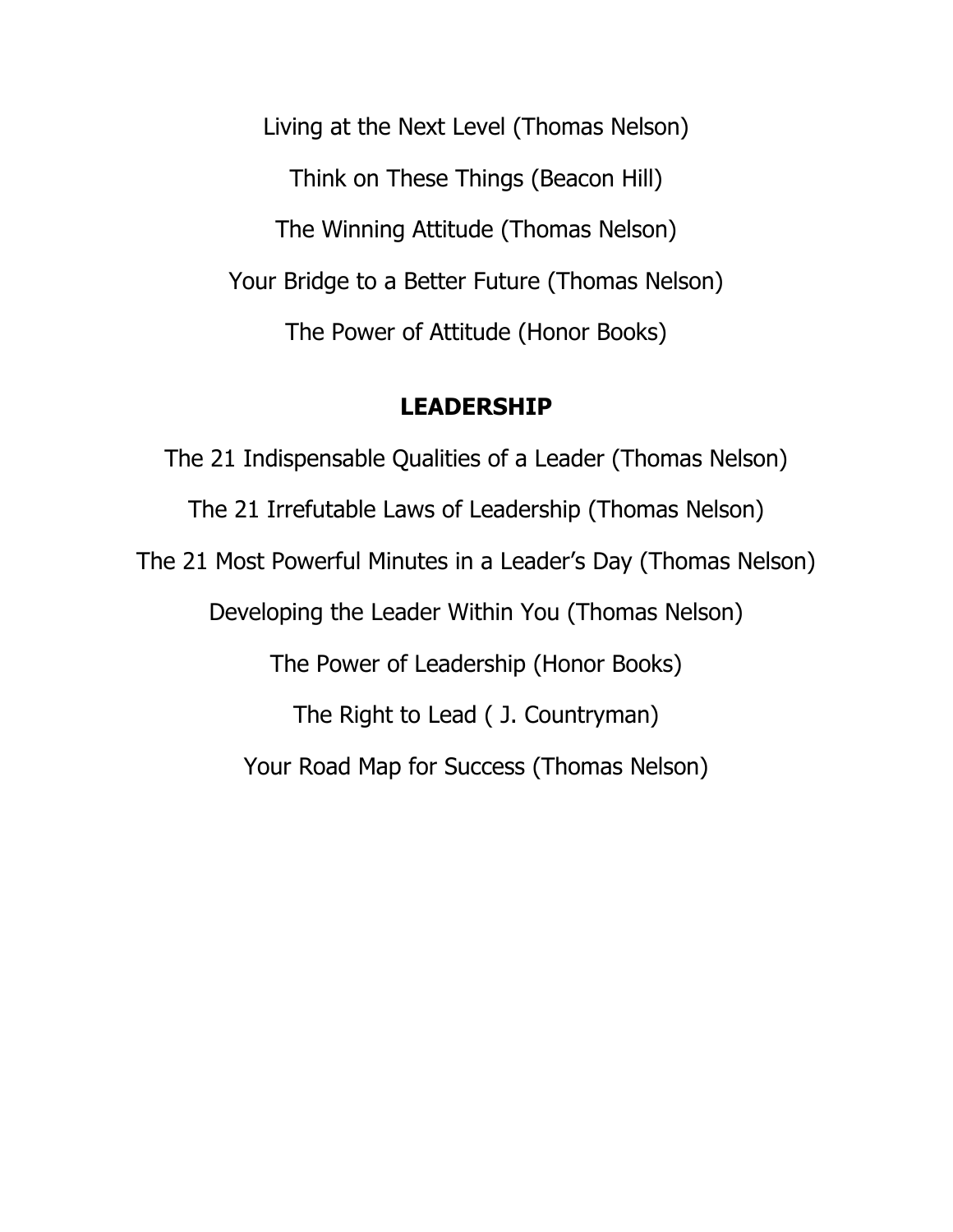Living at the Next Level (Thomas Nelson)

Think on These Things (Beacon Hill)

The Winning Attitude (Thomas Nelson)

Your Bridge to a Better Future (Thomas Nelson)

The Power of Attitude (Honor Books)

## LEADERSHIP

The 21 Indispensable Qualities of a Leader (Thomas Nelson)

The 21 Irrefutable Laws of Leadership (Thomas Nelson)

The 21 Most Powerful Minutes in a Leader's Day (Thomas Nelson)

Developing the Leader Within You (Thomas Nelson)

The Power of Leadership (Honor Books)

The Right to Lead ( J. Countryman)

Your Road Map for Success (Thomas Nelson)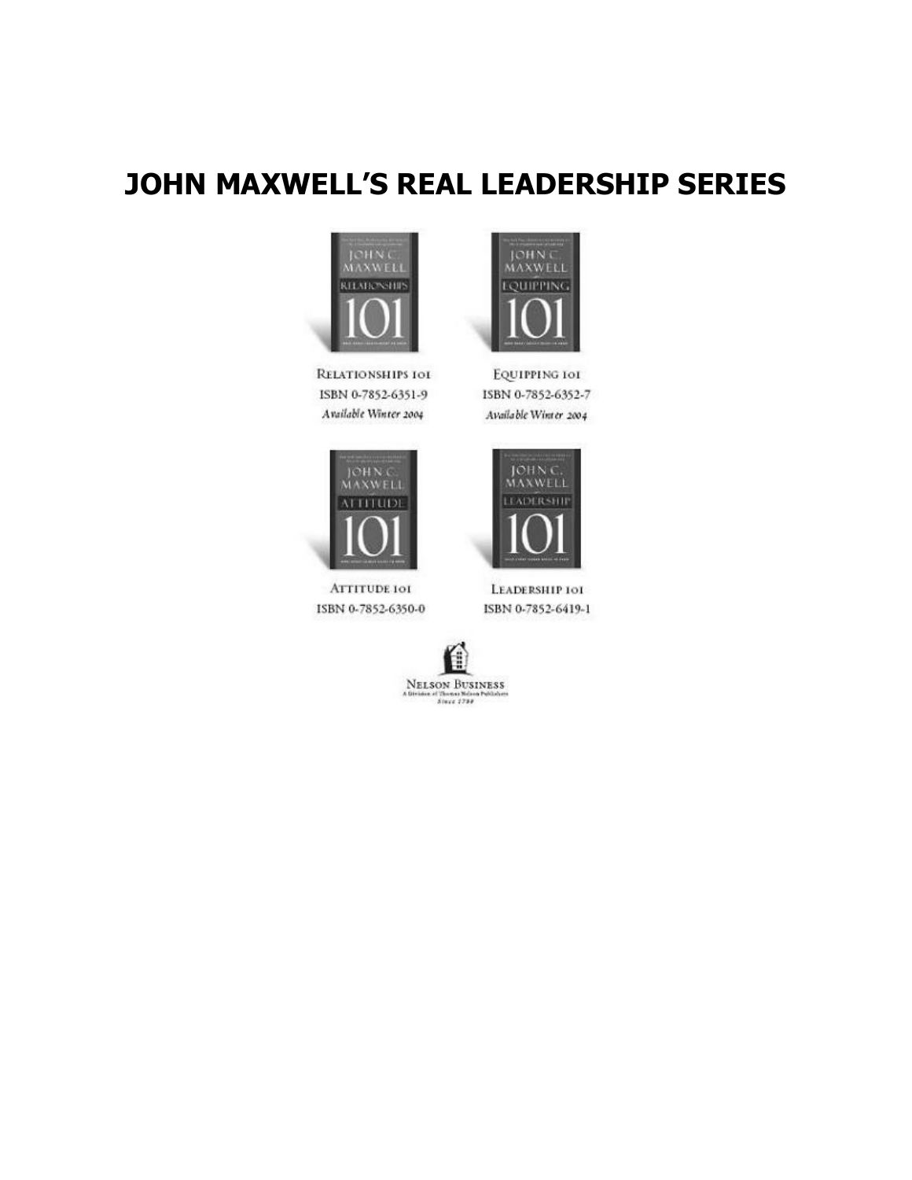# JOHN MAXWELL'S REAL LEADERSHIP SERIES

RELATIONSHIPS 101
ISBN 0-7852-6351-9
*Available Winter 2004*

EQUIPPING 101
ISBN 0-7852-6352-7
*Available Winter 2004*

ATTITUDE 101
ISBN 0-7852-6350-0

LEADERSHIP 101
ISBN 0-7852-6419-1

NELSON BUSINESS
A Division of Thomas Nelson Publishers
*Since 1798*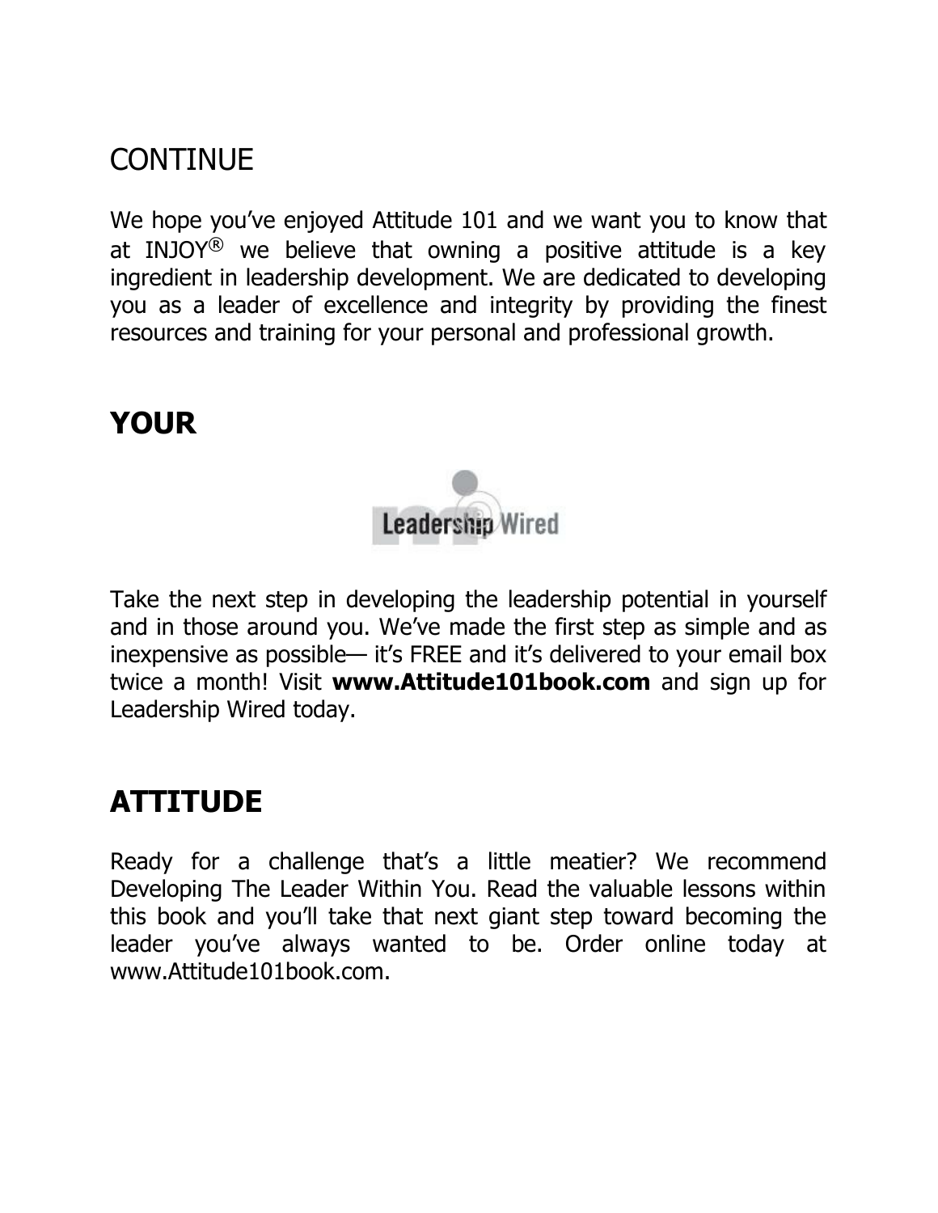## CONTINUE

We hope you've enjoyed Attitude 101 and we want you to know that at INJOY® we believe that owning a positive attitude is a key ingredient in leadership development. We are dedicated to developing you as a leader of excellence and integrity by providing the finest resources and training for your personal and professional growth.

## YOUR

Leadership Wired

Take the next step in developing the leadership potential in yourself and in those around you. We've made the first step as simple and as inexpensive as possible— it's FREE and it's delivered to your email box twice a month! Visit **www.Attitude101book.com** and sign up for Leadership Wired today.

## ATTITUDE

Ready for a challenge that's a little meatier? We recommend Developing The Leader Within You. Read the valuable lessons within this book and you'll take that next giant step toward becoming the leader you've always wanted to be. Order online today at www.Attitude101book.com.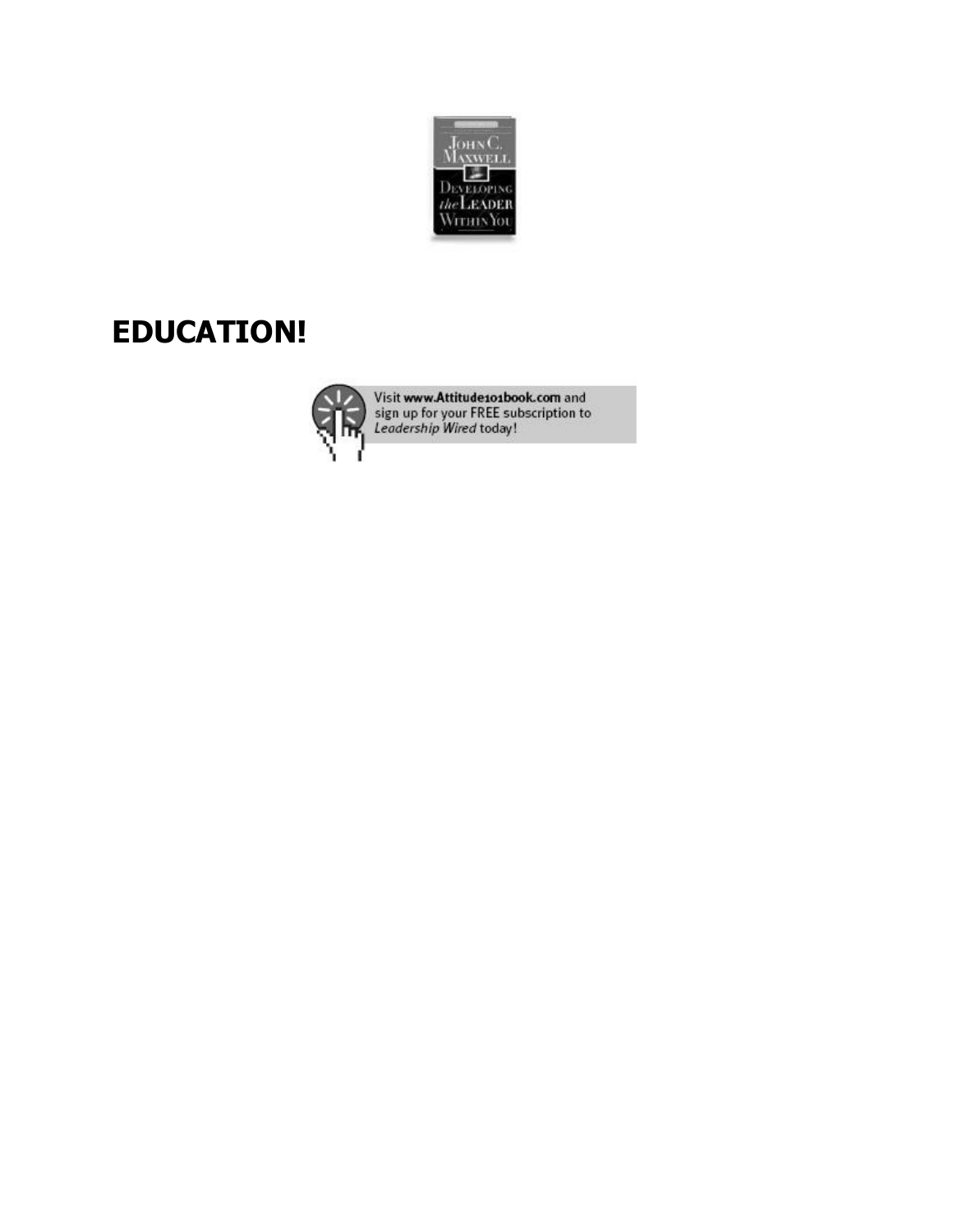**EDUCATION!**

Visit **www.Attitude101book.com** and sign up for your FREE subscription to *Leadership Wired* today!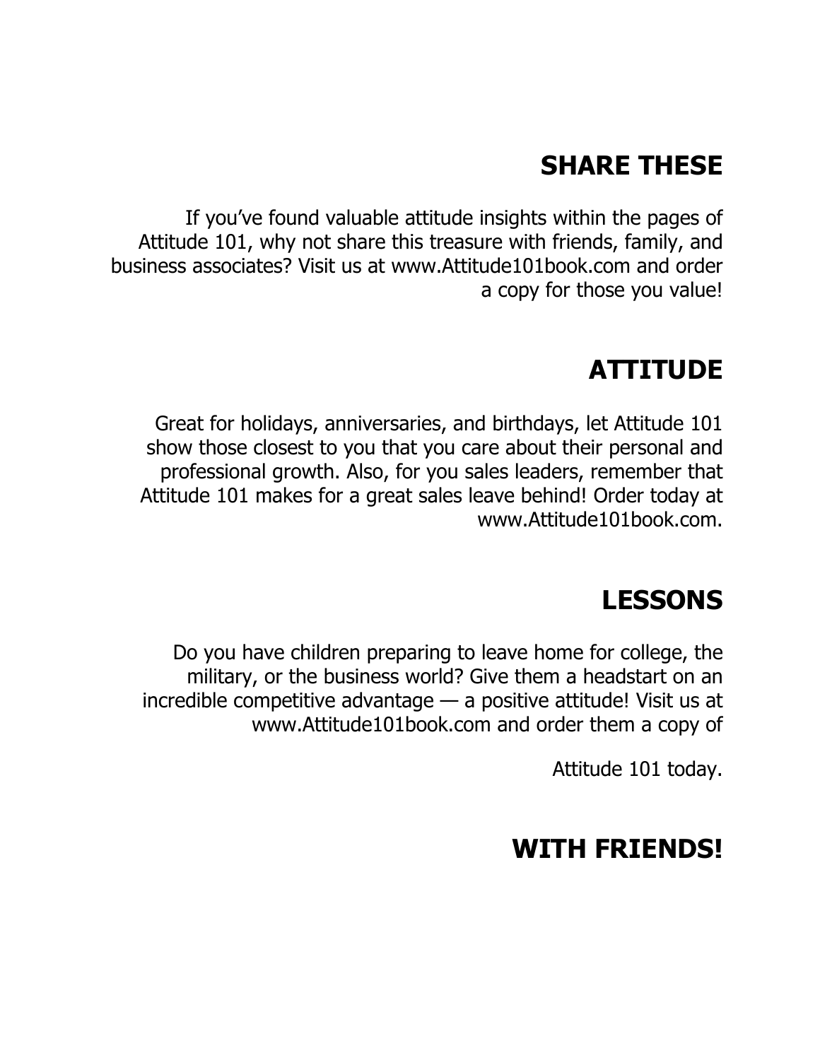## SHARE THESE

If you've found valuable attitude insights within the pages of Attitude 101, why not share this treasure with friends, family, and business associates? Visit us at www.Attitude101book.com and order a copy for those you value!

## ATTITUDE

Great for holidays, anniversaries, and birthdays, let Attitude 101 show those closest to you that you care about their personal and professional growth. Also, for you sales leaders, remember that Attitude 101 makes for a great sales leave behind! Order today at www.Attitude101book.com.

## LESSONS

Do you have children preparing to leave home for college, the military, or the business world? Give them a headstart on an incredible competitive advantage — a positive attitude! Visit us at www.Attitude101book.com and order them a copy of

Attitude 101 today.

## WITH FRIENDS!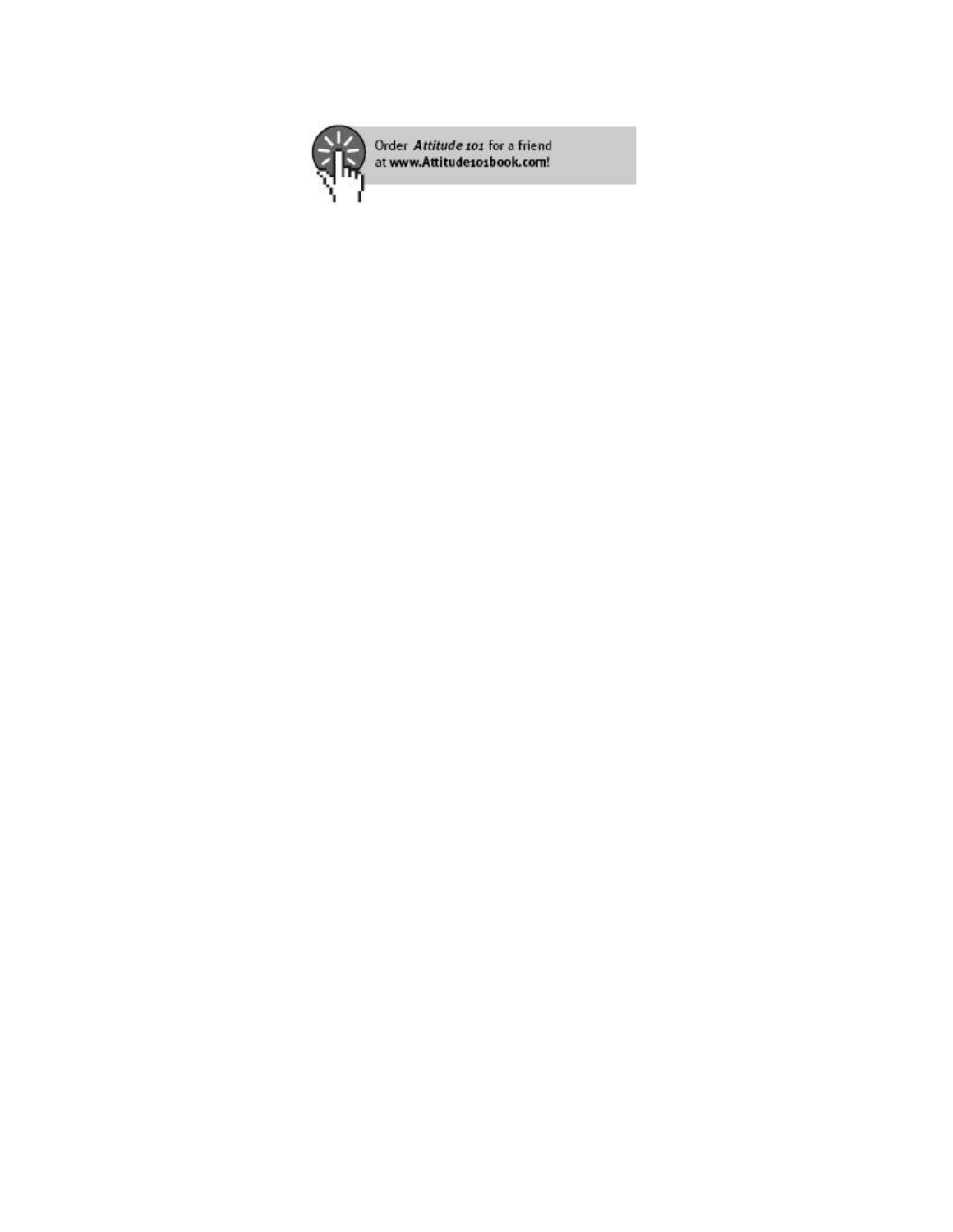Order *Attitude 101* for a friend at **www.Attitude101book.com**!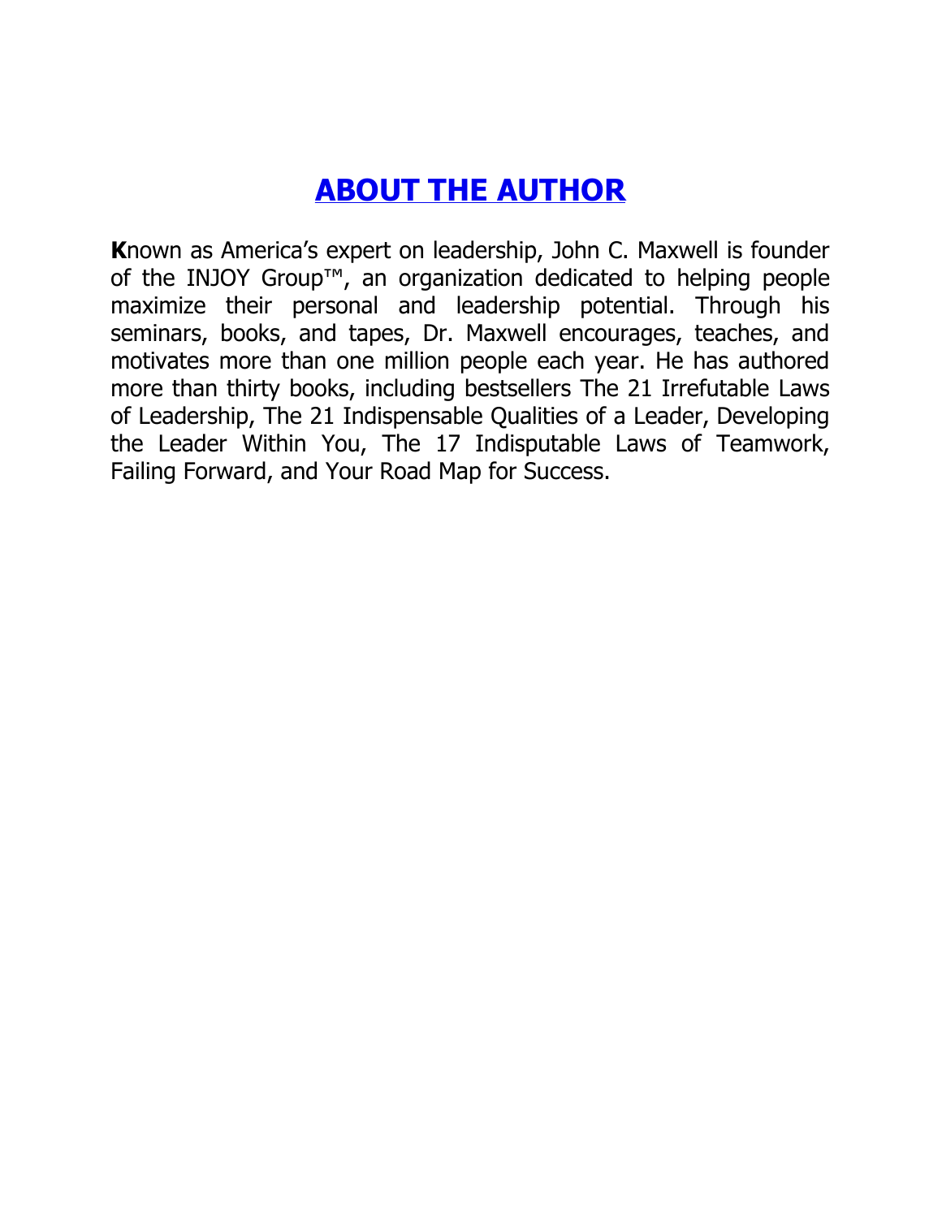# ABOUT THE AUTHOR

**K**nown as America's expert on leadership, John C. Maxwell is founder of the INJOY Group™, an organization dedicated to helping people maximize their personal and leadership potential. Through his seminars, books, and tapes, Dr. Maxwell encourages, teaches, and motivates more than one million people each year. He has authored more than thirty books, including bestsellers The 21 Irrefutable Laws of Leadership, The 21 Indispensable Qualities of a Leader, Developing the Leader Within You, The 17 Indisputable Laws of Teamwork, Failing Forward, and Your Road Map for Success.